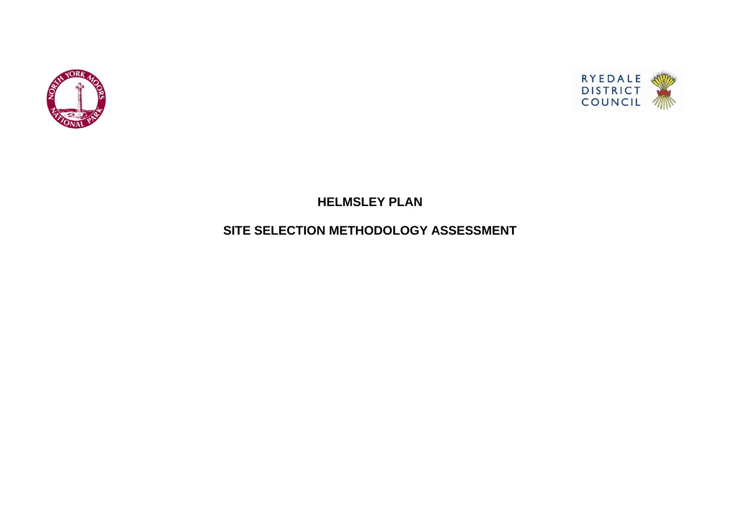# HELMSLEY PLAN

## SITE SELECTION METHODOLOGY ASSESSMENT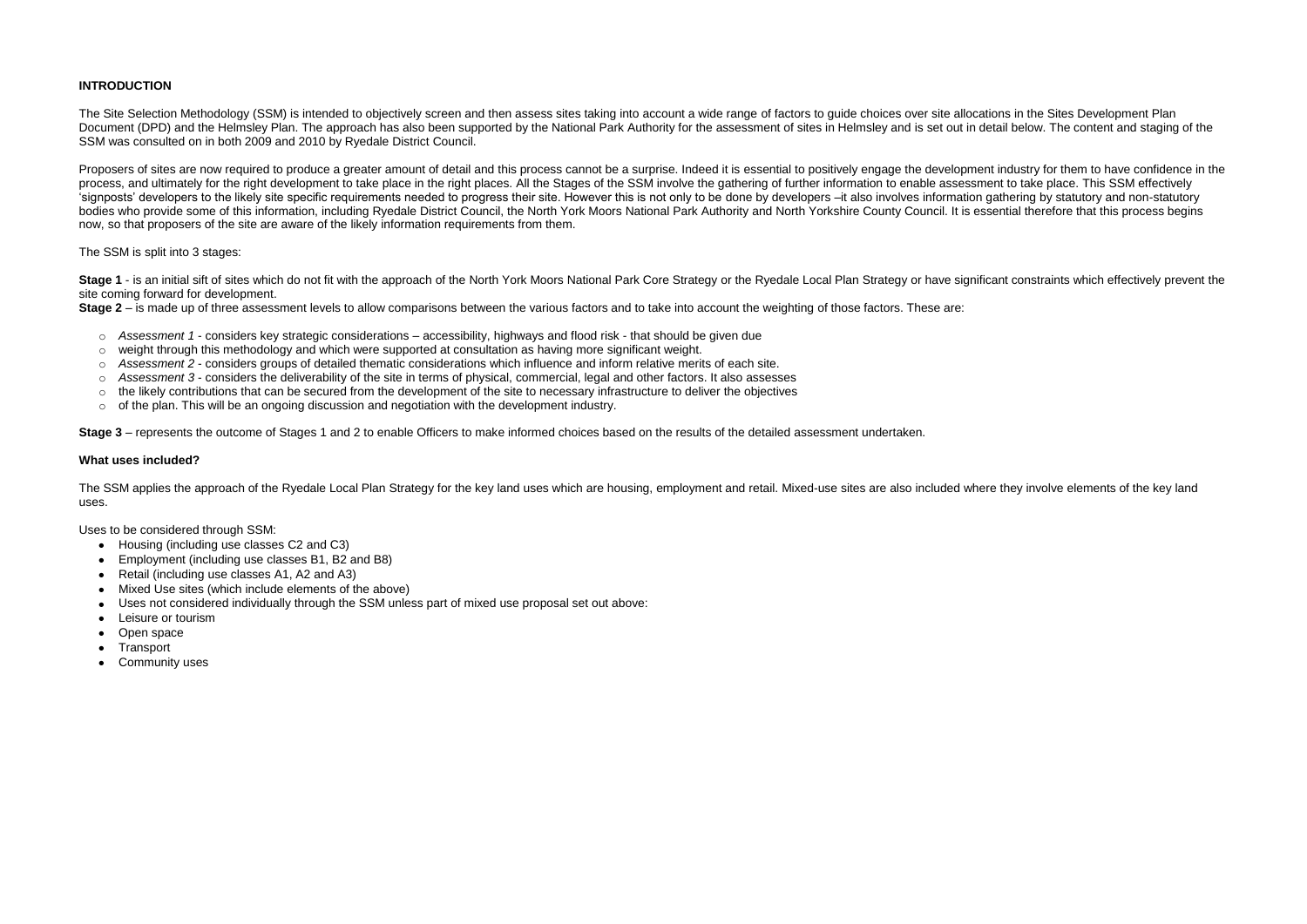## INTRODUCTION

The Site Selection Methodology (SSM) is intended to objectively screen and then assess sites taking into account a wide range of factors to guide choices over site allocations in the Sites Development Plan Document (DPD) and the Helmsley Plan. The approach has also been supported by the National Park Authority for the assessment of sites in Helmsley and is set out in detail below. The content and staging of the SSM was consulted on in both 2009 and 2010 by Ryedale District Council.

Proposers of sites are now required to produce a greater amount of detail and this process cannot be a surprise. Indeed it is essential to positively engage the development industry for them to have confidence in the process, and ultimately for the right development to take place in the right places. All the Stages of the SSM involve the gathering of further information to enable assessment to take place. This SSM effectively 'signposts' developers to the likely site specific requirements needed to progress their site. However this is not only to be done by developers –it also involves information gathering by statutory and non-statutory bodies who provide some of this information, including Ryedale District Council, the North York Moors National Park Authority and North Yorkshire County Council. It is essential therefore that this process begins now, so that proposers of the site are aware of the likely information requirements from them.

The SSM is split into 3 stages:

**Stage 1** - is an initial sift of sites which do not fit with the approach of the North York Moors National Park Core Strategy or the Ryedale Local Plan Strategy or have significant constraints which effectively prevent the site coming forward for development.

**Stage 2** – is made up of three assessment levels to allow comparisons between the various factors and to take into account the weighting of those factors. These are:

- *Assessment 1* - considers key strategic considerations – accessibility, highways and flood risk - that should be given due
- weight through this methodology and which were supported at consultation as having more significant weight.
- *Assessment 2* - considers groups of detailed thematic considerations which influence and inform relative merits of each site.
- *Assessment 3* - considers the deliverability of the site in terms of physical, commercial, legal and other factors. It also assesses
- the likely contributions that can be secured from the development of the site to necessary infrastructure to deliver the objectives
- of the plan. This will be an ongoing discussion and negotiation with the development industry.

**Stage 3** – represents the outcome of Stages 1 and 2 to enable Officers to make informed choices based on the results of the detailed assessment undertaken.

### What uses included?

The SSM applies the approach of the Ryedale Local Plan Strategy for the key land uses which are housing, employment and retail. Mixed-use sites are also included where they involve elements of the key land uses.

Uses to be considered through SSM:

- Housing (including use classes C2 and C3)
- Employment (including use classes B1, B2 and B8)
- Retail (including use classes A1, A2 and A3)
- Mixed Use sites (which include elements of the above)
- Uses not considered individually through the SSM unless part of mixed use proposal set out above:
- Leisure or tourism
- Open space
- Transport
- Community uses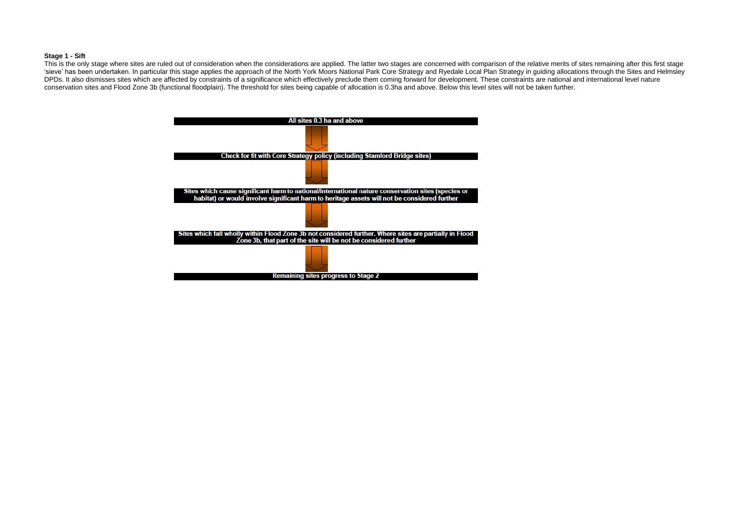**Stage 1 - Sift**

This is the only stage where sites are ruled out of consideration when the considerations are applied. The latter two stages are concerned with comparison of the relative merits of sites remaining after this first stage 'sieve' has been undertaken. In particular this stage applies the approach of the North York Moors National Park Core Strategy and Ryedale Local Plan Strategy in guiding allocations through the Sites and Helmsley DPDs. It also dismisses sites which are affected by constraints of a significance which effectively preclude them coming forward for development. These constraints are national and international level nature conservation sites and Flood Zone 3b (functional floodplain). The threshold for sites being capable of allocation is 0.3ha and above. Below this level sites will not be taken further.

**All sites 0.3 ha and above**

↓

**Check for fit with Core Strategy policy (including Stamford Bridge sites)**

↓

**Sites which cause significant harm to national/international nature conservation sites (species or habitat) or would involve significant harm to heritage assets will not be considered further**

↓

**Sites which fall wholly within Flood Zone 3b not considered further. Where sites are partially in Flood Zone 3b, that part of the site will be not be considered further**

↓

**Remaining sites progress to Stage 2**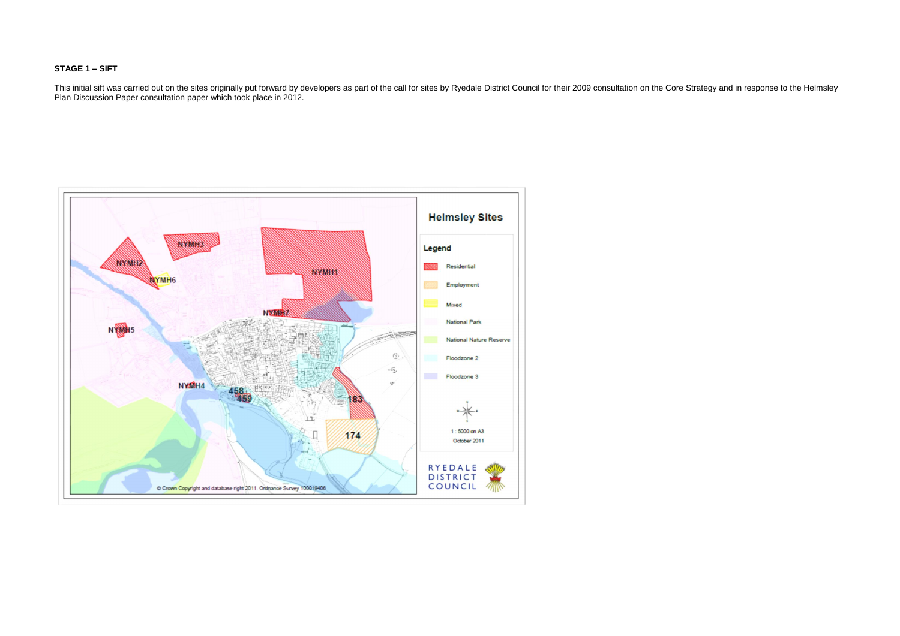**STAGE 1 – SIFT**

This initial sift was carried out on the sites originally put forward by developers as part of the call for sites by Ryedale District Council for their 2009 consultation on the Core Strategy and in response to the Helmsley Plan Discussion Paper consultation paper which took place in 2012.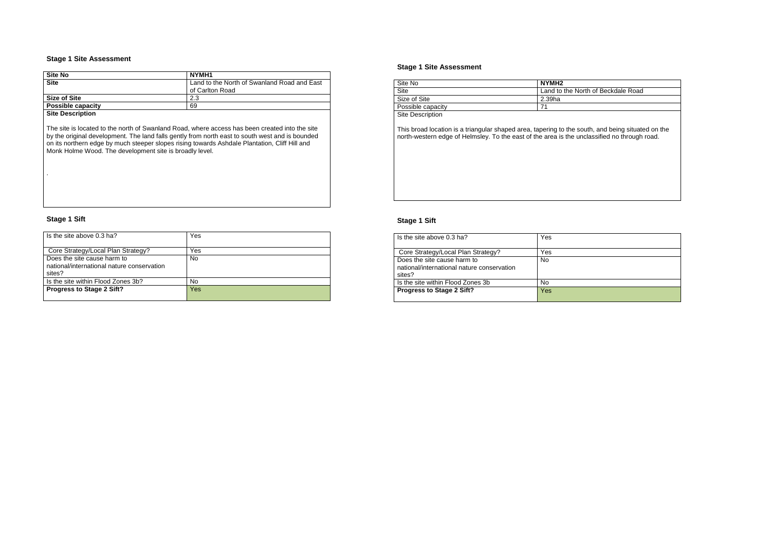### Stage 1 Site Assessment

| Site No | NYMH1 |
|---|---|
| Site | Land to the North of Swanland Road and East of Carlton Road |
| Size of Site | 2.3 |
| Possible capacity | 69 |

**Site Description**

The site is located to the north of Swanland Road, where access has been created into the site by the original development. The land falls gently from north east to south west and is bounded on its northern edge by much steeper slopes rising towards Ashdale Plantation, Cliff Hill and Monk Holme Wood. The development site is broadly level.

.

### Stage 1 Sift

| Is the site above 0.3 ha? | Yes |
|---|---|
| Core Strategy/Local Plan Strategy? | Yes |
| Does the site cause harm to national/international nature conservation sites? | No |
| Is the site within Flood Zones 3b? | No |
| **Progress to Stage 2 Sift?** | Yes |

### Stage 1 Site Assessment

| Site No | NYMH2 |
|---|---|
| Site | Land to the North of Beckdale Road |
| Size of Site | 2.39ha |
| Possible capacity | 71 |

Site Description

This broad location is a triangular shaped area, tapering to the south, and being situated on the north-western edge of Helmsley. To the east of the area is the unclassified no through road.

### Stage 1 Sift

| Is the site above 0.3 ha? | Yes |
|---|---|
| Core Strategy/Local Plan Strategy? | Yes |
| Does the site cause harm to national/international nature conservation sites? | No |
| Is the site within Flood Zones 3b | No |
| **Progress to Stage 2 Sift?** | Yes |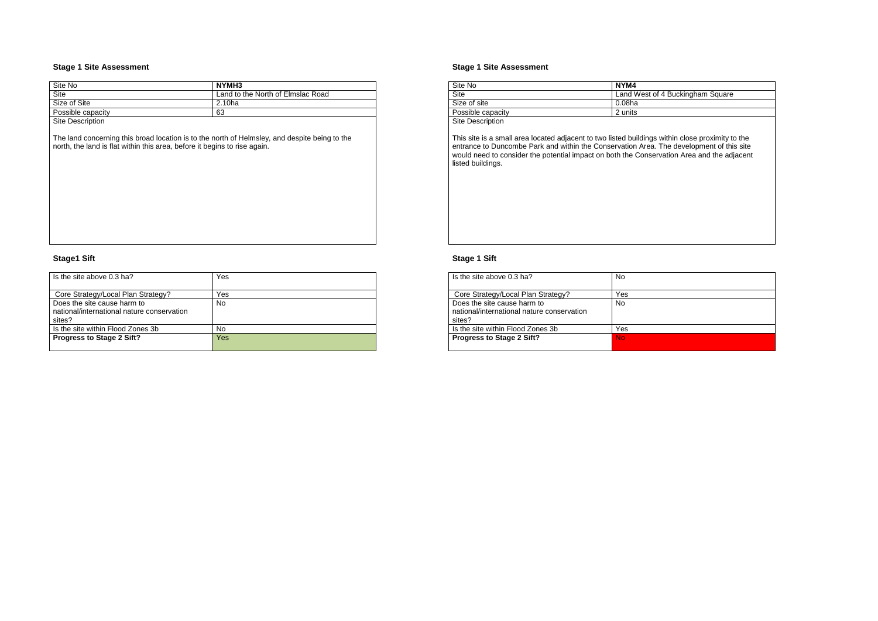### Stage 1 Site Assessment

| Site No | NYMH3 |
|---|---|
| Site | Land to the North of Elmslac Road |
| Size of Site | 2.10ha |
| Possible capacity | 63 |

Site Description

The land concerning this broad location is to the north of Helmsley, and despite being to the north, the land is flat within this area, before it begins to rise again.

### Stage1 Sift

| Is the site above 0.3 ha? | Yes |
|---|---|
| Core Strategy/Local Plan Strategy? | Yes |
| Does the site cause harm to national/international nature conservation sites? | No |
| Is the site within Flood Zones 3b | No |
| **Progress to Stage 2 Sift?** | Yes |

### Stage 1 Site Assessment

| Site No | NYM4 |
|---|---|
| Site | Land West of 4 Buckingham Square |
| Size of site | 0.08ha |
| Possible capacity | 2 units |

Site Description

This site is a small area located adjacent to two listed buildings within close proximity to the entrance to Duncombe Park and within the Conservation Area. The development of this site would need to consider the potential impact on both the Conservation Area and the adjacent listed buildings.

### Stage 1 Sift

| Is the site above 0.3 ha? | No |
|---|---|
| Core Strategy/Local Plan Strategy? | Yes |
| Does the site cause harm to national/international nature conservation sites? | No |
| Is the site within Flood Zones 3b | Yes |
| **Progress to Stage 2 Sift?** | No |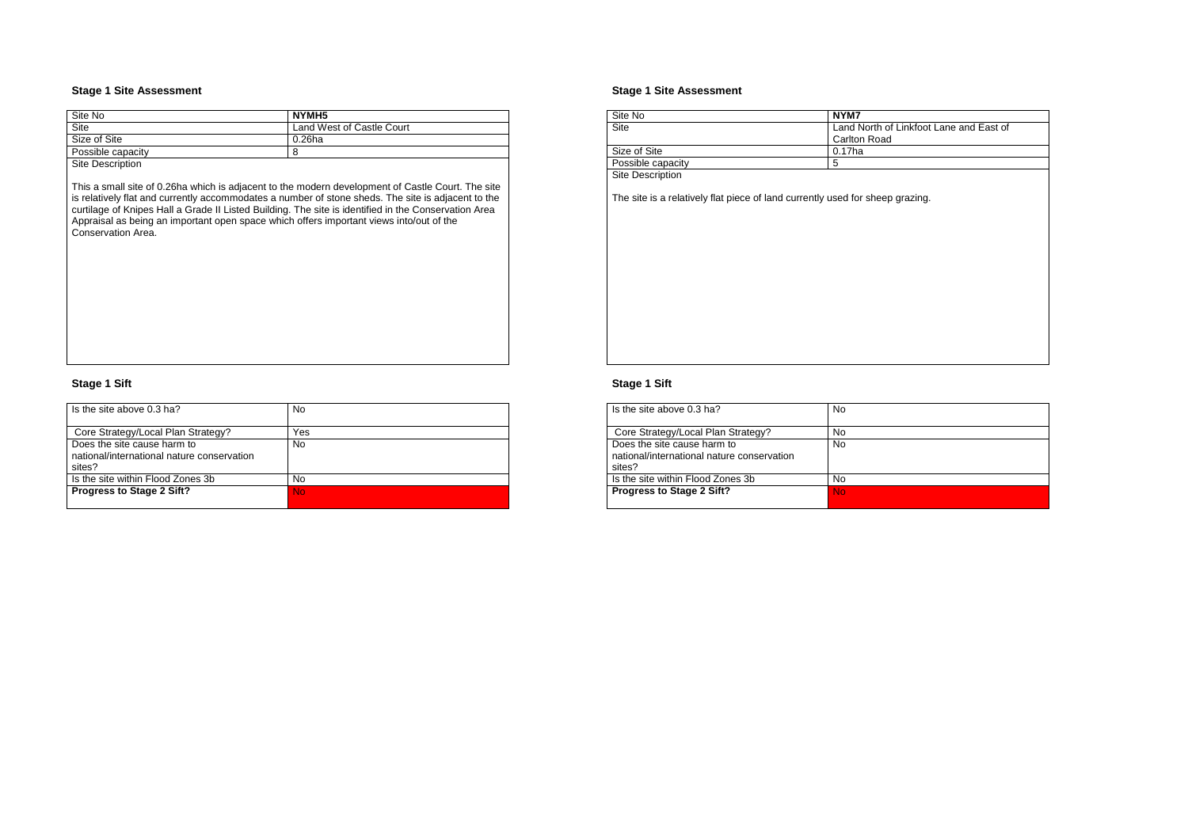### Stage 1 Site Assessment

| Site No | **NYMH5** |
|---|---|
| Site | Land West of Castle Court |
| Size of Site | 0.26ha |
| Possible capacity | 8 |

Site Description

This a small site of 0.26ha which is adjacent to the modern development of Castle Court. The site is relatively flat and currently accommodates a number of stone sheds. The site is adjacent to the curtilage of Knipes Hall a Grade II Listed Building. The site is identified in the Conservation Area Appraisal as being an important open space which offers important views into/out of the Conservation Area.

### Stage 1 Sift

| Is the site above 0.3 ha? | No |
|---|---|
| Core Strategy/Local Plan Strategy? | Yes |
| Does the site cause harm to national/international nature conservation sites? | No |
| Is the site within Flood Zones 3b | No |
| **Progress to Stage 2 Sift?** | No |

### Stage 1 Site Assessment

| Site No | **NYM7** |
|---|---|
| Site | Land North of Linkfoot Lane and East of Carlton Road |
| Size of Site | 0.17ha |
| Possible capacity | 5 |

Site Description

The site is a relatively flat piece of land currently used for sheep grazing.

### Stage 1 Sift

| Is the site above 0.3 ha? | No |
|---|---|
| Core Strategy/Local Plan Strategy? | No |
| Does the site cause harm to national/international nature conservation sites? | No |
| Is the site within Flood Zones 3b | No |
| **Progress to Stage 2 Sift?** | No |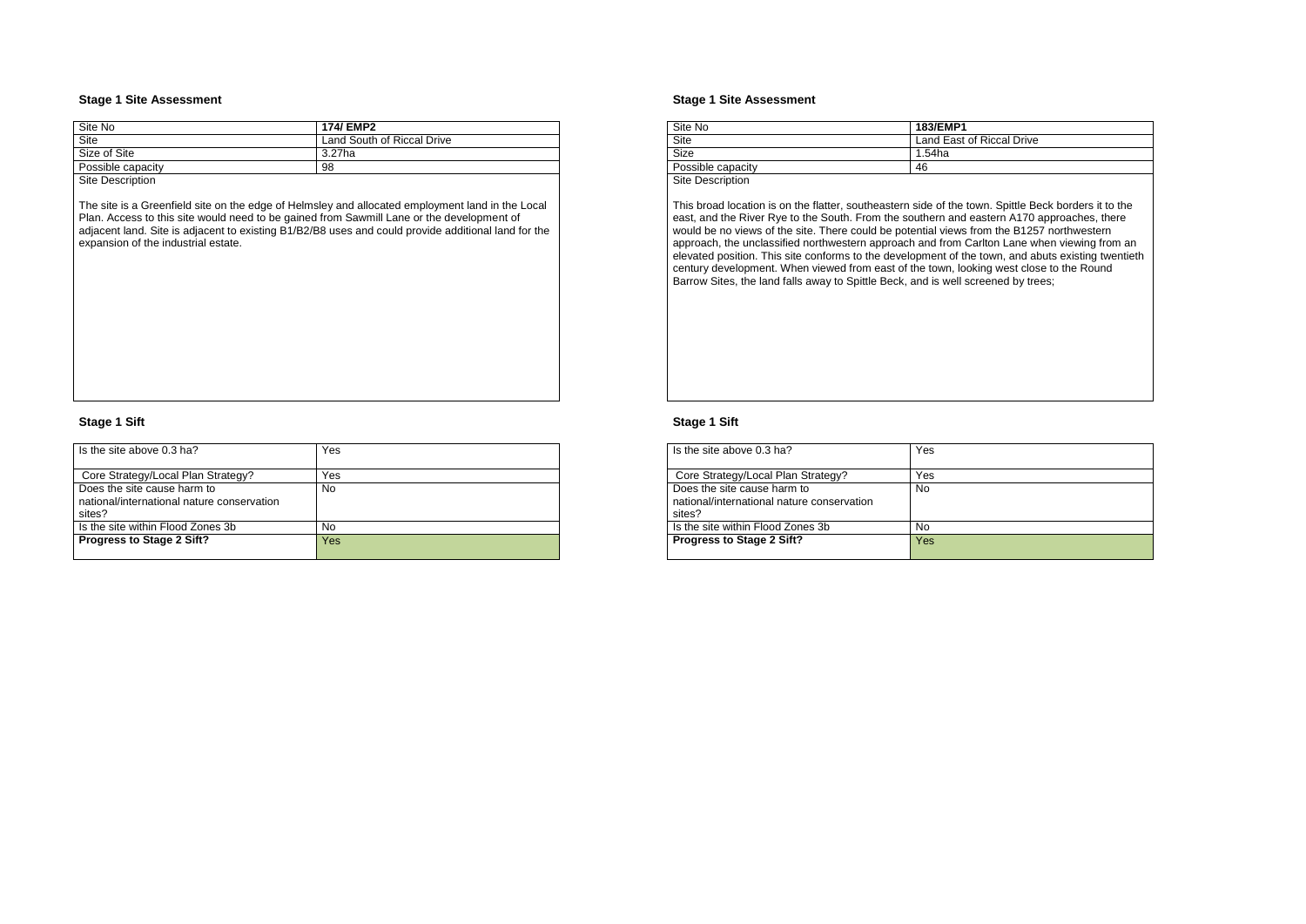### Stage 1 Site Assessment

| Site No | 174/ EMP2 |
|---|---|
| Site | Land South of Riccal Drive |
| Size of Site | 3.27ha |
| Possible capacity | 98 |

Site Description

The site is a Greenfield site on the edge of Helmsley and allocated employment land in the Local Plan. Access to this site would need to be gained from Sawmill Lane or the development of adjacent land. Site is adjacent to existing B1/B2/B8 uses and could provide additional land for the expansion of the industrial estate.

### Stage 1 Sift

| Is the site above 0.3 ha? | Yes |
|---|---|
| Core Strategy/Local Plan Strategy? | Yes |
| Does the site cause harm to national/international nature conservation sites? | No |
| Is the site within Flood Zones 3b | No |
| **Progress to Stage 2 Sift?** | Yes |

### Stage 1 Site Assessment

| Site No | 183/EMP1 |
|---|---|
| Site | Land East of Riccal Drive |
| Size | 1.54ha |
| Possible capacity | 46 |

Site Description

This broad location is on the flatter, southeastern side of the town. Spittle Beck borders it to the east, and the River Rye to the South. From the southern and eastern A170 approaches, there would be no views of the site. There could be potential views from the B1257 northwestern approach, the unclassified northwestern approach and from Carlton Lane when viewing from an elevated position. This site conforms to the development of the town, and abuts existing twentieth century development. When viewed from east of the town, looking west close to the Round Barrow Sites, the land falls away to Spittle Beck, and is well screened by trees;

### Stage 1 Sift

| Is the site above 0.3 ha? | Yes |
|---|---|
| Core Strategy/Local Plan Strategy? | Yes |
| Does the site cause harm to national/international nature conservation sites? | No |
| Is the site within Flood Zones 3b | No |
| **Progress to Stage 2 Sift?** | Yes |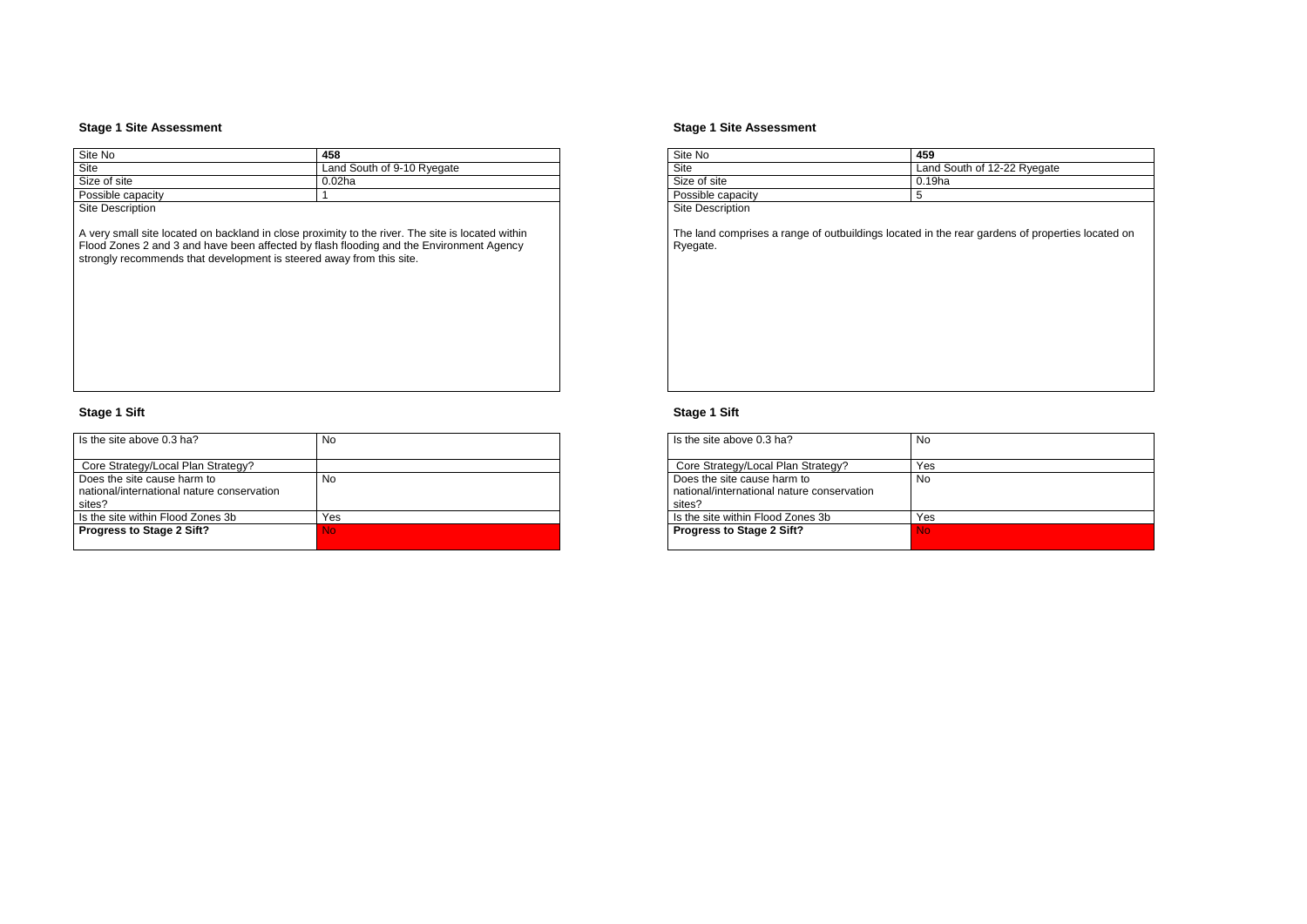### Stage 1 Site Assessment

| Site No | **458** |
|---|---|
| Site | Land South of 9-10 Ryegate |
| Size of site | 0.02ha |
| Possible capacity | 1 |

Site Description

A very small site located on backland in close proximity to the river. The site is located within Flood Zones 2 and 3 and have been affected by flash flooding and the Environment Agency strongly recommends that development is steered away from this site.

### Stage 1 Sift

| Is the site above 0.3 ha? | No |
|---|---|
| Core Strategy/Local Plan Strategy? | |
| Does the site cause harm to national/international nature conservation sites? | No |
| Is the site within Flood Zones 3b | Yes |
| **Progress to Stage 2 Sift?** | No |

### Stage 1 Site Assessment

| Site No | **459** |
|---|---|
| Site | Land South of 12-22 Ryegate |
| Size of site | 0.19ha |
| Possible capacity | 5 |

Site Description

The land comprises a range of outbuildings located in the rear gardens of properties located on Ryegate.

### Stage 1 Sift

| Is the site above 0.3 ha? | No |
|---|---|
| Core Strategy/Local Plan Strategy? | Yes |
| Does the site cause harm to national/international nature conservation sites? | No |
| Is the site within Flood Zones 3b | Yes |
| **Progress to Stage 2 Sift?** | No |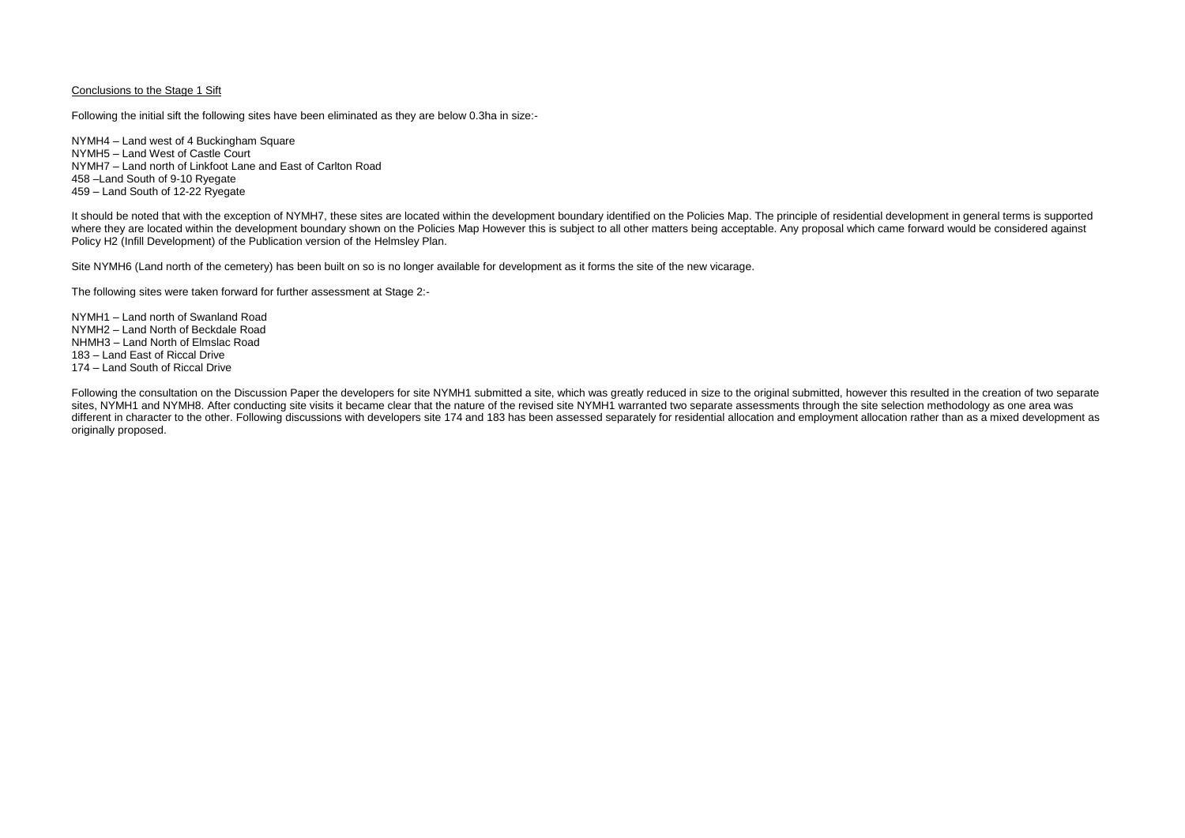<u>Conclusions to the Stage 1 Sift</u>

Following the initial sift the following sites have been eliminated as they are below 0.3ha in size:-

NYMH4 – Land west of 4 Buckingham Square
NYMH5 – Land West of Castle Court
NYMH7 – Land north of Linkfoot Lane and East of Carlton Road
458 –Land South of 9-10 Ryegate
459 – Land South of 12-22 Ryegate

It should be noted that with the exception of NYMH7, these sites are located within the development boundary identified on the Policies Map. The principle of residential development in general terms is supported where they are located within the development boundary shown on the Policies Map However this is subject to all other matters being acceptable. Any proposal which came forward would be considered against Policy H2 (Infill Development) of the Publication version of the Helmsley Plan.

Site NYMH6 (Land north of the cemetery) has been built on so is no longer available for development as it forms the site of the new vicarage.

The following sites were taken forward for further assessment at Stage 2:-

NYMH1 – Land north of Swanland Road
NYMH2 – Land North of Beckdale Road
NHMH3 – Land North of Elmslac Road
183 – Land East of Riccal Drive
174 – Land South of Riccal Drive

Following the consultation on the Discussion Paper the developers for site NYMH1 submitted a site, which was greatly reduced in size to the original submitted, however this resulted in the creation of two separate sites, NYMH1 and NYMH8. After conducting site visits it became clear that the nature of the revised site NYMH1 warranted two separate assessments through the site selection methodology as one area was different in character to the other. Following discussions with developers site 174 and 183 has been assessed separately for residential allocation and employment allocation rather than as a mixed development as originally proposed.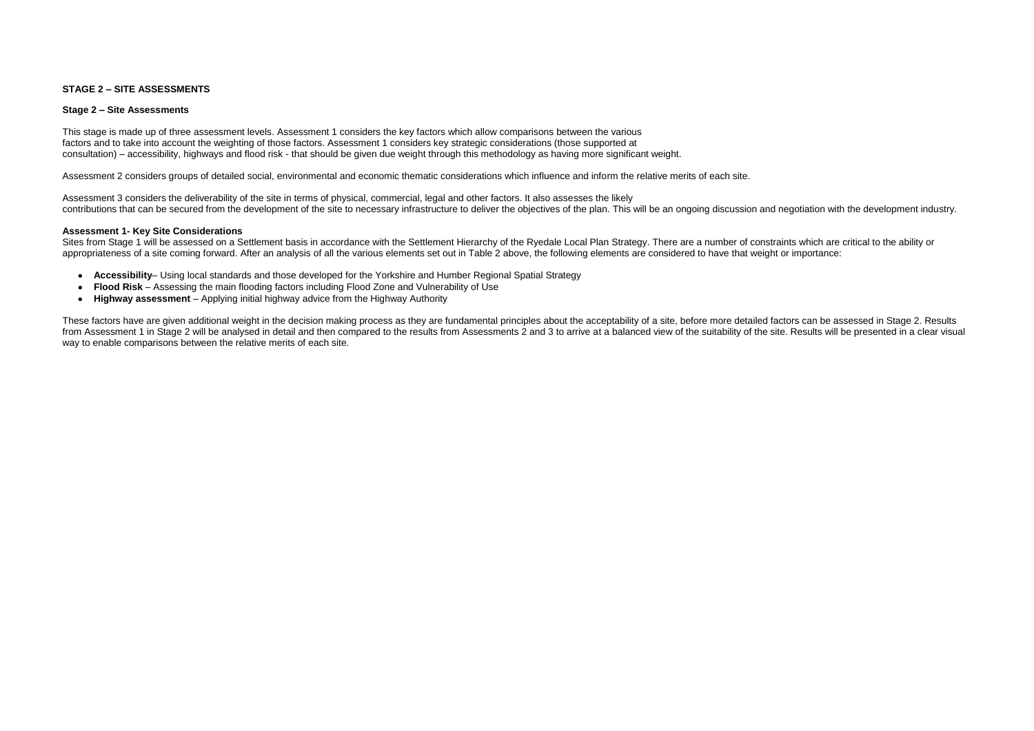**STAGE 2 – SITE ASSESSMENTS**

**Stage 2 – Site Assessments**

This stage is made up of three assessment levels. Assessment 1 considers the key factors which allow comparisons between the various factors and to take into account the weighting of those factors. Assessment 1 considers key strategic considerations (those supported at consultation) – accessibility, highways and flood risk - that should be given due weight through this methodology as having more significant weight.

Assessment 2 considers groups of detailed social, environmental and economic thematic considerations which influence and inform the relative merits of each site.

Assessment 3 considers the deliverability of the site in terms of physical, commercial, legal and other factors. It also assesses the likely contributions that can be secured from the development of the site to necessary infrastructure to deliver the objectives of the plan. This will be an ongoing discussion and negotiation with the development industry.

**Assessment 1- Key Site Considerations**

Sites from Stage 1 will be assessed on a Settlement basis in accordance with the Settlement Hierarchy of the Ryedale Local Plan Strategy. There are a number of constraints which are critical to the ability or appropriateness of a site coming forward. After an analysis of all the various elements set out in Table 2 above, the following elements are considered to have that weight or importance:

- **Accessibility**– Using local standards and those developed for the Yorkshire and Humber Regional Spatial Strategy
- **Flood Risk** – Assessing the main flooding factors including Flood Zone and Vulnerability of Use
- **Highway assessment** – Applying initial highway advice from the Highway Authority

These factors have are given additional weight in the decision making process as they are fundamental principles about the acceptability of a site, before more detailed factors can be assessed in Stage 2. Results from Assessment 1 in Stage 2 will be analysed in detail and then compared to the results from Assessments 2 and 3 to arrive at a balanced view of the suitability of the site. Results will be presented in a clear visual way to enable comparisons between the relative merits of each site.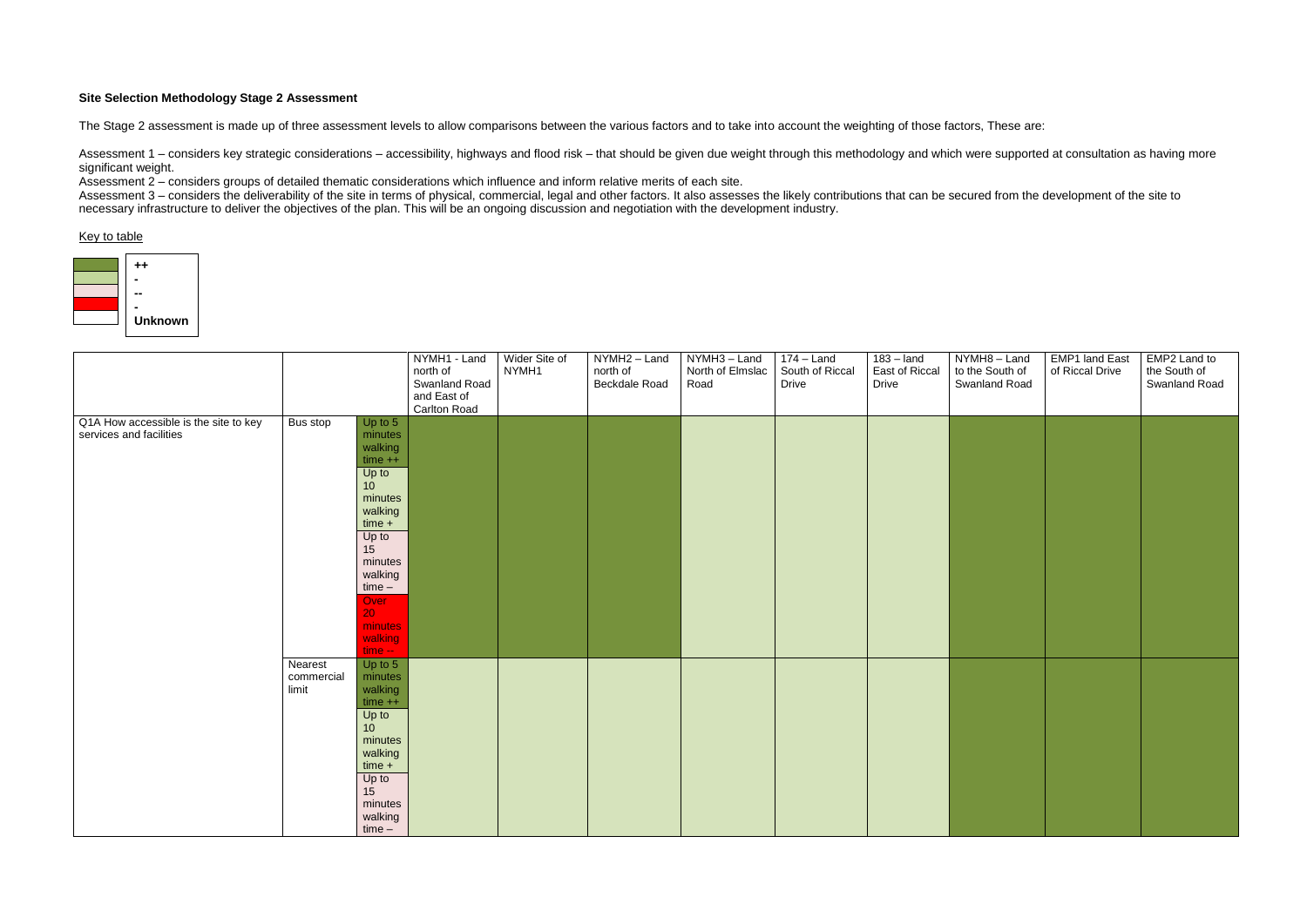**Site Selection Methodology Stage 2 Assessment**

The Stage 2 assessment is made up of three assessment levels to allow comparisons between the various factors and to take into account the weighting of those factors, These are:

Assessment 1 – considers key strategic considerations – accessibility, highways and flood risk – that should be given due weight through this methodology and which were supported at consultation as having more significant weight.

Assessment 2 – considers groups of detailed thematic considerations which influence and inform relative merits of each site.

Assessment 3 – considers the deliverability of the site in terms of physical, commercial, legal and other factors. It also assesses the likely contributions that can be secured from the development of the site to necessary infrastructure to deliver the objectives of the plan. This will be an ongoing discussion and negotiation with the development industry.

Key to table

| Colour | Rating |
|---|---|
| Dark green | ++ |
| Light green | - |
| Pink | -- |
| Red | - |
| White | **Unknown** |

| | | | NYMH1 - Land north of Swanland Road and East of Carlton Road | Wider Site of NYMH1 | NYMH2 – Land north of Beckdale Road | NYMH3 – Land North of Elmslac Road | 174 – Land South of Riccal Drive | 183 – land East of Riccal Drive | NYMH8 – Land to the South of Swanland Road | EMP1 land East of Riccal Drive | EMP2 Land to the South of Swanland Road |
|---|---|---|---|---|---|---|---|---|---|---|---|
| Q1A How accessible is the site to key services and facilities | Bus stop | Up to 5 minutes walking time ++<br>Up to 10 minutes walking time +<br>Up to 15 minutes walking time –<br>Over 20 minutes walking time -- | ++ | ++ | ++ | + | + | + | ++ | ++ | ++ |
| | Nearest commercial limit | Up to 5 minutes walking time ++<br>Up to 10 minutes walking time +<br>Up to 15 minutes walking time – | + | + | + | + | + | + | ++ | ++ | ++ |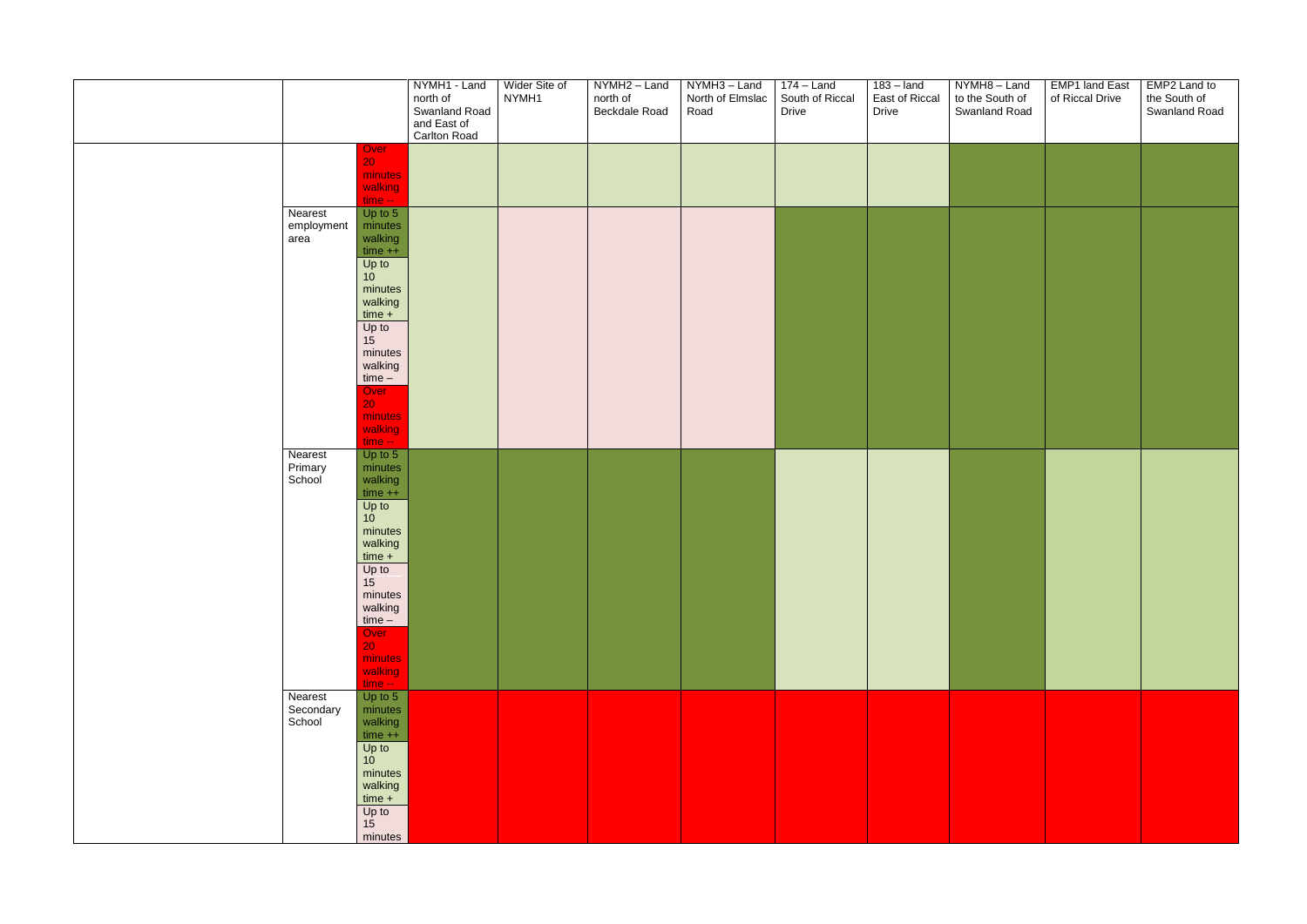| | | | NYMH1 - Land north of Swanland Road and East of Carlton Road | Wider Site of NYMH1 | NYMH2 – Land north of Beckdale Road | NYMH3 – Land North of Elmslac Road | 174 – Land South of Riccal Drive | 183 – land East of Riccal Drive | NYMH8 – Land to the South of Swanland Road | EMP1 land East of Riccal Drive | EMP2 Land to the South of Swanland Road |
|---|---|---|---|---|---|---|---|---|---|---|---|
| | | Over 20 minutes walking time -- | | | | | | | | | |
| | Nearest employment area | Up to 5 minutes walking time ++ Up to 10 minutes walking time + Up to 15 minutes walking time – Over 20 minutes walking time -- | | | | | | | | | |
| | Nearest Primary School | Up to 5 minutes walking time ++ Up to 10 minutes walking time + Up to 15 minutes walking time – Over 20 minutes walking time -- | | | | | | | | | |
| | Nearest Secondary School | Up to 5 minutes walking time ++ Up to 10 minutes walking time + Up to 15 minutes | | | | | | | | | |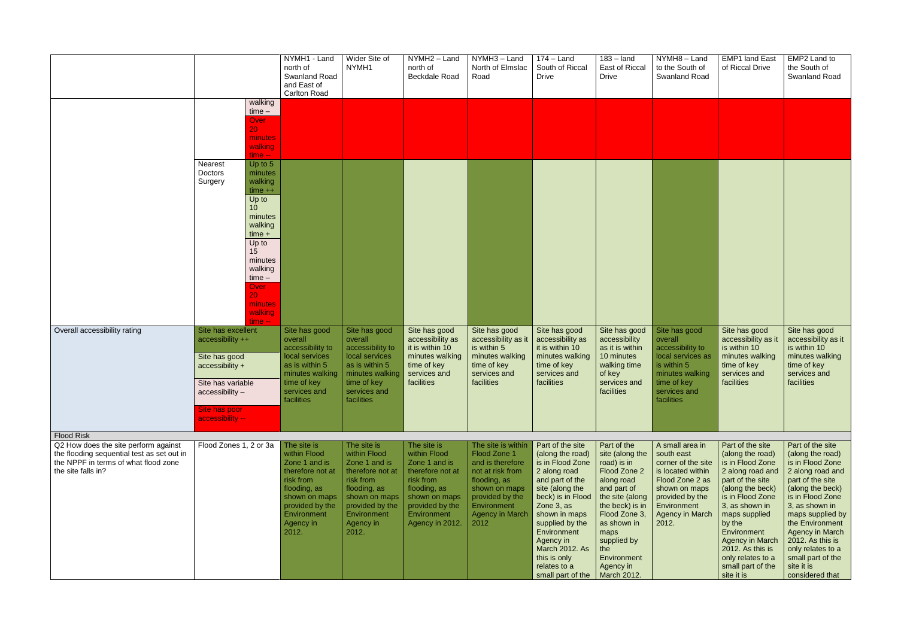| | | | NYMH1 - Land north of Swanland Road and East of Carlton Road | Wider Site of NYMH1 | NYMH2 – Land north of Beckdale Road | NYMH3 – Land North of Elmslac Road | 174 – Land South of Riccal Drive | 183 – land East of Riccal Drive | NYMH8 – Land to the South of Swanland Road | EMP1 land East of Riccal Drive | EMP2 Land to the South of Swanland Road |
|---|---|---|---|---|---|---|---|---|---|---|---|
| | | walking time – | | | | | | | | | |
| | | Over 20 minutes walking time -- | | | | | | | | | |
| | Nearest Doctors Surgery | Up to 5 minutes walking time ++ | | | | | | | | | |
| | | Up to 10 minutes walking time + | | | | | | | | | |
| | | Up to 15 minutes walking time – | | | | | | | | | |
| | | Over 20 minutes walking time -- | | | | | | | | | |
| Overall accessibility rating | Site has excellent accessibility ++<br><br>Site has good accessibility +<br><br>Site has variable accessibility –<br><br>Site has poor accessibility -- | | Site has good overall accessibility to local services as is within 5 minutes walking time of key services and facilities | Site has good overall accessibility to local services as is within 5 minutes walking time of key services and facilities | Site has good accessibility as it is within 10 minutes walking time of key services and facilities | Site has good accessibility as it is within 5 minutes walking time of key services and facilities | Site has good accessibility as it is within 10 minutes walking time of key services and facilities | Site has good accessibility as it is within 10 minutes walking time of key services and facilities | Site has good overall accessibility to local services as is within 5 minutes walking time of key services and facilities | Site has good accessibility as it is within 10 minutes walking time of key services and facilities | Site has good accessibility as it is within 10 minutes walking time of key services and facilities |
| Flood Risk | | | | | | | | | | | |
| Q2 How does the site perform against the flooding sequential test as set out in the NPPF in terms of what flood zone the site falls in? | Flood Zones 1, 2 or 3a | | The site is within Flood Zone 1 and is therefore not at risk from flooding, as shown on maps provided by the Environment Agency in 2012. | The site is within Flood Zone 1 and is therefore not at risk from flooding, as shown on maps provided by the Environment Agency in 2012. | The site is within Flood Zone 1 and is therefore not at risk from flooding, as shown on maps provided by the Environment Agency in 2012. | The site is within Flood Zone 1 and is therefore not at risk from flooding, as shown on maps provided by the Environment Agency in March 2012 | Part of the site (along the road) is in Flood Zone 2 along road and part of the site (along the beck) is in Flood Zone 3, as shown in maps supplied by the Environment Agency in March 2012. As this is only relates to a small part of the | Part of the site (along the road) is in Flood Zone 2 along road and part of the site (along the beck) is in Flood Zone 3, as shown in maps supplied by the Environment Agency in March 2012. | A small area in south east corner of the site is located within Flood Zone 2 as shown on maps provided by the Environment Agency in March 2012. | Part of the site (along the road) is in Flood Zone 2 along road and part of the site (along the beck) is in Flood Zone 3, as shown in maps supplied by the Environment Agency in March 2012. As this is only relates to a small part of the site it is | Part of the site (along the road) is in Flood Zone 2 along road and part of the site (along the beck) is in Flood Zone 3, as shown in maps supplied by the Environment Agency in March 2012. As this is only relates to a small part of the site it is considered that |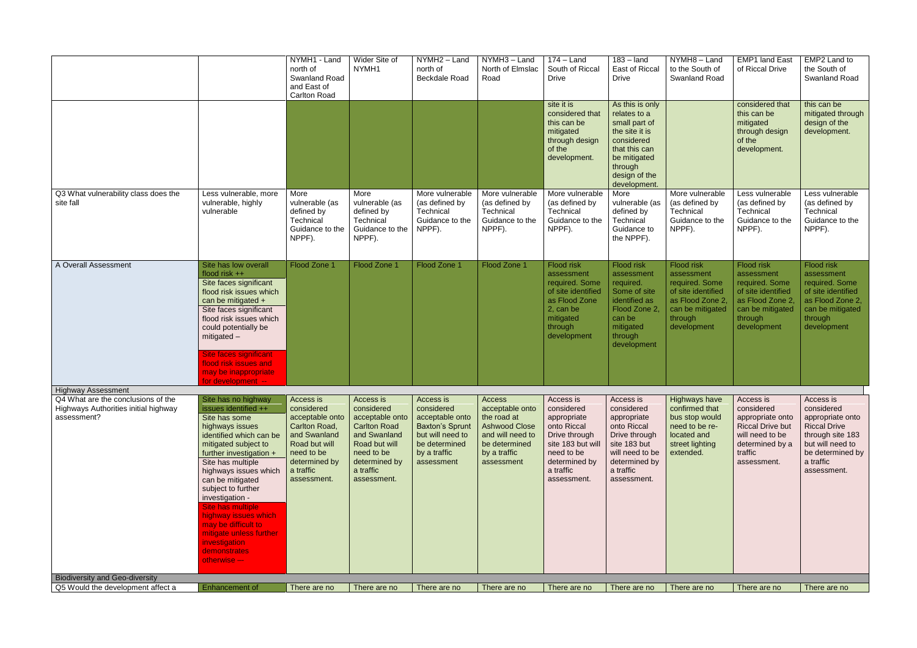| | | NYMH1 - Land north of Swanland Road and East of Carlton Road | Wider Site of NYMH1 | NYMH2 – Land north of Beckdale Road | NYMH3 – Land North of Elmslac Road | 174 – Land South of Riccal Drive | 183 – land East of Riccal Drive | NYMH8 – Land to the South of Swanland Road | EMP1 land East of Riccal Drive | EMP2 Land to the South of Swanland Road |
|---|---|---|---|---|---|---|---|---|---|---|
| | | | | | | site it is considered that this can be mitigated through design of the development. | As this is only relates to a small part of the site it is considered that this can be mitigated through design of the development. | | considered that this can be mitigated through design of the development. | this can be mitigated through design of the development. |
| Q3 What vulnerability class does the site fall | Less vulnerable, more vulnerable, highly vulnerable | More vulnerable (as defined by Technical Guidance to the NPPF). | More vulnerable (as defined by Technical Guidance to the NPPF). | More vulnerable (as defined by Technical Guidance to the NPPF). | More vulnerable (as defined by Technical Guidance to the NPPF). | More vulnerable (as defined by Technical Guidance to the NPPF). | More vulnerable (as defined by Technical Guidance to the NPPF). | More vulnerable (as defined by Technical Guidance to the NPPF). | Less vulnerable (as defined by Technical Guidance to the NPPF). | Less vulnerable (as defined by Technical Guidance to the NPPF). |
| A Overall Assessment | Site has low overall flood risk ++<br>Site faces significant flood risk issues which can be mitigated +<br>Site faces significant flood risk issues which could potentially be mitigated –<br>Site faces significant flood risk issues and may be inappropriate for development -- | Flood Zone 1 | Flood Zone 1 | Flood Zone 1 | Flood Zone 1 | Flood risk assessment required. Some of site identified as Flood Zone 2, can be mitigated through development | Flood risk assessment required. Some of site identified as Flood Zone 2, can be mitigated through development | Flood risk assessment required. Some of site identified as Flood Zone 2, can be mitigated through development | Flood risk assessment required. Some of site identified as Flood Zone 2, can be mitigated through development | Flood risk assessment required. Some of site identified as Flood Zone 2, can be mitigated through development |
| **Highway Assessment** | | | | | | | | | | |
| Q4 What are the conclusions of the Highways Authorities initial highway assessment? | Site has no highway issues identified ++<br>Site has some highways issues identified which can be mitigated subject to further investigation +<br>Site has multiple highways issues which can be mitigated subject to further investigation -<br>Site has multiple highway issues which may be difficult to mitigate unless further investigation demonstrates otherwise -- | Access is considered acceptable onto Carlton Road, and Swanland Road but will need to be determined by a traffic assessment. | Access is considered acceptable onto Carlton Road and Swanland Road but will need to be determined by a traffic assessment. | Access is considered acceptable onto Baxton's Sprunt but will need to be determined by a traffic assessment | Access acceptable onto the road at Ashwood Close and will need to be determined by a traffic assessment | Access is considered appropriate onto Riccal Drive through site 183 but will need to be determined by a traffic assessment. | Access is considered appropriate onto Riccal Drive through site 183 but will need to be determined by a traffic assessment. | Highways have confirmed that bus stop would need to be re-located and street lighting extended. | Access is considered appropriate onto Riccal Drive but will need to be determined by a traffic assessment. | Access is considered appropriate onto Riccal Drive through site 183 but will need to be determined by a traffic assessment. |
| **Biodiversity and Geo-diversity** | | | | | | | | | | |
| Q5 Would the development affect a | Enhancement of | There are no | There are no | There are no | There are no | There are no | There are no | There are no | There are no | There are no |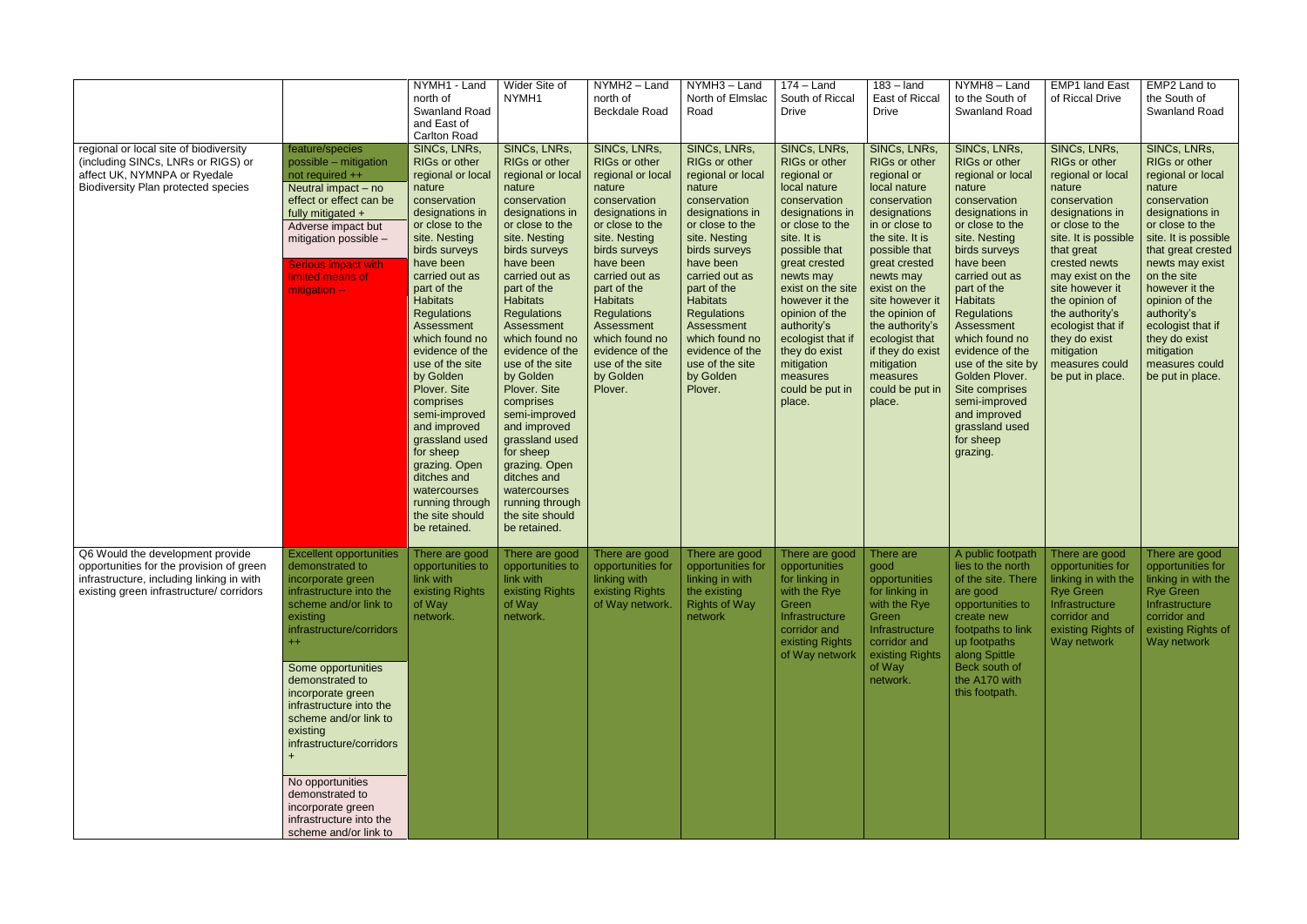| | | NYMH1 - Land north of Swanland Road and East of Carlton Road | Wider Site of NYMH1 | NYMH2 – Land north of Beckdale Road | NYMH3 – Land North of Elmslac Road | 174 – Land South of Riccal Drive | 183 – land East of Riccal Drive | NYMH8 – Land to the South of Swanland Road | EMP1 land East of Riccal Drive | EMP2 Land to the South of Swanland Road |
|---|---|---|---|---|---|---|---|---|---|---|
| regional or local site of biodiversity (including SINCs, LNRs or RIGS) or affect UK, NYMNPA or Ryedale Biodiversity Plan protected species | feature/species possible – mitigation not required ++<br><br>Neutral impact – no effect or effect can be fully mitigated +<br><br>Adverse impact but mitigation possible –<br><br>Serious impact with limited means of mitigation -- | SINCs, LNRs, RIGs or other regional or local nature conservation designations in or close to the site. Nesting birds surveys have been carried out as part of the Habitats Regulations Assessment which found no evidence of the use of the site by Golden Plover. Site comprises semi-improved and improved grassland used for sheep grazing. Open ditches and watercourses running through the site should be retained. | SINCs, LNRs, RIGs or other regional or local nature conservation designations in or close to the site. Nesting birds surveys have been carried out as part of the Habitats Regulations Assessment which found no evidence of the use of the site by Golden Plover. Site comprises semi-improved and improved grassland used for sheep grazing. Open ditches and watercourses running through the site should be retained. | SINCs, LNRs, RIGs or other regional or local nature conservation designations in or close to the site. Nesting birds surveys have been carried out as part of the Habitats Regulations Assessment which found no evidence of the use of the site by Golden Plover. | SINCs, LNRs, RIGs or other regional or local nature conservation designations in or close to the site. Nesting birds surveys have been carried out as part of the Habitats Regulations Assessment which found no evidence of the use of the site by Golden Plover. | SINCs, LNRs, RIGs or other regional or local nature conservation designations in or close to the site. It is possible that great crested newts may exist on the site however it the opinion of the authority's ecologist that if they do exist mitigation measures could be put in place. | SINCs, LNRs, RIGs or other regional or local nature conservation designations in or close to the site. It is possible that great crested newts may exist on the site however it the opinion of the authority's ecologist that if they do exist mitigation measures could be put in place. | SINCs, LNRs, RIGs or other regional or local nature conservation designations in or close to the site. Nesting birds surveys have been carried out as part of the Habitats Regulations Assessment which found no evidence of the use of the site by Golden Plover. Site comprises semi-improved and improved grassland used for sheep grazing. | SINCs, LNRs, RIGs or other regional or local nature conservation designations in or close to the site. It is possible that great crested newts may exist on the site however it the opinion of the authority's ecologist that if they do exist mitigation measures could be put in place. | SINCs, LNRs, RIGs or other regional or local nature conservation designations in or close to the site. It is possible that great crested newts may exist on the site however it the opinion of the authority's ecologist that if they do exist mitigation measures could be put in place. |
| Q6 Would the development provide opportunities for the provision of green infrastructure, including linking in with existing green infrastructure/ corridors | Excellent opportunities demonstrated to incorporate green infrastructure into the scheme and/or link to existing infrastructure/corridors ++<br><br>Some opportunities demonstrated to incorporate green infrastructure into the scheme and/or link to existing infrastructure/corridors +<br><br>No opportunities demonstrated to incorporate green infrastructure into the scheme and/or link to | There are good opportunities to link with existing Rights of Way network. | There are good opportunities to link with existing Rights of Way network. | There are good opportunities for linking with existing Rights of Way network. | There are good opportunities for linking in with the existing Rights of Way network | There are good opportunities for linking in with the Rye Green Infrastructure corridor and existing Rights of Way network | There are good opportunities for linking in with the Rye Green Infrastructure corridor and existing Rights of Way network. | A public footpath lies to the north of the site. There are good opportunities to create new footpaths to link up footpaths along Spittle Beck south of the A170 with this footpath. | There are good opportunities for linking in with the Rye Green Infrastructure corridor and existing Rights of Way network | There are good opportunities for linking in with the Rye Green Infrastructure corridor and existing Rights of Way network |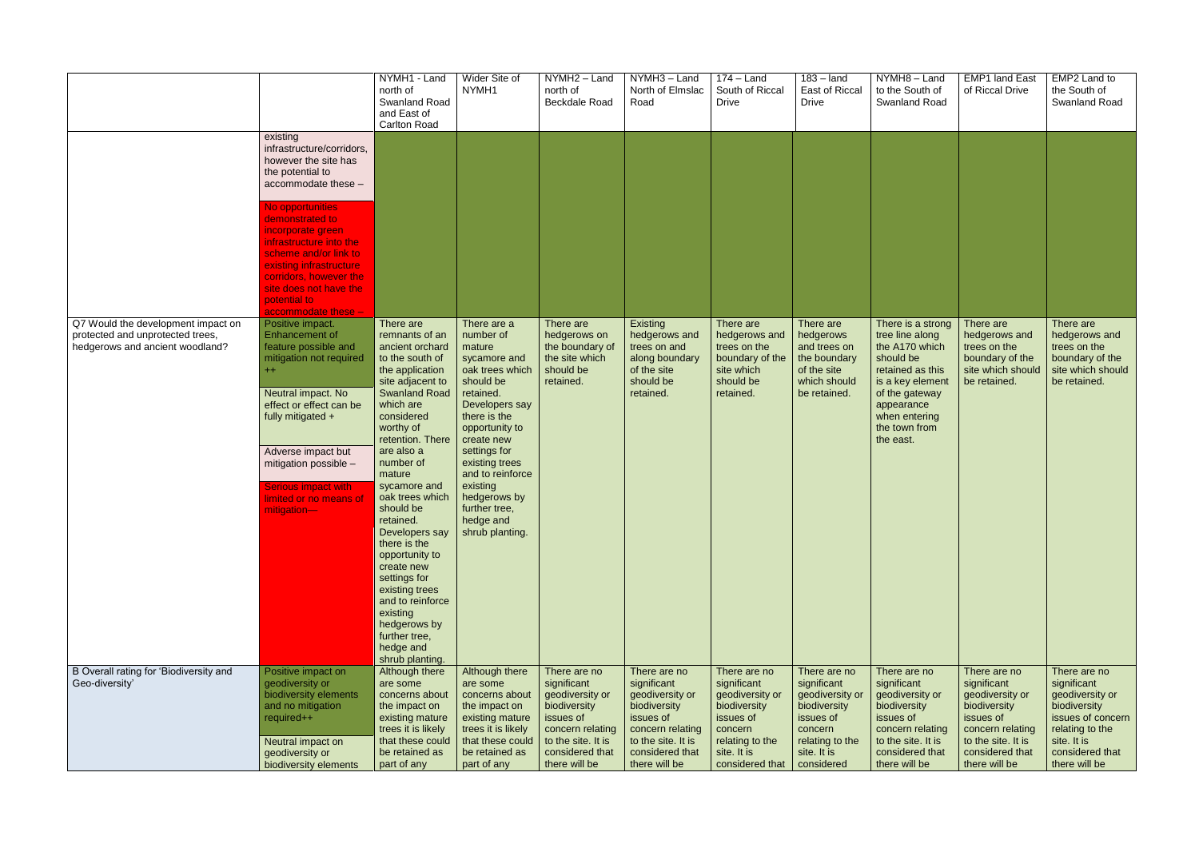| | | NYMH1 - Land north of Swanland Road and East of Carlton Road | Wider Site of NYMH1 | NYMH2 – Land north of Beckdale Road | NYMH3 – Land North of Elmslac Road | 174 – Land South of Riccal Drive | 183 – land East of Riccal Drive | NYMH8 – Land to the South of Swanland Road | EMP1 land East of Riccal Drive | EMP2 Land to the South of Swanland Road |
|---|---|---|---|---|---|---|---|---|---|---|
| | existing infrastructure/corridors, however the site has the potential to accommodate these –<br><br>No opportunities demonstrated to incorporate green infrastructure into the scheme and/or link to existing infrastructure corridors, however the site does not have the potential to accommodate these – | | | | | | | | | |
| Q7 Would the development impact on protected and unprotected trees, hedgerows and ancient woodland? | Positive impact. Enhancement of feature possible and mitigation not required ++<br><br>Neutral impact. No effect or effect can be fully mitigated +<br><br>Adverse impact but mitigation possible –<br><br>Serious impact with limited or no means of mitigation— | There are remnants of an ancient orchard to the south of the application site adjacent to Swanland Road which are considered worthy of retention. There are also a number of mature sycamore and oak trees which should be retained. Developers say there is the opportunity to create new settings for existing trees and to reinforce existing hedgerows by further tree, hedge and shrub planting. | There are a number of mature sycamore and oak trees which should be retained. Developers say there is the opportunity to create new settings for existing trees and to reinforce existing hedgerows by further tree, hedge and shrub planting. | There are hedgerows on the boundary of the site which should be retained. | Existing hedgerows and trees on and along boundary of the site should be retained. | There are hedgerows and trees on the boundary of the site which should be retained. | There are hedgerows and trees on the boundary of the site which should be retained. | There is a strong tree line along the A170 which should be retained as this is a key element of the gateway appearance when entering the town from the east. | There are hedgerows and trees on the boundary of the site which should be retained. | There are hedgerows and trees on the boundary of the site which should be retained. |
| B Overall rating for 'Biodiversity and Geo-diversity' | Positive impact on geodiversity or biodiversity elements and no mitigation required++<br><br>Neutral impact on geodiversity or biodiversity elements | Although there are some concerns about the impact on existing mature trees it is likely that these could be retained as part of any | Although there are some concerns about the impact on existing mature trees it is likely that these could be retained as part of any | There are no significant geodiversity or biodiversity issues of concern relating to the site. It is considered that there will be | There are no significant geodiversity or biodiversity issues of concern relating to the site. It is considered that there will be | There are no significant geodiversity or biodiversity issues of concern relating to the site. It is considered that | There are no significant geodiversity or biodiversity issues of concern relating to the site. It is considered | There are no significant geodiversity or biodiversity issues of concern relating to the site. It is considered that there will be | There are no significant geodiversity or biodiversity issues of concern relating to the site. It is considered that there will be | There are no significant geodiversity or biodiversity issues of concern relating to the site. It is considered that there will be |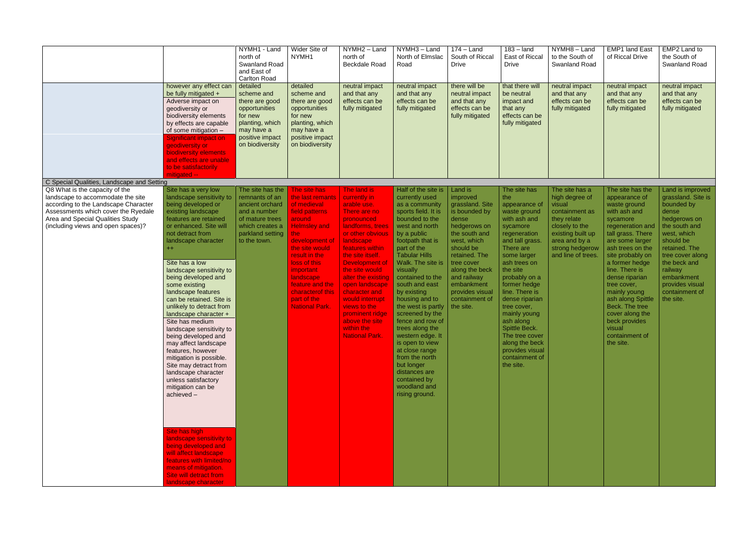| | | NYMH1 - Land north of Swanland Road and East of Carlton Road | Wider Site of NYMH1 | NYMH2 – Land north of Beckdale Road | NYMH3 – Land North of Elmslac Road | 174 – Land South of Riccal Drive | 183 – land East of Riccal Drive | NYMH8 – Land to the South of Swanland Road | EMP1 land East of Riccal Drive | EMP2 Land to the South of Swanland Road |
|---|---|---|---|---|---|---|---|---|---|---|
| | however any effect can be fully mitigated + Adverse impact on geodiversity or biodiversity elements by effects are capable of some mitigation – Significant impact on geodiversity or biodiversity elements and effects are unable to be satisfactorily mitigated -- | detailed scheme and there are good opportunities for new planting, which may have a positive impact on biodiversity | detailed scheme and there are good opportunities for new planting, which may have a positive impact on biodiversity | neutral impact and that any effects can be fully mitigated | neutral impact and that any effects can be fully mitigated | there will be neutral impact and that any effects can be fully mitigated | that there will be neutral impact and that any effects can be fully mitigated | neutral impact and that any effects can be fully mitigated | neutral impact and that any effects can be fully mitigated | neutral impact and that any effects can be fully mitigated |
| C Special Qualities, Landscape and Setting | | | | | | | | | | |
| Q8 What is the capacity of the landscape to accommodate the site according to the Landscape Character Assessments which cover the Ryedale Area and Special Qualities Study (including views and open spaces)? | Site has a very low landscape sensitivity to being developed or existing landscape features are retained or enhanced. Site will not detract from landscape character ++ Site has a low landscape sensitivity to being developed and some existing landscape features can be retained. Site is unlikely to detract from landscape character + Site has medium landscape sensitivity to being developed and may affect landscape features, however mitigation is possible. Site may detract from landscape character unless satisfactory mitigation can be achieved – Site has high landscape sensitivity to being developed and will affect landscape features with limited/no means of mitigation. Site will detract from landscape character | The site has the remnants of an ancient orchard and a number of mature trees which creates a parkland setting to the town. | The site has the last remnants of medieval field patterns around Helmsley and the development of the site would result in the loss of this important landscape feature and the characterof this part of the National Park | The land is currently in arable use. There are no pronounced landforms, trees or other obvious landscape features within the site itself. Development of the site would alter the existing open landscape character and would interrupt views to the prominent ridge above the site within the National Park. | Half of the site is currently used as a community sports field. It is bounded to the west and north by a public footpath that is part of the Tabular Hills Walk. The site is visually contained to the south and east by existing housing and to the west is partly screened by the fence and row of trees along the western edge. It is open to view at close range from the north but longer distances are contained by woodland and rising ground. | Land is improved grassland. Site is bounded by dense hedgerows on the south and west, which should be retained. The tree cover along the beck and railway embankment provides visual containment of the site. | The site has the appearance of waste ground with ash and sycamore regeneration and tall grass. There are some larger ash trees on the site probably on a former hedge line. There is dense riparian tree cover, mainly young ash along Spittle Beck. The tree cover along the beck provides visual containment of the site. | The site has a high degree of visual containment as they relate closely to the existing built up area and by a strong hedgerow and line of trees. | The site has the appearance of waste ground with ash and sycamore regeneration and tall grass. There are some larger ash trees on the site probably on a former hedge line. There is dense riparian tree cover, mainly young ash along Spittle Beck. The tree cover along the beck provides visual containment of the site. | Land is improved grassland. Site is bounded by dense hedgerows on the south and west, which should be retained. The tree cover along the beck and railway embankment provides visual containment of the site. |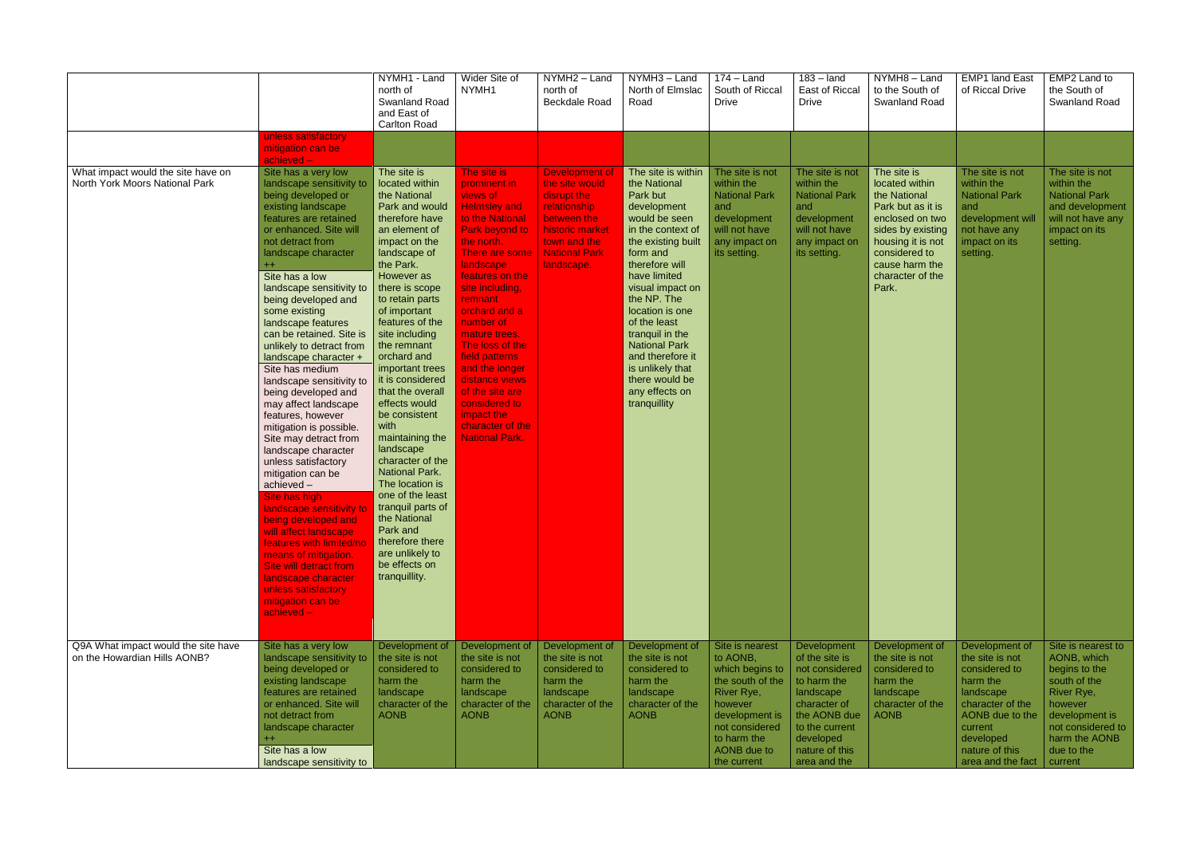| | | NYMH1 - Land north of Swanland Road and East of Carlton Road | Wider Site of NYMH1 | NYMH2 – Land north of Beckdale Road | NYMH3 – Land North of Elmslac Road | 174 – Land South of Riccal Drive | 183 – land East of Riccal Drive | NYMH8 – Land to the South of Swanland Road | EMP1 land East of Riccal Drive | EMP2 Land to the South of Swanland Road |
|---|---|---|---|---|---|---|---|---|---|---|
| | unless satisfactory mitigation can be achieved – | | | | | | | | | |
| What impact would the site have on North York Moors National Park | Site has a very low landscape sensitivity to being developed or existing landscape features are retained or enhanced. Site will not detract from landscape character ++<br>Site has a low landscape sensitivity to being developed and some existing landscape features can be retained. Site is unlikely to detract from landscape character +<br>Site has medium landscape sensitivity to being developed and may affect landscape features, however mitigation is possible. Site may detract from landscape character unless satisfactory mitigation can be achieved –<br>Site has high landscape sensitivity to being developed and will affect landscape features with limited/no means of mitigation. Site will detract from landscape character unless satisfactory mitigation can be achieved – | The site is located within the National Park and would therefore have an element of impact on the landscape of the Park. However as there is scope to retain parts of important features of the site including the remnant orchard and important trees it is considered that the overall effects would be consistent with maintaining the landscape character of the National Park. The location is one of the least tranquil parts of the National Park and therefore there are unlikely to be effects on tranquillity. | The site is prominent in views of Helmsley and to the National Park beyond to the north. There are some landscape features on the site including, remnant orchard and a number of mature trees. The loss of the field patterns and the longer distance views of the site are considered to impact the character of the National Park. | Development of the site would disrupt the relationship between the historic market town and the National Park landscape. | The site is within the National Park but development would be seen in the context of the existing built form and therefore will have limited visual impact on the NP. The location is one of the least tranquil in the National Park and therefore it is unlikely that there would be any effects on tranquillity | The site is not within the National Park and development will not have any impact on its setting. | The site is not within the National Park and development will not have any impact on its setting. | The site is located within the National Park but as it is enclosed on two sides by existing housing it is not considered to cause harm the character of the Park. | The site is not within the National Park and development will not have any impact on its setting. | The site is not within the National Park and development will not have any impact on its setting. |
| Q9A What impact would the site have on the Howardian Hills AONB? | Site has a very low landscape sensitivity to being developed or existing landscape features are retained or enhanced. Site will not detract from landscape character ++<br>Site has a low landscape sensitivity to | Development of the site is not considered to harm the landscape character of the AONB | Development of the site is not considered to harm the landscape character of the AONB | Development of the site is not considered to harm the landscape character of the AONB | Development of the site is not considered to harm the landscape character of the AONB | Site is nearest to AONB, which begins to the south of the River Rye, however development is not considered to harm the AONB due to the current | Development of the site is not considered to harm the landscape character of the AONB due to the current developed nature of this area and the | Development of the site is not considered to harm the landscape character of the AONB | Development of the site is not considered to harm the landscape character of the AONB due to the current developed nature of this area and the fact | Site is nearest to AONB, which begins to the south of the River Rye, however development is not considered to harm the AONB due to the current |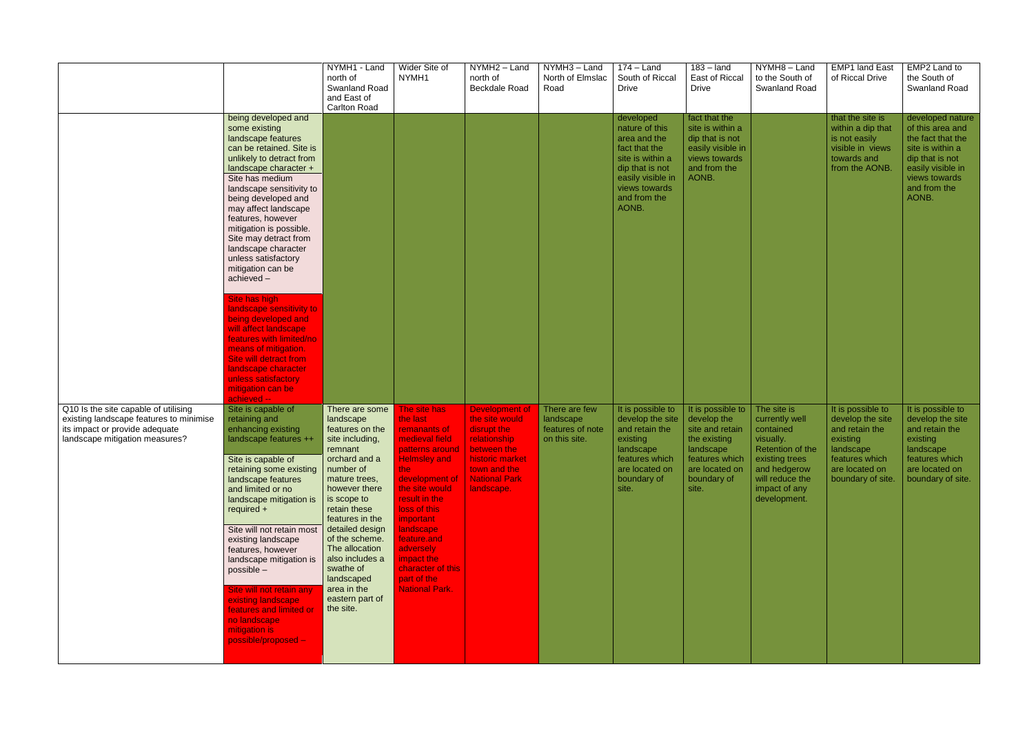| | | NYMH1 - Land north of Swanland Road and East of Carlton Road | Wider Site of NYMH1 | NYMH2 – Land north of Beckdale Road | NYMH3 – Land North of Elmslac Road | 174 – Land South of Riccal Drive | 183 – land East of Riccal Drive | NYMH8 – Land to the South of Swanland Road | EMP1 land East of Riccal Drive | EMP2 Land to the South of Swanland Road |
|---|---|---|---|---|---|---|---|---|---|---|
| | being developed and some existing landscape features can be retained. Site is unlikely to detract from landscape character +<br><br>Site has medium landscape sensitivity to being developed and may affect landscape features, however mitigation is possible. Site may detract from landscape character unless satisfactory mitigation can be achieved –<br><br>Site has high landscape sensitivity to being developed and will affect landscape features with limited/no means of mitigation. Site will detract from landscape character unless satisfactory mitigation can be achieved – | | | | | developed nature of this area and the fact that the site is within a dip that is not easily visible in views towards and from the AONB. | fact that the site is within a dip that is not easily visible in views towards and from the AONB. | | that the site is within a dip that is not easily visible in views towards and from the AONB. | developed nature of this area and the fact that the site is within a dip that is not easily visible in views towards and from the AONB. |
| Q10 Is the site capable of utilising existing landscape features to minimise its impact or provide adequate landscape mitigation measures? | Site is capable of retaining and enhancing existing landscape features ++<br><br>Site is capable of retaining some existing landscape features and limited or no landscape mitigation is required +<br><br>Site will not retain most existing landscape features, however landscape mitigation is possible –<br><br>Site will not retain any existing landscape features and limited or no landscape mitigation is possible/proposed – | There are some landscape features on the site including, remnant orchard and a number of mature trees, however there is scope to retain these features in the detailed design of the scheme. The allocation also includes a swathe of landscaped area in the eastern part of the site. | The site has the last remnants of medieval field patterns around Helmsley and the development of the site would result in the loss of this important landscape feature and adversely impact the character of this part of the National Park. | Development of the site would disrupt the relationship between the historic market town and the National Park landscape. | There are few landscape features of note on this site. | It is possible to develop the site and retain the existing landscape features which are located on boundary of site. | It is possible to develop the site and retain the existing landscape features which are located on boundary of site. | The site is currently well contained visually. Retention of the existing trees and hedgerow will reduce the impact of any development. | It is possible to develop the site and retain the existing landscape features which are located on boundary of site. | It is possible to develop the site and retain the existing landscape features which are located on boundary of site. |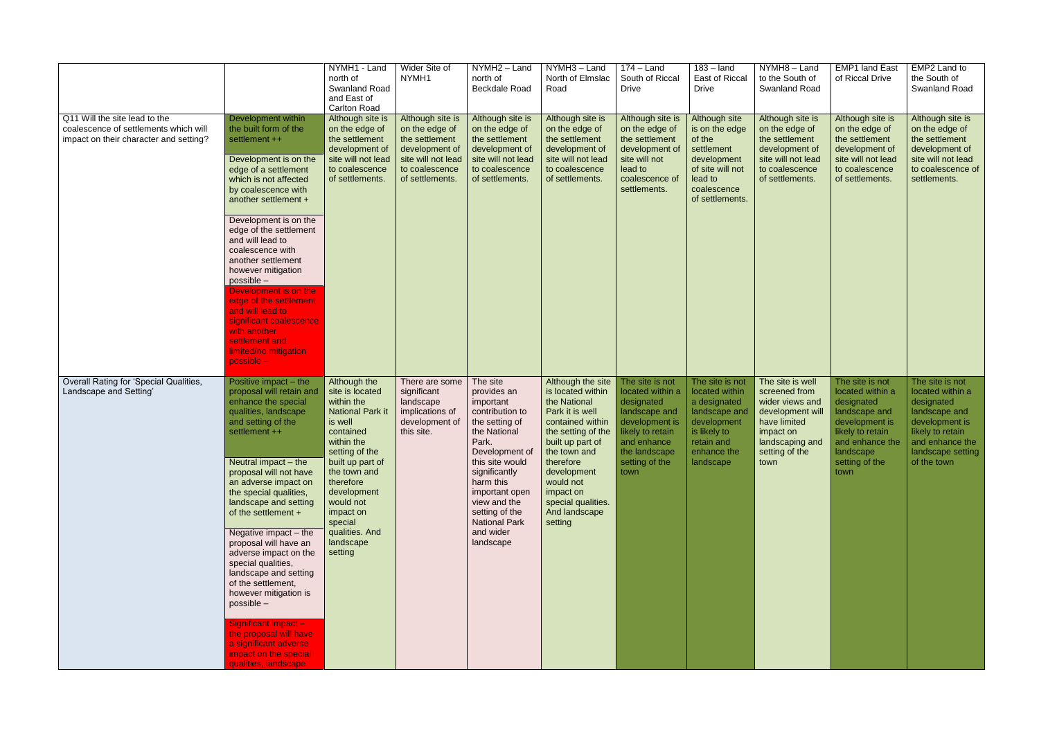| | | NYMH1 - Land north of Swanland Road and East of Carlton Road | Wider Site of NYMH1 | NYMH2 – Land north of Beckdale Road | NYMH3 – Land North of Elmslac Road | 174 – Land South of Riccal Drive | 183 – land East of Riccal Drive | NYMH8 – Land to the South of Swanland Road | EMP1 land East of Riccal Drive | EMP2 Land to the South of Swanland Road |
|---|---|---|---|---|---|---|---|---|---|---|
| Q11 Will the site lead to the coalescence of settlements which will impact on their character and setting? | Development within the built form of the settlement ++<br><br>Development is on the edge of a settlement which is not affected by coalescence with another settlement +<br><br>Development is on the edge of the settlement and will lead to coalescence with another settlement however mitigation possible –<br><br>Development is on the edge of the settlement and will lead to significant coalescence with another settlement and limited/no mitigation possible – | Although site is on the edge of the settlement development of site will not lead to coalescence of settlements. | Although site is on the edge of the settlement development of site will not lead to coalescence of settlements. | Although site is on the edge of the settlement development of site will not lead to coalescence of settlements. | Although site is on the edge of the settlement development of site will not lead to coalescence of settlements. | Although site is on the edge of the settlement development of site will not lead to coalescence of settlements. | Although site is on the edge of the settlement development of site will not lead to coalescence of settlements. | Although site is on the edge of the settlement development of site will not lead to coalescence of settlements. | Although site is on the edge of the settlement development of site will not lead to coalescence of settlements. | Although site is on the edge of the settlement development of site will not lead to coalescence of settlements. |
| Overall Rating for 'Special Qualities, Landscape and Setting' | Positive impact – the proposal will retain and enhance the special qualities, landscape and setting of the settlement ++<br><br>Neutral impact – the proposal will not have an adverse impact on the special qualities, landscape and setting of the settlement +<br><br>Negative impact – the proposal will have an adverse impact on the special qualities, landscape and setting of the settlement, however mitigation is possible –<br><br>Significant impact – the proposal will have a significant adverse impact on the special qualities, landscape | Although the site is located within the National Park it is well contained within the setting of the built up part of the town and therefore development would not impact on special qualities. And landscape setting | There are some significant landscape implications of development of this site. | The site provides an important contribution to the setting of the National Park. Development of this site would significantly harm this important open view and the setting of the National Park and wider landscape | Although the site is located within the National Park it is well contained within the setting of the built up part of the town and therefore development would not impact on special qualities. And landscape setting | The site is not located within a designated landscape and development is likely to retain and enhance the landscape setting of the town | The site is not located within a designated landscape and development is likely to retain and enhance the landscape | The site is well screened from wider views and development will have limited impact on landscaping and setting of the town | The site is not located within a designated landscape and development is likely to retain and enhance the landscape setting of the town | The site is not located within a designated landscape and development is likely to retain and enhance the landscape setting of the town |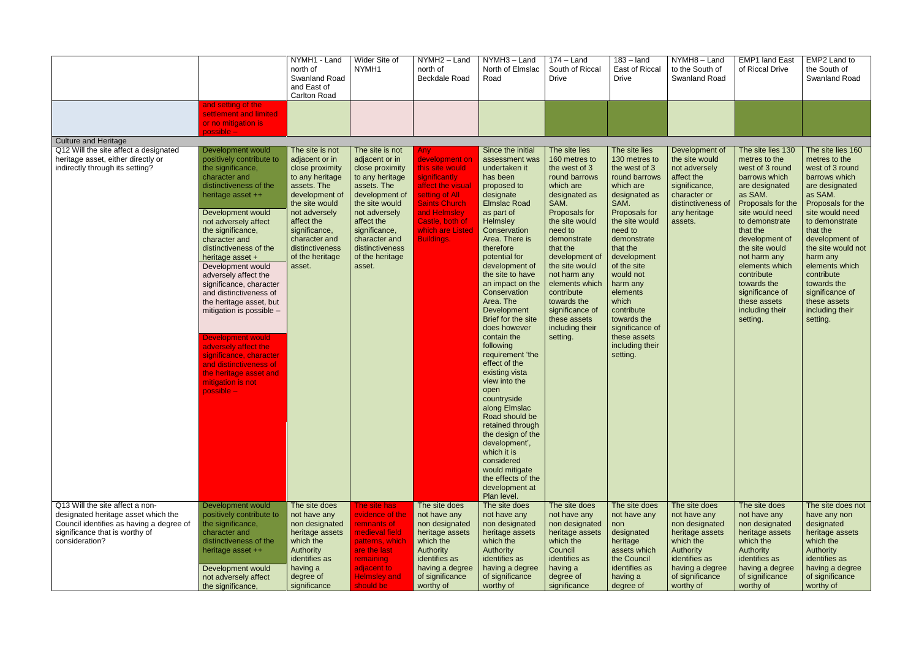| | | NYMH1 - Land north of Swanland Road and East of Carlton Road | Wider Site of NYMH1 | NYMH2 – Land north of Beckdale Road | NYMH3 – Land North of Elmslac Road | 174 – Land South of Riccal Drive | 183 – land East of Riccal Drive | NYMH8 – Land to the South of Swanland Road | EMP1 land East of Riccal Drive | EMP2 Land to the South of Swanland Road |
|---|---|---|---|---|---|---|---|---|---|---|
| | and setting of the settlement and limited or no mitigation is possible – | | | | | | | | | |
| Culture and Heritage | | | | | | | | | | |
| Q12 Will the site affect a designated heritage asset, either directly or indirectly through its setting? | Development would positively contribute to the significance, character and distinctiveness of the heritage asset ++<br><br>Development would not adversely affect the significance, character and distinctiveness of the heritage asset +<br><br>Development would adversely affect the significance, character and distinctiveness of the heritage asset, but mitigation is possible –<br><br>Development would adversely affect the significance, character and distinctiveness of the heritage asset and mitigation is not possible – | The site is not adjacent or in close proximity to any heritage assets. The development of the site would not adversely affect the significance, character and distinctiveness of the heritage asset. | The site is not adjacent or in close proximity to any heritage assets. The development of the site would not adversely affect the significance, character and distinctiveness of the heritage asset. | Any development on this site would significantly affect the visual setting of All Saints Church and Helmsley Castle, both of which are Listed Buildings. | Since the initial assessment was undertaken it has been proposed to designate Elmslac Road as part of Helmsley Conservation Area. There is therefore potential for development of the site to have an impact on the Conservation Area. The Development Brief for the site does however contain the following requirement 'the effect of the existing vista view into the open countryside along Elmslac Road should be retained through the design of the development', which it is considered would mitigate the effects of the development at Plan level. | The site lies 160 metres to the west of 3 round barrows which are designated as SAM. Proposals for the site would need to demonstrate that the development of the site would not harm any elements which contribute towards the significance of these assets including their setting. | The site lies 130 metres to the west of 3 round barrows which are designated as SAM. Proposals for the site would need to demonstrate that development of the site would not harm any elements which contribute towards the significance of these assets including their setting. | Development of the site would not adversely affect the significance, character or distinctiveness of any heritage assets. | The site lies 130 metres to the west of 3 round barrows which are designated as SAM. Proposals for the site would need to demonstrate that the development of the site would not harm any elements which contribute towards the significance of these assets including their setting. | The site lies 160 metres to the west of 3 round barrows which are designated as SAM. Proposals for the site would need to demonstrate that the development of the site would not harm any elements which contribute towards the significance of these assets including their setting. |
| Q13 Will the site affect a non-designated heritage asset which the Council identifies as having a degree of significance that is worthy of consideration? | Development would positively contribute to the significance, character and distinctiveness of the heritage asset ++<br><br>Development would not adversely affect the significance, | The site does not have any non designated heritage assets which the Authority identifies as having a degree of significance | The site has evidence of the remnants of medieval field patterns, which are the last remaining adjacent to Helmsley and should be | The site does not have any non designated heritage assets which the Authority identifies as having a degree of significance worthy of | The site does not have any non designated heritage assets which the Authority identifies as having a degree of significance worthy of | The site does not have any non designated heritage assets which the Council identifies as having a degree of significance | The site does not have any non designated heritage assets which the Council identifies as having a degree of | The site does not have any non designated heritage assets which the Authority identifies as having a degree of significance worthy of | The site does not have any non designated heritage assets which the Authority identifies as having a degree of significance worthy of | The site does not have any non designated heritage assets which the Authority identifies as having a degree of significance worthy of |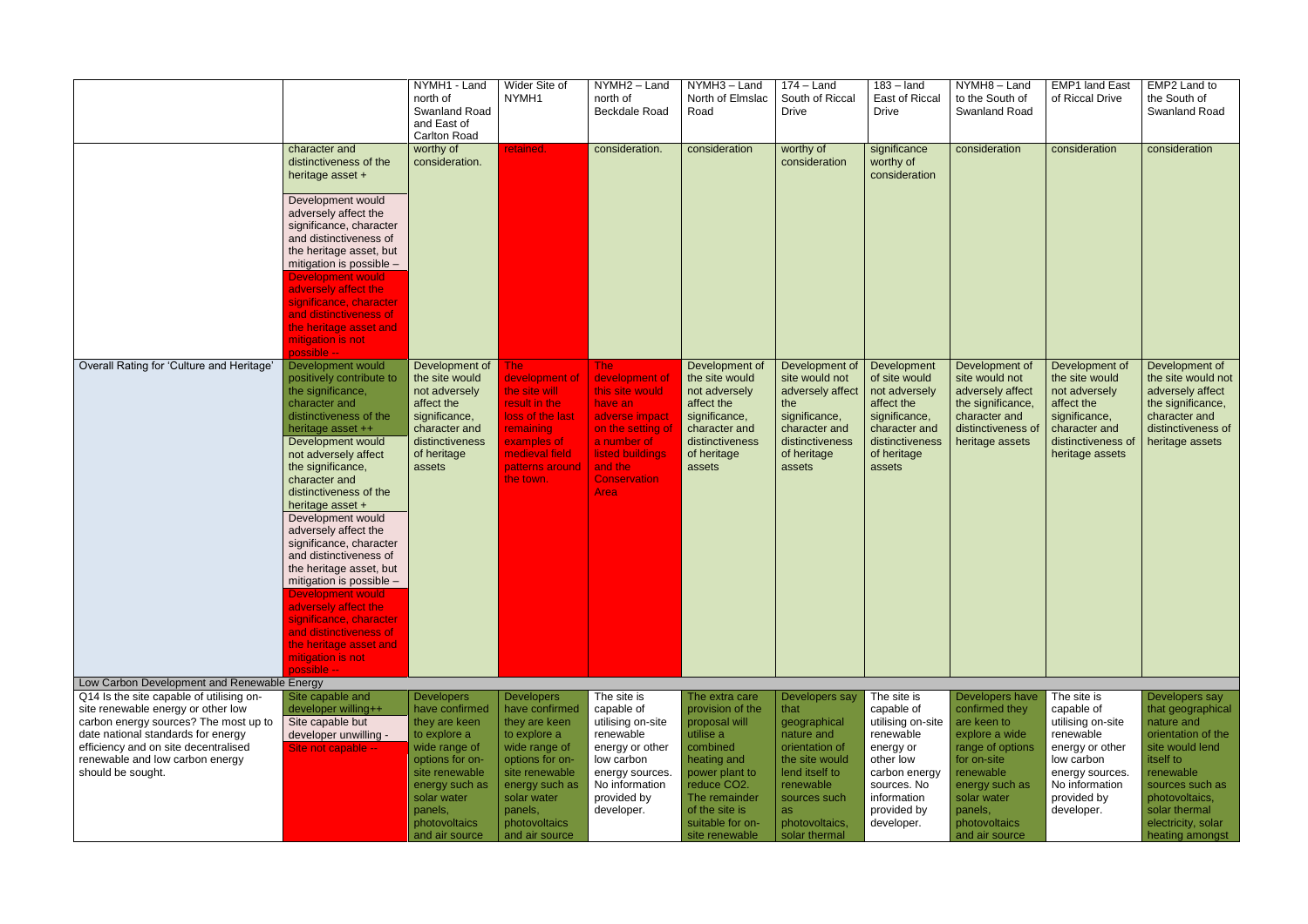| | | NYMH1 - Land north of Swanland Road and East of Carlton Road | Wider Site of NYMH1 | NYMH2 – Land north of Beckdale Road | NYMH3 – Land North of Elmslac Road | 174 – Land South of Riccal Drive | 183 – land East of Riccal Drive | NYMH8 – Land to the South of Swanland Road | EMP1 land East of Riccal Drive | EMP2 Land to the South of Swanland Road |
|---|---|---|---|---|---|---|---|---|---|---|
| | character and distinctiveness of the heritage asset + Development would adversely affect the significance, character and distinctiveness of the heritage asset, but mitigation is possible – Development would adversely affect the significance, character and distinctiveness of the heritage asset and mitigation is not possible -- | worthy of consideration. | retained. | consideration. | consideration | worthy of consideration | significance worthy of consideration | consideration | consideration | consideration |
| Overall Rating for 'Culture and Heritage' | Development would positively contribute to the significance, character and distinctiveness of the heritage asset ++ Development would not adversely affect the significance, character and distinctiveness of the heritage asset + Development would adversely affect the significance, character and distinctiveness of the heritage asset, but mitigation is possible – Development would adversely affect the significance, character and distinctiveness of the heritage asset and mitigation is not possible -- | Development of the site would not adversely affect the significance, character and distinctiveness of heritage assets | The development of the site will result in the loss of the last remaining examples of medieval field patterns around the town. | The development of this site would have an adverse impact on the setting of a number of listed buildings and the Conservation Area | Development of the site would not adversely affect the significance, character and distinctiveness of heritage assets | Development of site would not adversely affect the significance, character and distinctiveness of heritage assets | Development of site would not adversely affect the significance, character and distinctiveness of heritage assets | Development of site would not adversely affect the significance, character and distinctiveness of heritage assets | Development of the site would not adversely affect the significance, character and distinctiveness of heritage assets | Development of the site would not adversely affect the significance, character and distinctiveness of heritage assets |
| Low Carbon Development and Renewable Energy | | | | | | | | | | |
| Q14 Is the site capable of utilising on-site renewable energy or other low carbon energy sources? The most up to date national standards for energy efficiency and on site decentralised renewable and low carbon energy should be sought. | Site capable and developer willing++ Site capable but developer unwilling - Site not capable -- | Developers have confirmed they are keen to explore a wide range of options for on-site renewable energy such as solar water panels, photovoltaics and air source | Developers have confirmed they are keen to explore a wide range of options for on-site renewable energy such as solar water panels, photovoltaics and air source | The site is capable of utilising on-site renewable energy or other low carbon energy sources. No information provided by developer. | The extra care provision of the proposal will utilise a combined heating and power plant to reduce $CO_2$. The remainder of the site is suitable for on-site renewable | Developers say that geographical nature and orientation of the site would lend itself to renewable sources such as photovoltaics, solar thermal | The site is capable of utilising on-site renewable energy or other low carbon energy sources. No information provided by developer. | Developers have confirmed they are keen to explore a wide range of options for on-site renewable energy such as solar water panels, photovoltaics and air source | The site is capable of utilising on-site renewable energy or other low carbon energy sources. No information provided by developer. | Developers say that geographical nature and orientation of the site would lend itself to renewable sources such as photovoltaics, solar thermal electricity, solar heating amongst |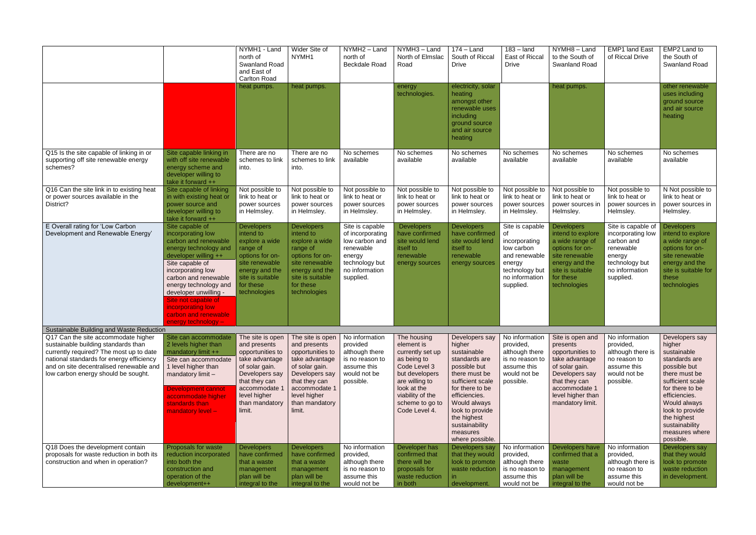| | | NYMH1 - Land north of Swanland Road and East of Carlton Road | Wider Site of NYMH1 | NYMH2 – Land north of Beckdale Road | NYMH3 – Land North of Elmslac Road | 174 – Land South of Riccal Drive | 183 – land East of Riccal Drive | NYMH8 – Land to the South of Swanland Road | EMP1 land East of Riccal Drive | EMP2 Land to the South of Swanland Road |
|---|---|---|---|---|---|---|---|---|---|---|
| | | heat pumps. | heat pumps. | | energy technologies. | electricity, solar heating amongst other renewable uses including ground source and air source heating | | heat pumps. | | other renewable uses including ground source and air source heating |
| Q15 Is the site capable of linking in or supporting off site renewable energy schemes? | Site capable linking in with off site renewable energy scheme and developer willing to take it forward ++ | There are no schemes to link into. | There are no schemes to link into. | No schemes available | No schemes available | No schemes available | No schemes available | No schemes available | No schemes available | No schemes available |
| Q16 Can the site link in to existing heat or power sources available in the District? | Site capable of linking in with existing heat or power source and developer willing to take it forward ++ | Not possible to link to heat or power sources in Helmsley. | Not possible to link to heat or power sources in Helmsley. | Not possible to link to heat or power sources in Helmsley. | Not possible to link to heat or power sources in Helmsley. | Not possible to link to heat or power sources in Helmsley. | Not possible to link to heat or power sources in Helmsley. | Not possible to link to heat or power sources in Helmsley. | Not possible to link to heat or power sources in Helmsley. | N Not possible to link to heat or power sources in Helmsley. |
| E Overall rating for 'Low Carbon Development and Renewable Energy' | Site capable of incorporating low carbon and renewable energy technology and developer willing ++<br>Site capable of incorporating low carbon and renewable energy technology and developer unwilling -<br>Site not capable of incorporating low carbon and renewable energy technology – | Developers intend to explore a wide range of options for on-site renewable energy and the site is suitable for these technologies | Developers intend to explore a wide range of options for on-site renewable energy and the site is suitable for these technologies | Site is capable of incorporating low carbon and renewable energy technology but no information supplied. | Developers have confirmed site would lend itself to renewable energy sources | Developers have confirmed site would lend itself to renewable energy sources | Site is capable of incorporating low carbon and renewable energy technology but no information supplied. | Developers intend to explore a wide range of options for on-site renewable energy and the site is suitable for these technologies | Site is capable of incorporating low carbon and renewable energy technology but no information supplied. | Developers intend to explore a wide range of options for on-site renewable energy and the site is suitable for these technologies |
| Sustainable Building and Waste Reduction | | | | | | | | | | |
| Q17 Can the site accommodate higher sustainable building standards than currently required? The most up to date national standards for energy efficiency and on site decentralised renewable and low carbon energy should be sought. | Site can accommodate 2 levels higher than mandatory limit ++<br>Site can accommodate 1 level higher than mandatory limit –<br>Development cannot accommodate higher standards than mandatory level – | The site is open and presents opportunities to take advantage of solar gain. Developers say that they can accommodate 1 level higher than mandatory limit. | The site is open and presents opportunities to take advantage of solar gain. Developers say that they can accommodate 1 level higher than mandatory limit. | No information provided although there is no reason to assume this would not be possible. | The housing element is currently set up as being to Code Level 3 but developers are willing to look at the viability of the scheme to go to Code Level 4. | Developers say higher sustainable standards are possible but there must be sufficient scale for there to be efficiencies. Would always look to provide the highest sustainability measures where possible. | No information provided, although there is no reason to assume this would not be possible. | Site is open and presents opportunities to take advantage of solar gain. Developers say that they can accommodate 1 level higher than mandatory limit. | No information provided, although there is no reason to assume this would not be possible. | Developers say higher sustainable standards are possible but there must be sufficient scale for there to be efficiencies. Would always look to provide the highest sustainability measures where possible. |
| Q18 Does the development contain proposals for waste reduction in both its construction and when in operation? | Proposals for waste reduction incorporated into both the construction and operation of the development++ | Developers have confirmed that a waste management plan will be integral to the | Developers have confirmed that a waste management plan will be integral to the | No information provided, although there is no reason to assume this would not be | Developer has confirmed that there will be proposals for waste reduction in both | Developers say that they would look to promote waste reduction in development. | No information provided, although there is no reason to assume this would not be | Developers have confirmed that a waste management plan will be integral to the | No information provided, although there is no reason to assume this would not be | Developers say that they would look to promote waste reduction in development. |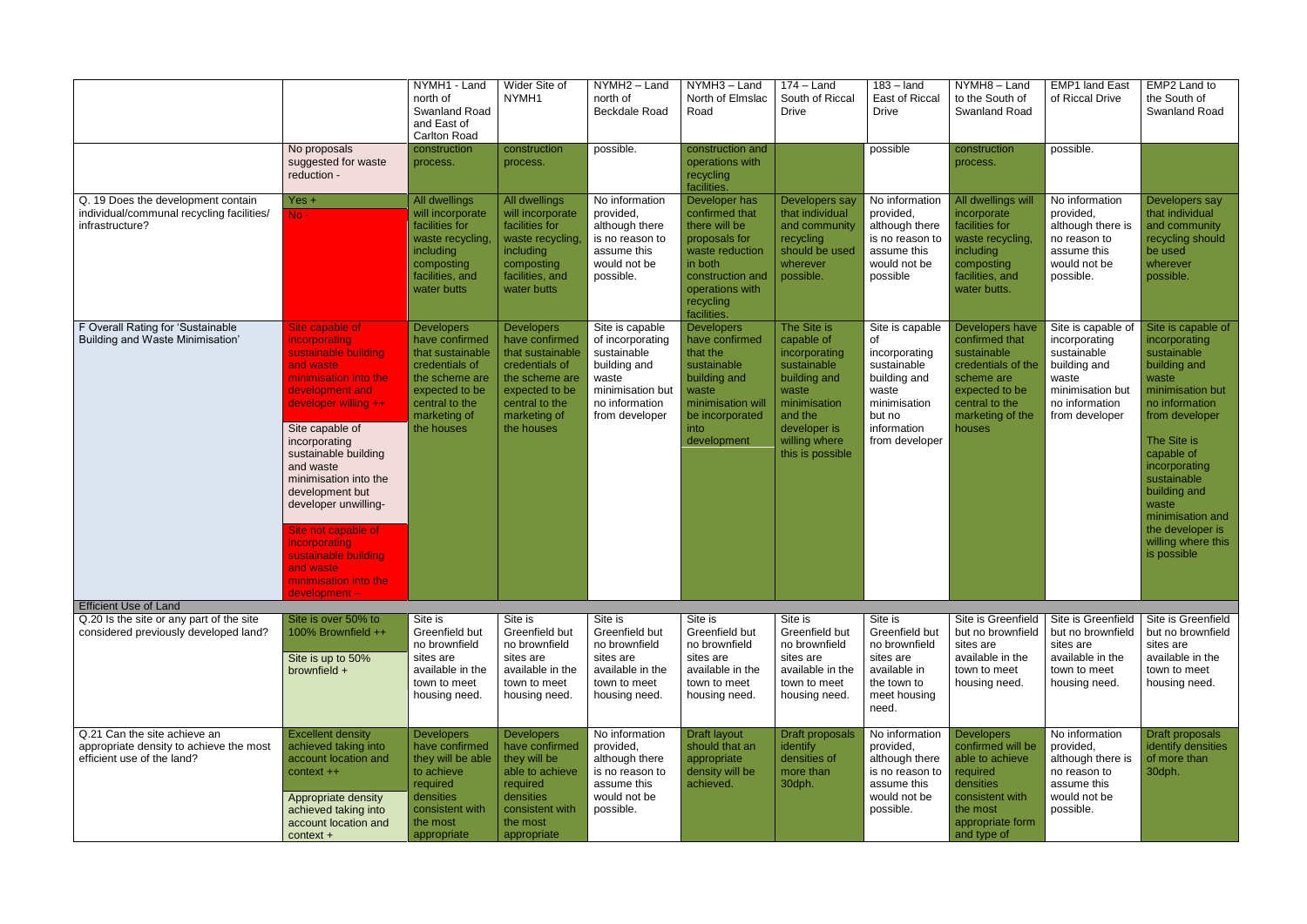| | | NYMH1 - Land north of Swanland Road and East of Carlton Road | Wider Site of NYMH1 | NYMH2 – Land north of Beckdale Road | NYMH3 – Land North of Elmslac Road | 174 – Land South of Riccal Drive | 183 – land East of Riccal Drive | NYMH8 – Land to the South of Swanland Road | EMP1 land East of Riccal Drive | EMP2 Land to the South of Swanland Road |
|---|---|---|---|---|---|---|---|---|---|---|
| | No proposals suggested for waste reduction - | construction process. | construction process. | possible. | construction and operations with recycling facilities. | | possible | construction process. | possible. | |
| Q. 19 Does the development contain individual/communal recycling facilities/ infrastructure? | Yes + No - | All dwellings will incorporate facilities for waste recycling, including composting facilities, and water butts | All dwellings will incorporate facilities for waste recycling, including composting facilities, and water butts | No information provided, although there is no reason to assume this would not be possible. | Developer has confirmed that there will be proposals for waste reduction in both construction and operations with recycling facilities. | Developers say that individual and community recycling should be used wherever possible. | No information provided, although there is no reason to assume this would not be possible | All dwellings will incorporate facilities for waste recycling, including composting facilities, and water butts. | No information provided, although there is no reason to assume this would not be possible. | Developers say that individual and community recycling should be used wherever possible. |
| F Overall Rating for 'Sustainable Building and Waste Minimisation' | Site capable of incorporating sustainable building and waste minimisation into the development and developer willing ++ <br><br> Site capable of incorporating sustainable building and waste minimisation into the development but developer unwilling- <br><br> Site not capable of incorporating sustainable building and waste minimisation into the development – | Developers have confirmed that sustainable credentials of the scheme are expected to be central to the marketing of the houses | Developers have confirmed that sustainable credentials of the scheme are expected to be central to the marketing of the houses | Site is capable of incorporating sustainable building and waste minimisation but no information from developer | Developers have confirmed that the sustainable building and waste minimisation will be incorporated into development | The Site is capable of incorporating sustainable building and waste minimisation and the developer is willing where this is possible | Site is capable of incorporating sustainable building and waste minimisation but no information from developer | Developers have confirmed that sustainable credentials of the scheme are expected to be central to the marketing of the houses | Site is capable of incorporating sustainable building and waste minimisation but no information from developer | Site is capable of incorporating sustainable building and waste minimisation but no information from developer <br><br> The Site is capable of incorporating sustainable building and waste minimisation and the developer is willing where this is possible |
| **Efficient Use of Land** | | | | | | | | | | |
| Q.20 Is the site or any part of the site considered previously developed land? | Site is over 50% to 100% Brownfield ++ <br><br> Site is up to 50% brownfield + | Site is Greenfield but no brownfield sites are available in the town to meet housing need. | Site is Greenfield but no brownfield sites are available in the town to meet housing need. | Site is Greenfield but no brownfield sites are available in the town to meet housing need. | Site is Greenfield but no brownfield sites are available in the town to meet housing need. | Site is Greenfield but no brownfield sites are available in the town to meet housing need. | Site is Greenfield but no brownfield sites are available in the town to meet housing need. | Site is Greenfield but no brownfield sites are available in the town to meet housing need. | Site is Greenfield but no brownfield sites are available in the town to meet housing need. | Site is Greenfield but no brownfield sites are available in the town to meet housing need. |
| Q.21 Can the site achieve an appropriate density to achieve the most efficient use of the land? | Excellent density achieved taking into account location and context ++ <br><br> Appropriate density achieved taking into account location and context + | Developers have confirmed they will be able to achieve required densities consistent with the most appropriate | Developers have confirmed they will be able to achieve required densities consistent with the most appropriate | No information provided, although there is no reason to assume this would not be possible. | Draft layout should that an appropriate density will be achieved. | Draft proposals identify densities of more than 30dph. | No information provided, although there is no reason to assume this would not be possible. | Developers confirmed will be able to achieve required densities consistent with the most appropriate form and type of | No information provided, although there is no reason to assume this would not be possible. | Draft proposals identify densities of more than 30dph. |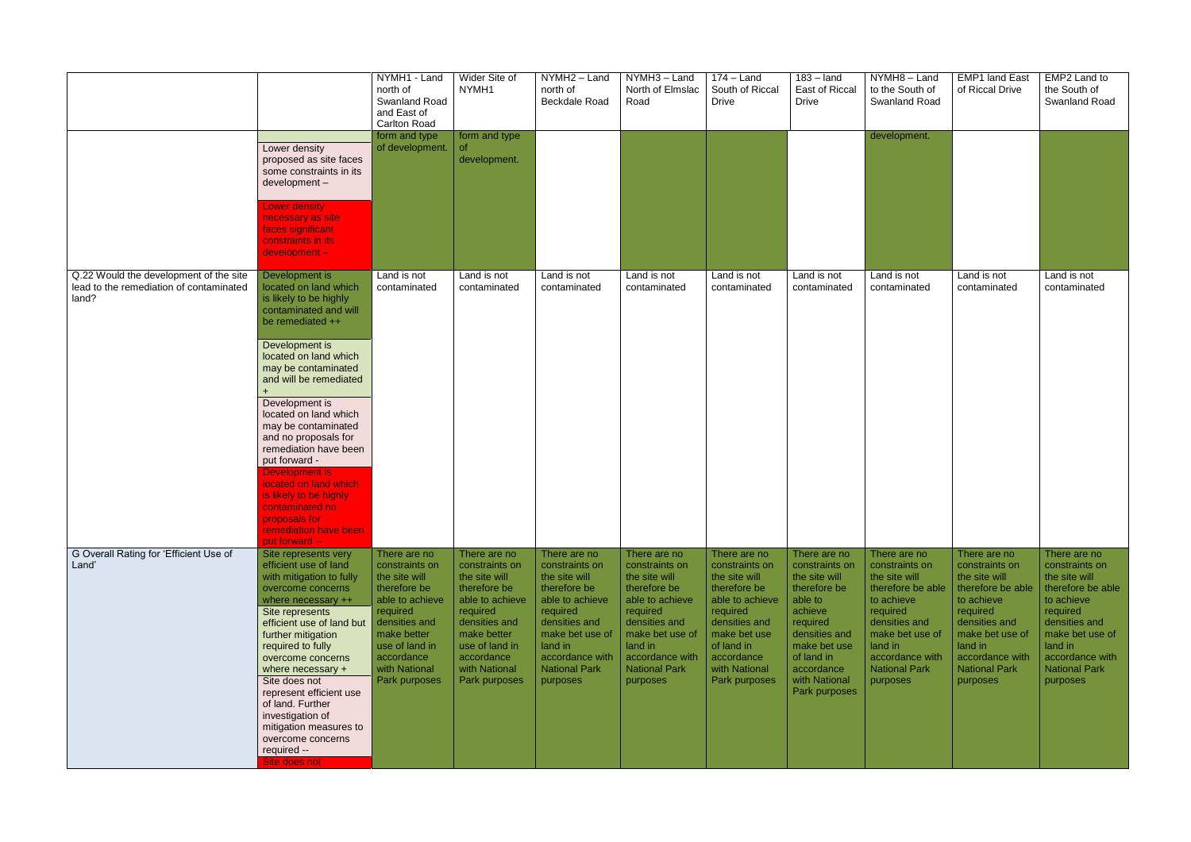| | | NYMH1 - Land north of Swanland Road and East of Carlton Road | Wider Site of NYMH1 | NYMH2 – Land north of Beckdale Road | NYMH3 – Land North of Elmslac Road | 174 – Land South of Riccal Drive | 183 – land East of Riccal Drive | NYMH8 – Land to the South of Swanland Road | EMP1 land East of Riccal Drive | EMP2 Land to the South of Swanland Road |
|---|---|---|---|---|---|---|---|---|---|---|
| | Lower density proposed as site faces some constraints in its development – <br><br> Lower density necessary as site faces significant constraints in its development – | form and type of development. | form and type of development. | | | | | development. | | |
| Q.22 Would the development of the site lead to the remediation of contaminated land? | Development is located on land which is likely to be highly contaminated and will be remediated ++ <br><br> Development is located on land which may be contaminated and will be remediated + <br><br> Development is located on land which may be contaminated and no proposals for remediation have been put forward - <br><br> Development is located on land which is likely to be highly contaminated no proposals for remediation have been put forward -- | Land is not contaminated | Land is not contaminated | Land is not contaminated | Land is not contaminated | Land is not contaminated | Land is not contaminated | Land is not contaminated | Land is not contaminated | Land is not contaminated |
| G Overall Rating for 'Efficient Use of Land' | Site represents very efficient use of land with mitigation to fully overcome concerns where necessary ++ <br><br> Site represents efficient use of land but further mitigation required to fully overcome concerns where necessary + <br><br> Site does not represent efficient use of land. Further investigation of mitigation measures to overcome concerns required -- <br><br> Site does not | There are no constraints on the site will therefore be able to achieve required densities and make better use of land in accordance with National Park purposes | There are no constraints on the site will therefore be able to achieve required densities and make better use of land in accordance with National Park purposes | There are no constraints on the site will therefore be able to achieve required densities and make bet use of land in accordance with National Park purposes | There are no constraints on the site will therefore be able to achieve required densities and make bet use of land in accordance with National Park purposes | There are no constraints on the site will therefore be able to achieve required densities and make bet use of land in accordance with National Park purposes | There are no constraints on the site will therefore be able to achieve required densities and make bet use of land in accordance with National Park purposes | There are no constraints on the site will therefore be able to achieve required densities and make bet use of land in accordance with National Park purposes | There are no constraints on the site will therefore be able to achieve required densities and make bet use of land in accordance with National Park purposes | There are no constraints on the site will therefore be able to achieve required densities and make bet use of land in accordance with National Park purposes |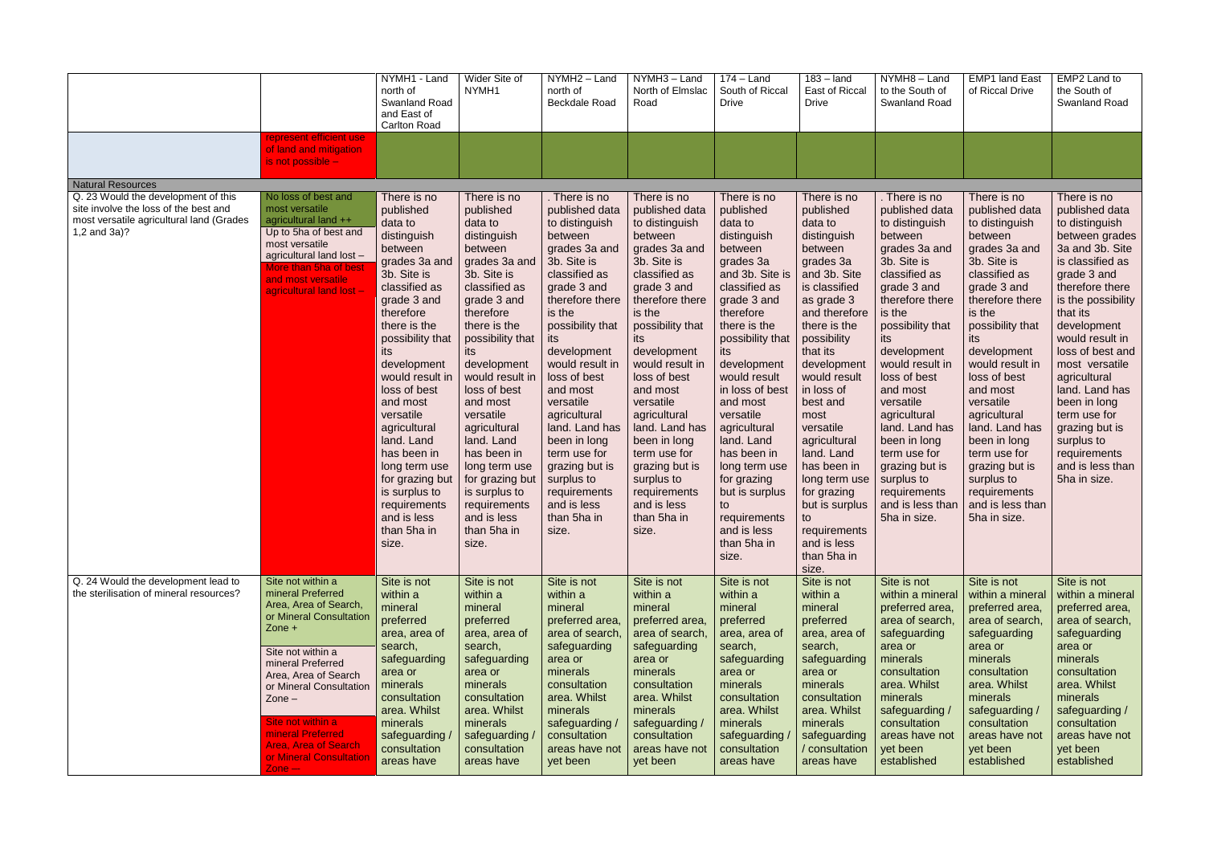| | | NYMH1 - Land north of Swanland Road and East of Carlton Road | Wider Site of NYMH1 | NYMH2 – Land north of Beckdale Road | NYMH3 – Land North of Elmslac Road | 174 – Land South of Riccal Drive | 183 – land East of Riccal Drive | NYMH8 – Land to the South of Swanland Road | EMP1 land East of Riccal Drive | EMP2 Land to the South of Swanland Road |
|---|---|---|---|---|---|---|---|---|---|---|
| | represent efficient use of land and mitigation is not possible – | | | | | | | | | |
| Natural Resources | | | | | | | | | | |
| Q. 23 Would the development of this site involve the loss of the best and most versatile agricultural land (Grades 1,2 and 3a)? | No loss of best and most versatile agricultural land ++<br>Up to 5ha of best and most versatile agricultural land lost –<br>More than 5ha of best and most versatile agricultural land lost – | There is no published data to distinguish between grades 3a and 3b. Site is classified as grade 3 and therefore there is the possibility that its development would result in loss of best and most versatile agricultural land. Land has been in long term use for grazing but is surplus to requirements and is less than 5ha in size. | There is no published data to distinguish between grades 3a and 3b. Site is classified as grade 3 and therefore there is the possibility that its development would result in loss of best and most versatile agricultural land. Land has been in long term use for grazing but is surplus to requirements and is less than 5ha in size. | . There is no published data to distinguish between grades 3a and 3b. Site is classified as grade 3 and therefore there is the possibility that its development would result in loss of best and most versatile agricultural land. Land has been in long term use for grazing but is surplus to requirements and is less than 5ha in size. | There is no published data to distinguish between grades 3a and 3b. Site is classified as grade 3 and therefore there is the possibility that its development would result in loss of best and most versatile agricultural land. Land has been in long term use for grazing but is surplus to requirements and is less than 5ha in size. | There is no published data to distinguish between grades 3a and 3b. Site is classified as grade 3 and therefore there is the possibility that its development would result in loss of best and most versatile agricultural land. Land has been in long term use for grazing but is surplus to requirements and is less than 5ha in size. | There is no published data to distinguish between grades 3a and 3b. Site is classified as grade 3 and therefore there is the possibility that its development would result in loss of best and most versatile agricultural land. Land has been in long term use for grazing but is surplus to requirements and is less than 5ha in size. | . There is no published data to distinguish between grades 3a and 3b. Site is classified as grade 3 and therefore there is the possibility that its development would result in loss of best and most versatile agricultural land. Land has been in long term use for grazing but is surplus to requirements and is less than 5ha in size. | There is no published data to distinguish between grades 3a and 3b. Site is classified as grade 3 and therefore there is the possibility that its development would result in loss of best and most versatile agricultural land. Land has been in long term use for grazing but is surplus to requirements and is less than 5ha in size. | There is no published data to distinguish between grades 3a and 3b. Site is classified as grade 3 and therefore there is the possibility that its development would result in loss of best and most versatile agricultural land. Land has been in long term use for grazing but is surplus to requirements and is less than 5ha in size. |
| Q. 24 Would the development lead to the sterilisation of mineral resources? | Site not within a mineral Preferred Area, Area of Search, or Mineral Consultation Zone +<br>Site not within a mineral Preferred Area, Area of Search or Mineral Consultation Zone –<br>Site not within a mineral Preferred Area, Area of Search or Mineral Consultation Zone -- | Site is not within a mineral preferred area, area of search, safeguarding area or minerals consultation area. Whilst minerals safeguarding / consultation areas have | Site is not within a mineral preferred area, area of search, safeguarding area or minerals consultation area. Whilst minerals safeguarding / consultation areas have | Site is not within a mineral preferred area, area of search, safeguarding area or minerals consultation area. Whilst minerals safeguarding / consultation areas have not yet been | Site is not within a mineral preferred area, area of search, safeguarding area or minerals consultation area. Whilst minerals safeguarding / consultation areas have not yet been | Site is not within a mineral preferred area, area of search, safeguarding area or minerals consultation area. Whilst minerals safeguarding / consultation areas have | Site is not within a mineral preferred area, area of search, safeguarding area or minerals consultation area. Whilst minerals safeguarding / consultation areas have | Site is not within a mineral preferred area, area of search, safeguarding area or minerals consultation area. Whilst minerals safeguarding / consultation areas have not yet been established | Site is not within a mineral preferred area, area of search, safeguarding area or minerals consultation area. Whilst minerals safeguarding / consultation areas have not yet been established | Site is not within a mineral preferred area, area of search, safeguarding area or minerals consultation area. Whilst minerals safeguarding / consultation areas have not yet been established |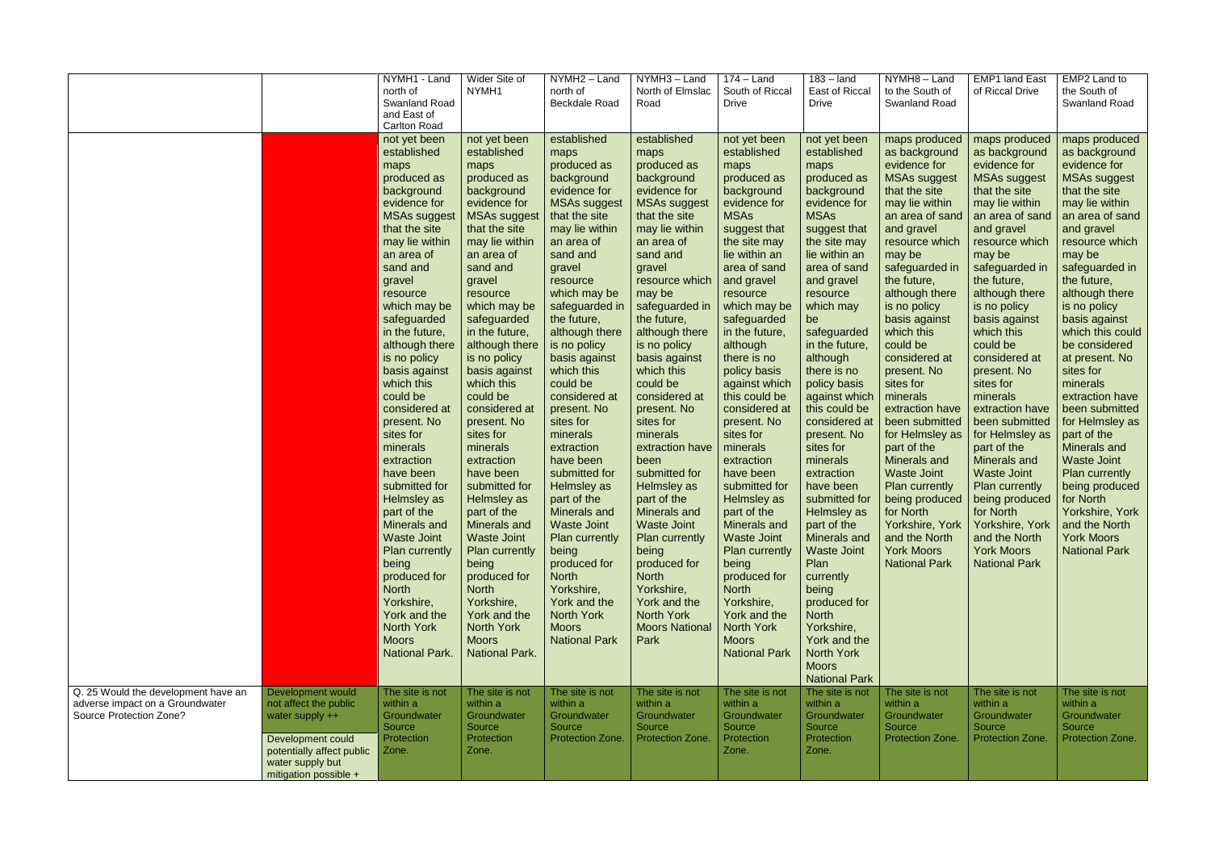| | | NYMH1 - Land north of Swanland Road and East of Carlton Road | Wider Site of NYMH1 | NYMH2 – Land north of Beckdale Road | NYMH3 – Land North of Elmslac Road | 174 – Land South of Riccal Drive | 183 – land East of Riccal Drive | NYMH8 – Land to the South of Swanland Road | EMP1 land East of Riccal Drive | EMP2 Land to the South of Swanland Road |
|---|---|---|---|---|---|---|---|---|---|---|
| | | not yet been established maps produced as background evidence for MSAs suggest that the site may lie within an area of sand and gravel resource which may be safeguarded in the future, although there is no policy basis against which this could be considered at present. No sites for minerals extraction have been submitted for Helmsley as part of the Minerals and Waste Joint Plan currently being produced for North Yorkshire, York and the North York Moors National Park. | not yet been established maps produced as background evidence for MSAs suggest that the site may lie within an area of sand and gravel resource which may be safeguarded in the future, although there is no policy basis against which this could be considered at present. No sites for minerals extraction have been submitted for Helmsley as part of the Minerals and Waste Joint Plan currently being produced for North Yorkshire, York and the North York Moors National Park. | established maps produced as background evidence for MSAs suggest that the site may lie within an area of sand and gravel resource which may be safeguarded in the future, although there is no policy basis against which this could be considered at present. No sites for minerals extraction have been submitted for Helmsley as part of the Minerals and Waste Joint Plan currently being produced for North Yorkshire, York and the North York Moors National Park | established maps produced as background evidence for MSAs suggest that the site may lie within an area of sand and gravel resource which may be safeguarded in the future, although there is no policy basis against which this could be considered at present. No sites for minerals extraction have been submitted for Helmsley as part of the Minerals and Waste Joint Plan currently being produced for North Yorkshire, York and the North York Moors National Park | not yet been established maps produced as background evidence for MSAs suggest that the site may lie within an area of sand and gravel resource which may be safeguarded in the future, although there is no policy basis against which this could be considered at present. No sites for minerals extraction have been submitted for Helmsley as part of the Minerals and Waste Joint Plan currently being produced for North Yorkshire, York and the North York Moors National Park | not yet been established maps produced as background evidence for MSAs suggest that the site may lie within an area of sand and gravel resource which may be safeguarded in the future, although there is no policy basis against which this could be considered at present. No sites for minerals extraction have been submitted for Helmsley as part of the Minerals and Waste Joint Plan currently being produced for North Yorkshire, York and the North York Moors National Park | maps produced as background evidence for MSAs suggest that the site may lie within an area of sand and gravel resource which may be safeguarded in the future, although there is no policy basis against which this could be considered at present. No sites for minerals extraction have been submitted for Helmsley as part of the Minerals and Waste Joint Plan currently being produced for North Yorkshire, York and the North York Moors National Park | maps produced as background evidence for MSAs suggest that the site may lie within an area of sand and gravel resource which may be safeguarded in the future, although there is no policy basis against which this could be considered at present. No sites for minerals extraction have been submitted for Helmsley as part of the Minerals and Waste Joint Plan currently being produced for North Yorkshire, York and the North York Moors National Park | maps produced as background evidence for MSAs suggest that the site may lie within an area of sand and gravel resource which may be safeguarded in the future, although there is no policy basis against which this could be considered at present. No sites for minerals extraction have been submitted for Helmsley as part of the Minerals and Waste Joint Plan currently being produced for North Yorkshire, York and the North York Moors National Park |
| Q. 25 Would the development have an adverse impact on a Groundwater Source Protection Zone? | Development would not affect the public water supply ++<br><br>Development could potentially affect public water supply but mitigation possible + | The site is not within a Groundwater Source Protection Zone. | The site is not within a Groundwater Source Protection Zone. | The site is not within a Groundwater Source Protection Zone. | The site is not within a Groundwater Source Protection Zone. | The site is not within a Groundwater Source Protection Zone. | The site is not within a Groundwater Source Protection Zone. | The site is not within a Groundwater Source Protection Zone. | The site is not within a Groundwater Source Protection Zone. | The site is not within a Groundwater Source Protection Zone. |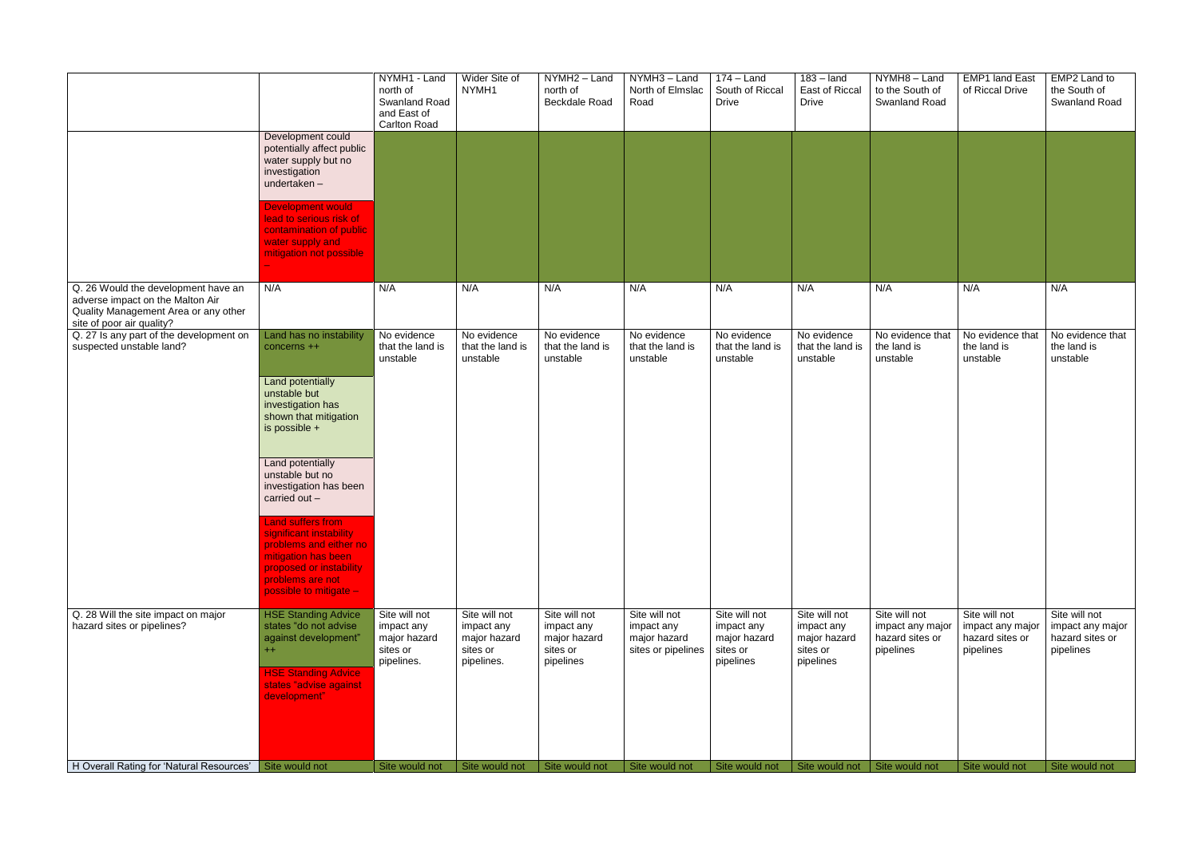| | | NYMH1 - Land north of Swanland Road and East of Carlton Road | Wider Site of NYMH1 | NYMH2 – Land north of Beckdale Road | NYMH3 – Land North of Elmslac Road | 174 – Land South of Riccal Drive | 183 – land East of Riccal Drive | NYMH8 – Land to the South of Swanland Road | EMP1 land East of Riccal Drive | EMP2 Land to the South of Swanland Road |
|---|---|---|---|---|---|---|---|---|---|---|
| | Development could potentially affect public water supply but no investigation undertaken – <br> Development would lead to serious risk of contamination of public water supply and mitigation not possible – | | | | | | | | | |
| Q. 26 Would the development have an adverse impact on the Malton Air Quality Management Area or any other site of poor air quality? | N/A | N/A | N/A | N/A | N/A | N/A | N/A | N/A | N/A | N/A |
| Q. 27 Is any part of the development on suspected unstable land? | Land has no instability concerns ++ <br> Land potentially unstable but investigation has shown that mitigation is possible + <br> Land potentially unstable but no investigation has been carried out – <br> Land suffers from significant instability problems and either no mitigation has been proposed or instability problems are not possible to mitigate – | No evidence that the land is unstable | No evidence that the land is unstable | No evidence that the land is unstable | No evidence that the land is unstable | No evidence that the land is unstable | No evidence that the land is unstable | No evidence that the land is unstable | No evidence that the land is unstable | No evidence that the land is unstable |
| Q. 28 Will the site impact on major hazard sites or pipelines? | HSE Standing Advice states "do not advise against development" ++ <br> HSE Standing Advice states "advise against development" | Site will not impact any major hazard sites or pipelines. | Site will not impact any major hazard sites or pipelines. | Site will not impact any major hazard sites or pipelines | Site will not impact any major hazard sites or pipelines | Site will not impact any major hazard sites or pipelines | Site will not impact any major hazard sites or pipelines | Site will not impact any major hazard sites or pipelines | Site will not impact any major hazard sites or pipelines | Site will not impact any major hazard sites or pipelines |
| H Overall Rating for 'Natural Resources' | Site would not | Site would not | Site would not | Site would not | Site would not | Site would not | Site would not | Site would not | Site would not | Site would not |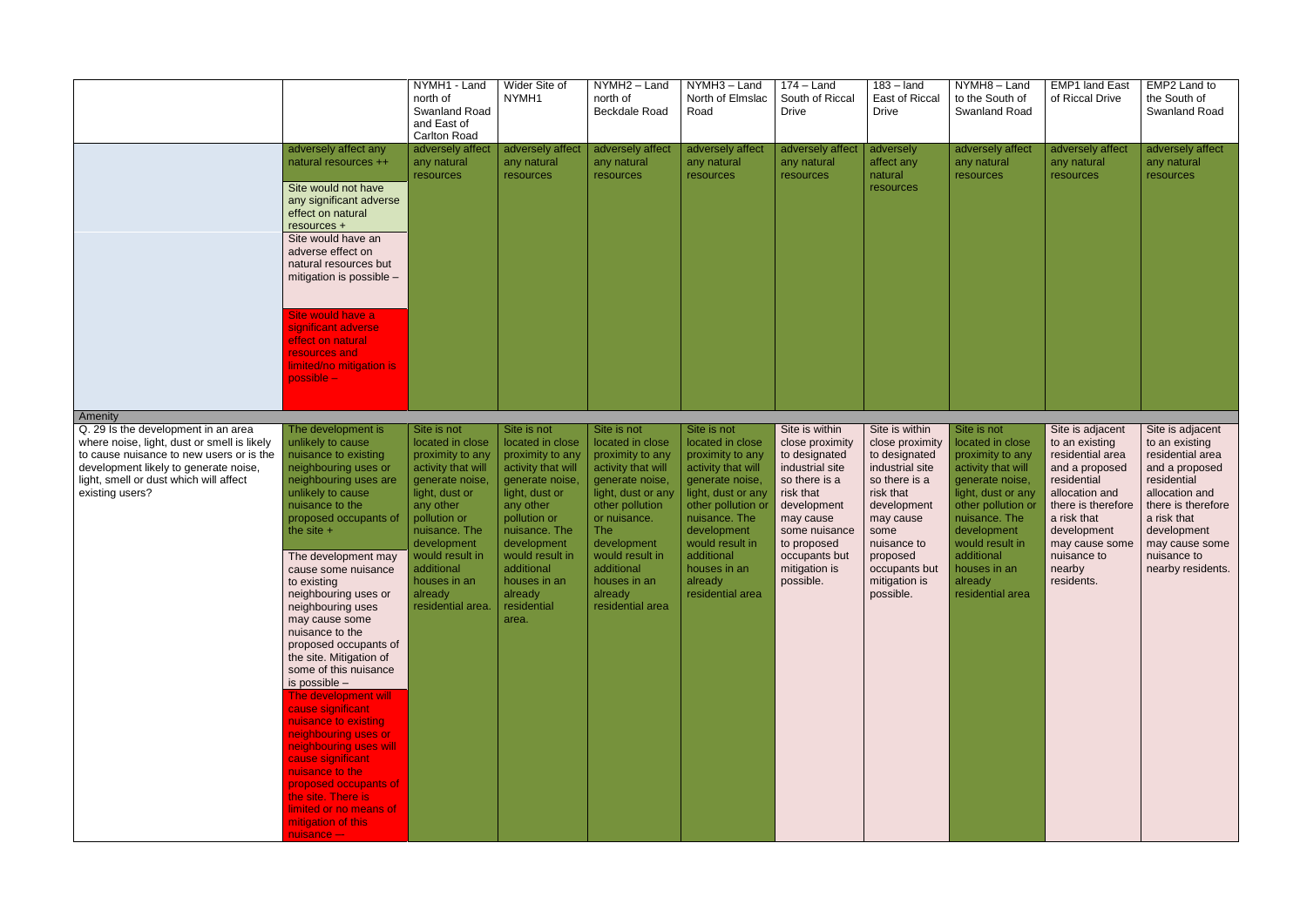| | | NYMH1 - Land north of Swanland Road and East of Carlton Road | Wider Site of NYMH1 | NYMH2 – Land north of Beckdale Road | NYMH3 – Land North of Elmslac Road | 174 – Land South of Riccal Drive | 183 – land East of Riccal Drive | NYMH8 – Land to the South of Swanland Road | EMP1 land East of Riccal Drive | EMP2 Land to the South of Swanland Road |
|---|---|---|---|---|---|---|---|---|---|---|
| | adversely affect any natural resources ++<br><br>Site would not have any significant adverse effect on natural resources +<br><br>Site would have an adverse effect on natural resources but mitigation is possible –<br><br>Site would have a significant adverse effect on natural resources and limited/no mitigation is possible – | adversely affect any natural resources | adversely affect any natural resources | adversely affect any natural resources | adversely affect any natural resources | adversely affect any natural resources | adversely affect any natural resources | adversely affect any natural resources | adversely affect any natural resources | adversely affect any natural resources |
| Amenity | | | | | | | | | | |
| Q. 29 Is the development in an area where noise, light, dust or smell is likely to cause nuisance to new users or is the development likely to generate noise, light, smell or dust which will affect existing users? | The development is unlikely to cause nuisance to existing neighbouring uses or neighbouring uses are unlikely to cause nuisance to the proposed occupants of the site +<br><br>The development may cause some nuisance to existing neighbouring uses or neighbouring uses may cause some nuisance to the proposed occupants of the site. Mitigation of some of this nuisance is possible –<br><br>The development will cause significant nuisance to existing neighbouring uses or neighbouring uses will cause significant nuisance to the proposed occupants of the site. There is limited or no means of mitigation of this nuisance -- | Site is not located in close proximity to any activity that will generate noise, light, dust or any other pollution or nuisance. The development would result in additional houses in an already residential area. | Site is not located in close proximity to any activity that will generate noise, light, dust or any other pollution or nuisance. The development would result in additional houses in an already residential area. | Site is not located in close proximity to any activity that will generate noise, light, dust or any other pollution or nuisance. The development would result in additional houses in an already residential area | Site is not located in close proximity to any activity that will generate noise, light, dust or any other pollution or nuisance. The development would result in additional houses in an already residential area | Site is within close proximity to designated industrial site so there is a risk that development may cause some nuisance to proposed occupants but mitigation is possible. | Site is within close proximity to designated industrial site so there is a risk that development may cause some nuisance to proposed occupants but mitigation is possible. | Site is not located in close proximity to any activity that will generate noise, light, dust or any other pollution or nuisance. The development would result in additional houses in an already residential area | Site is adjacent to an existing residential area and a proposed residential allocation and there is therefore a risk that development may cause some nuisance to nearby residents. | Site is adjacent to an existing residential area and a proposed residential allocation and there is therefore a risk that development may cause some nuisance to nearby residents. |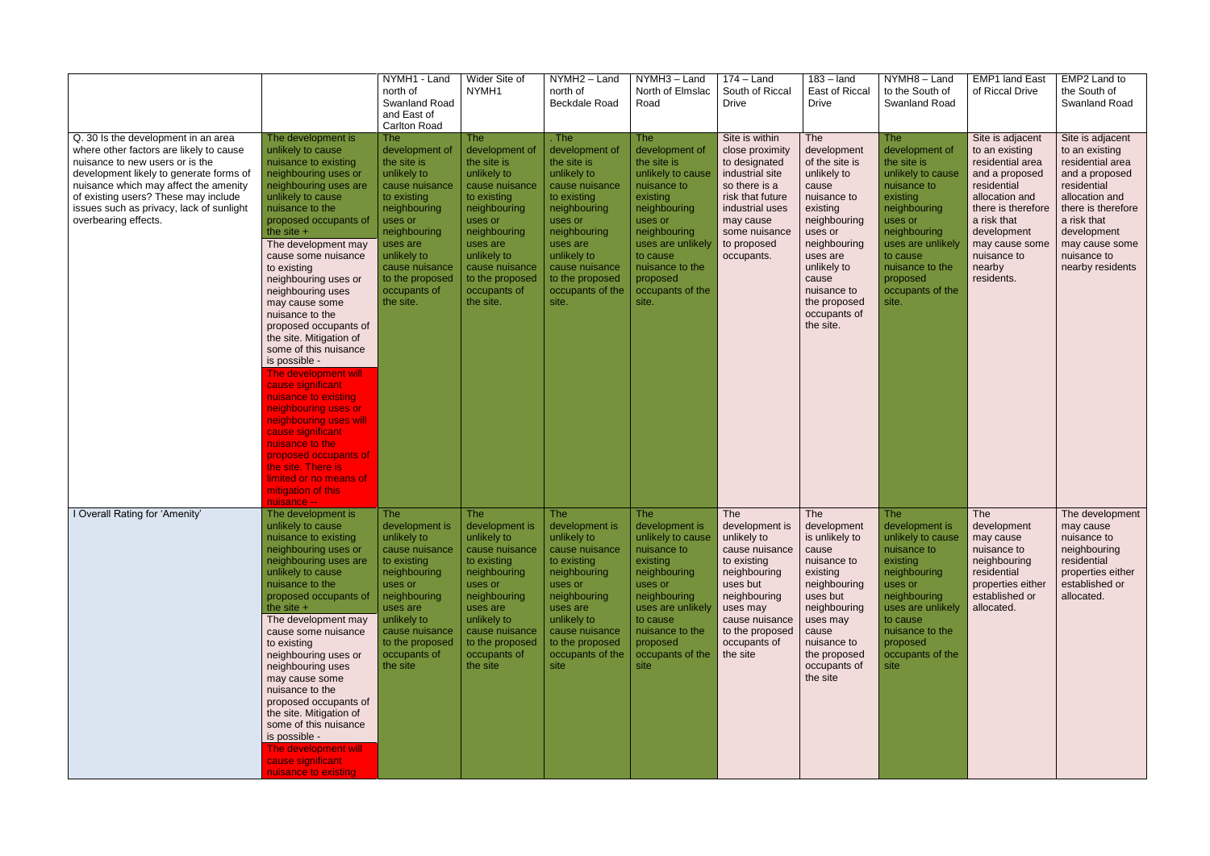| | | NYMH1 - Land north of Swanland Road and East of Carlton Road | Wider Site of NYMH1 | NYMH2 – Land north of Beckdale Road | NYMH3 – Land North of Elmslac Road | 174 – Land South of Riccal Drive | 183 – land East of Riccal Drive | NYMH8 – Land to the South of Swanland Road | EMP1 land East of Riccal Drive | EMP2 Land to the South of Swanland Road |
|---|---|---|---|---|---|---|---|---|---|---|
| Q. 30 Is the development in an area where other factors are likely to cause nuisance to new users or is the development likely to generate forms of nuisance which may affect the amenity of existing users? These may include issues such as privacy, lack of sunlight overbearing effects. | The development is unlikely to cause nuisance to existing neighbouring uses or neighbouring uses are unlikely to cause nuisance to the proposed occupants of the site + The development may cause some nuisance to existing neighbouring uses or neighbouring uses may cause some nuisance to the proposed occupants of the site. Mitigation of some of this nuisance is possible - The development will cause significant nuisance to existing neighbouring uses or neighbouring uses will cause significant nuisance to the proposed occupants of the site. There is limited or no means of mitigation of this nuisance -- | The development of the site is unlikely to cause nuisance to existing neighbouring uses or neighbouring uses are unlikely to cause nuisance to the proposed occupants of the site. | The development of the site is unlikely to cause nuisance to existing neighbouring uses or neighbouring uses are unlikely to cause nuisance to the proposed occupants of the site. | . The development of the site is unlikely to cause nuisance to existing neighbouring uses or neighbouring uses are unlikely to cause nuisance to the proposed occupants of the site. | The development of the site is unlikely to cause nuisance to existing neighbouring uses or neighbouring uses are unlikely to cause nuisance to the proposed occupants of the site. | Site is within close proximity to designated industrial site so there is a risk that future industrial uses may cause some nuisance to proposed occupants. | The development of the site is unlikely to cause nuisance to existing neighbouring uses or neighbouring uses are unlikely to cause nuisance to the proposed occupants of the site. | The development of the site is unlikely to cause nuisance to existing neighbouring uses or neighbouring uses are unlikely to cause nuisance to the proposed occupants of the site. | Site is adjacent to an existing residential area and a proposed residential allocation and there is therefore a risk that development may cause some nuisance to nearby residents. | Site is adjacent to an existing residential area and a proposed residential allocation and there is therefore a risk that development may cause some nuisance to nearby residents |
| I Overall Rating for 'Amenity' | The development is unlikely to cause nuisance to existing neighbouring uses or neighbouring uses are unlikely to cause nuisance to the proposed occupants of the site + The development may cause some nuisance to existing neighbouring uses or neighbouring uses may cause some nuisance to the proposed occupants of the site. Mitigation of some of this nuisance is possible - The development will cause significant nuisance to existing | The development is unlikely to cause nuisance to existing neighbouring uses or neighbouring uses are unlikely to cause nuisance to the proposed occupants of the site | The development is unlikely to cause nuisance to existing neighbouring uses or neighbouring uses are unlikely to cause nuisance to the proposed occupants of the site | The development is unlikely to cause nuisance to existing neighbouring uses or neighbouring uses are unlikely to cause nuisance to the proposed occupants of the site | The development is unlikely to cause nuisance to existing neighbouring uses or neighbouring uses are unlikely to cause nuisance to the proposed occupants of the site | The development is unlikely to cause nuisance to existing neighbouring uses but neighbouring uses may cause nuisance to the proposed occupants of the site | The development is unlikely to cause nuisance to existing neighbouring uses but neighbouring uses may cause nuisance to the proposed occupants of the site | The development is unlikely to cause nuisance to existing neighbouring uses or neighbouring uses are unlikely to cause nuisance to the proposed occupants of the site | The development may cause nuisance to neighbouring residential properties either established or allocated. | The development may cause nuisance to neighbouring residential properties either established or allocated. |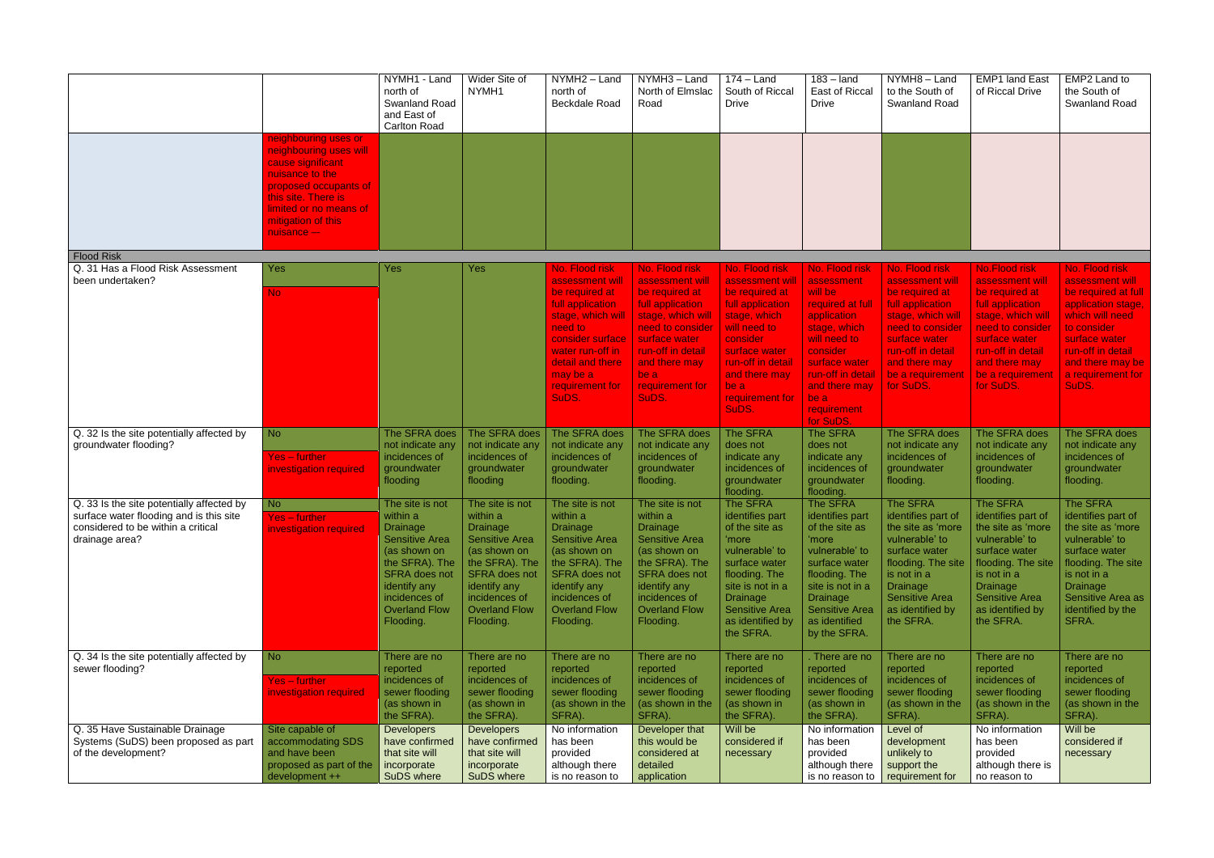| | | NYMH1 - Land north of Swanland Road and East of Carlton Road | Wider Site of NYMH1 | NYMH2 – Land north of Beckdale Road | NYMH3 – Land North of Elmslac Road | 174 – Land South of Riccal Drive | 183 – land East of Riccal Drive | NYMH8 – Land to the South of Swanland Road | EMP1 land East of Riccal Drive | EMP2 Land to the South of Swanland Road |
|---|---|---|---|---|---|---|---|---|---|---|
| | neighbouring uses or neighbouring uses will cause significant nuisance to the proposed occupants of this site. There is limited or no means of mitigation of this nuisance -- | | | | | | | | | |
| Flood Risk | | | | | | | | | | |
| Q. 31 Has a Flood Risk Assessment been undertaken? | Yes<br>No | Yes | Yes | No. Flood risk assessment will be required at full application stage, which will need to consider surface water run-off in detail and there may be a requirement for SuDS. | No. Flood risk assessment will be required at full application stage, which will need to consider surface water run-off in detail and there may be a requirement for SuDS. | No. Flood risk assessment will be required at full application stage, which will need to consider surface water run-off in detail and there may be a requirement for SuDS. | No. Flood risk assessment will be required at full application stage, which will need to consider surface water run-off in detail and there may be a requirement for SuDS. | No. Flood risk assessment will be required at full application stage, which will need to consider surface water run-off in detail and there may be a requirement for SuDS. | No.Flood risk assessment will be required at full application stage, which will need to consider surface water run-off in detail and there may be a requirement for SuDS. | No. Flood risk assessment will be required at full application stage, which will need to consider surface water run-off in detail and there may be a requirement for SuDS. |
| Q. 32 Is the site potentially affected by groundwater flooding? | No<br>Yes – further investigation required | The SFRA does not indicate any incidences of groundwater flooding | The SFRA does not indicate any incidences of groundwater flooding | The SFRA does not indicate any incidences of groundwater flooding. | The SFRA does not indicate any incidences of groundwater flooding. | The SFRA does not indicate any incidences of groundwater flooding. | The SFRA does not indicate any incidences of groundwater flooding. | The SFRA does not indicate any incidences of groundwater flooding. | The SFRA does not indicate any incidences of groundwater flooding. | The SFRA does not indicate any incidences of groundwater flooding. |
| Q. 33 Is the site potentially affected by surface water flooding and is this site considered to be within a critical drainage area? | No<br>Yes – further investigation required | The site is not within a Drainage Sensitive Area (as shown on the SFRA). The SFRA does not identify any incidences of Overland Flow Flooding. | The site is not within a Drainage Sensitive Area (as shown on the SFRA). The SFRA does not identify any incidences of Overland Flow Flooding. | The site is not within a Drainage Sensitive Area (as shown on the SFRA). The SFRA does not identify any incidences of Overland Flow Flooding. | The site is not within a Drainage Sensitive Area (as shown on the SFRA). The SFRA does not identify any incidences of Overland Flow Flooding. | The SFRA identifies part of the site as 'more vulnerable' to surface water flooding. The site is not in a Drainage Sensitive Area as identified by the SFRA. | The SFRA identifies part of the site as 'more vulnerable' to surface water flooding. The site is not in a Drainage Sensitive Area as identified by the SFRA. | The SFRA identifies part of the site as 'more vulnerable' to surface water flooding. The site is not in a Drainage Sensitive Area as identified by the SFRA. | The SFRA identifies part of the site as 'more vulnerable' to surface water flooding. The site is not in a Drainage Sensitive Area as identified by the SFRA. | The SFRA identifies part of the site as 'more vulnerable' to surface water flooding. The site is not in a Drainage Sensitive Area as identified by the SFRA. |
| Q. 34 Is the site potentially affected by sewer flooding? | No<br>Yes – further investigation required | There are no reported incidences of sewer flooding (as shown in the SFRA). | There are no reported incidences of sewer flooding (as shown in the SFRA). | There are no reported incidences of sewer flooding (as shown in the SFRA). | There are no reported incidences of sewer flooding (as shown in the SFRA). | There are no reported incidences of sewer flooding (as shown in the SFRA). | . There are no reported incidences of sewer flooding (as shown in the SFRA). | There are no reported incidences of sewer flooding (as shown in the SFRA). | There are no reported incidences of sewer flooding (as shown in the SFRA). | There are no reported incidences of sewer flooding (as shown in the SFRA). |
| Q. 35 Have Sustainable Drainage Systems (SuDS) been proposed as part of the development? | Site capable of accommodating SDS and have been proposed as part of the development ++ | Developers have confirmed that site will incorporate SuDS where | Developers have confirmed that site will incorporate SuDS where | No information has been provided although there is no reason to | Developer that this would be considered at detailed application | Will be considered if necessary | No information has been provided although there is no reason to | Level of development unlikely to support the requirement for | No information has been provided although there is no reason to | Will be considered if necessary |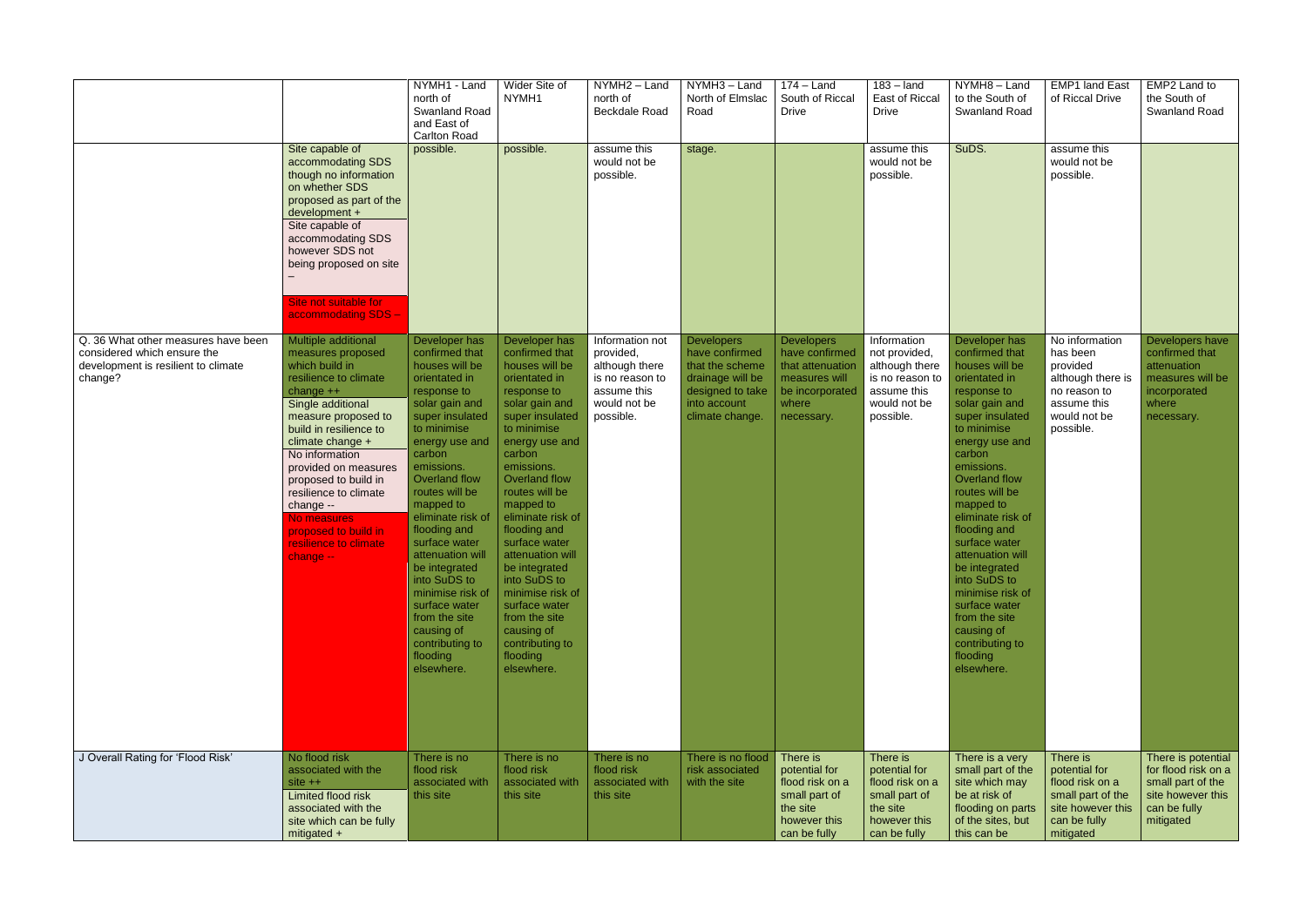| | | NYMH1 - Land north of Swanland Road and East of Carlton Road | Wider Site of NYMH1 | NYMH2 – Land north of Beckdale Road | NYMH3 – Land North of Elmslac Road | 174 – Land South of Riccal Drive | 183 – land East of Riccal Drive | NYMH8 – Land to the South of Swanland Road | EMP1 land East of Riccal Drive | EMP2 Land to the South of Swanland Road |
|---|---|---|---|---|---|---|---|---|---|---|
| | Site capable of accommodating SDS though no information on whether SDS proposed as part of the development + <br> Site capable of accommodating SDS however SDS not being proposed on site – <br> Site not suitable for accommodating SDS -- | possible. | possible. | assume this would not be possible. | stage. | | assume this would not be possible. | SuDS. | assume this would not be possible. | |
| Q. 36 What other measures have been considered which ensure the development is resilient to climate change? | Multiple additional measures proposed which build in resilience to climate change ++ <br> Single additional measure proposed to build in resilience to climate change + <br> No information provided on measures proposed to build in resilience to climate change -- <br> No measures proposed to build in resilience to climate change -- | Developer has confirmed that houses will be orientated in response to solar gain and super insulated to minimise energy use and carbon emissions. Overland flow routes will be mapped to eliminate risk of flooding and surface water attenuation will be integrated into SuDS to minimise risk of surface water from the site causing of contributing to flooding elsewhere. | Developer has confirmed that houses will be orientated in response to solar gain and super insulated to minimise energy use and carbon emissions. Overland flow routes will be mapped to eliminate risk of flooding and surface water attenuation will be integrated into SuDS to minimise risk of surface water from the site causing of contributing to flooding elsewhere. | Information not provided, although there is no reason to assume this would not be possible. | Developers have confirmed that the scheme drainage will be designed to take into account climate change. | Developers have confirmed that attenuation measures will be incorporated where necessary. | Information not provided, although there is no reason to assume this would not be possible. | Developer has confirmed that houses will be orientated in response to solar gain and super insulated to minimise energy use and carbon emissions. Overland flow routes will be mapped to eliminate risk of flooding and surface water attenuation will be integrated into SuDS to minimise risk of surface water from the site causing of contributing to flooding elsewhere. | No information has been provided although there is no reason to assume this would not be possible. | Developers have confirmed that attenuation measures will be incorporated where necessary. |
| J Overall Rating for 'Flood Risk' | No flood risk associated with the site ++ <br> Limited flood risk associated with the site which can be fully mitigated + | There is no flood risk associated with this site | There is no flood risk associated with this site | There is no flood risk associated with this site | There is no flood risk associated with the site | There is potential for flood risk on a small part of the site however this can be fully | There is potential for flood risk on a small part of the site however this can be fully | There is a very small part of the site which may be at risk of flooding on parts of the sites, but this can be | There is potential for flood risk on a small part of the site however this can be fully mitigated | There is potential for flood risk on a small part of the site however this can be fully mitigated |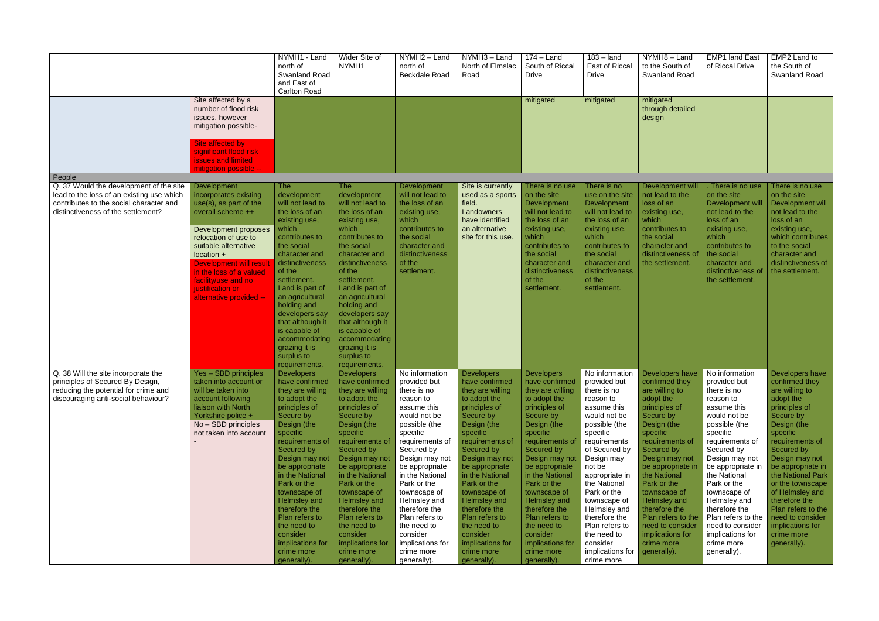| | | NYMH1 - Land north of Swanland Road and East of Carlton Road | Wider Site of NYMH1 | NYMH2 – Land north of Beckdale Road | NYMH3 – Land North of Elmslac Road | 174 – Land South of Riccal Drive | 183 – land East of Riccal Drive | NYMH8 – Land to the South of Swanland Road | EMP1 land East of Riccal Drive | EMP2 Land to the South of Swanland Road |
|---|---|---|---|---|---|---|---|---|---|---|
| | Site affected by a number of flood risk issues, however mitigation possible-<br><br>Site affected by significant flood risk issues and limited mitigation possible -- | | | | | mitigated | mitigated | mitigated through detailed design | | |
| People | | | | | | | | | | |
| Q. 37 Would the development of the site lead to the loss of an existing use which contributes to the social character and distinctiveness of the settlement? | Development incorporates existing use(s), as part of the overall scheme ++<br><br>Development proposes relocation of use to suitable alternative location +<br><br>Development will result in the loss of a valued facility/use and no justification or alternative provided -- | The development will not lead to the loss of an existing use, which contributes to the social character and distinctiveness of the settlement. Land is part of an agricultural holding and developers say that although it is capable of accommodating grazing it is surplus to requirements. | The development will not lead to the loss of an existing use, which contributes to the social character and distinctiveness of the settlement. Land is part of an agricultural holding and developers say that although it is capable of accommodating grazing it is surplus to requirements. | Development will not lead to the loss of an existing use, which contributes to the social character and distinctiveness of the settlement. | Site is currently used as a sports field. Landowners have identified an alternative site for this use. | There is no use on the site Development will not lead to the loss of an existing use, which contributes to the social character and distinctiveness of the settlement. | There is no use on the site Development will not lead to the loss of an existing use, which contributes to the social character and distinctiveness of the settlement. | Development will not lead to the loss of an existing use, which contributes to the social character and distinctiveness of the settlement. | . There is no use on the site Development will not lead to the loss of an existing use, which contributes to the social character and distinctiveness of the settlement. | There is no use on the site Development will not lead to the loss of an existing use, which contributes to the social character and distinctiveness of the settlement. |
| Q. 38 Will the site incorporate the principles of Secured By Design, reducing the potential for crime and discouraging anti-social behaviour? | Yes – SBD principles taken into account or will be taken into account following liaison with North Yorkshire police +<br><br>No – SBD principles not taken into account - | Developers have confirmed they are willing to adopt the principles of Secure by Design (the specific requirements of Secured by Design may not be appropriate in the National Park or the townscape of Helmsley and therefore the Plan refers to the need to consider implications for crime more generally). | Developers have confirmed they are willing to adopt the principles of Secure by Design (the specific requirements of Secured by Design may not be appropriate in the National Park or the townscape of Helmsley and therefore the Plan refers to the need to consider implications for crime more generally). | No information provided but there is no reason to assume this would not be possible (the specific requirements of Secured by Design may not be appropriate in the National Park or the townscape of Helmsley and therefore the Plan refers to the need to consider implications for crime more generally). | Developers have confirmed they are willing to adopt the principles of Secure by Design (the specific requirements of Secured by Design may not be appropriate in the National Park or the townscape of Helmsley and therefore the Plan refers to the need to consider implications for crime more generally). | Developers have confirmed they are willing to adopt the principles of Secure by Design (the specific requirements of Secured by Design may not be appropriate in the National Park or the townscape of Helmsley and therefore the Plan refers to the need to consider implications for crime more generally). | No information provided but there is no reason to assume this would not be possible (the specific requirements of Secured by Design may not be appropriate in the National Park or the townscape of Helmsley and therefore the Plan refers to the need to consider implications for crime more | Developers have confirmed they are willing to adopt the principles of Secure by Design (the specific requirements of Secured by Design may not be appropriate in the National Park or the townscape of Helmsley and therefore the Plan refers to the need to consider implications for crime more generally). | No information provided but there is no reason to assume this would not be possible (the specific requirements of Secured by Design may not be appropriate in the National Park or the townscape of Helmsley and therefore the Plan refers to the need to consider implications for crime more generally). | Developers have confirmed they are willing to adopt the principles of Secure by Design (the specific requirements of Secured by Design may not be appropriate in the National Park or the townscape of Helmsley and therefore the Plan refers to the need to consider implications for crime more generally). |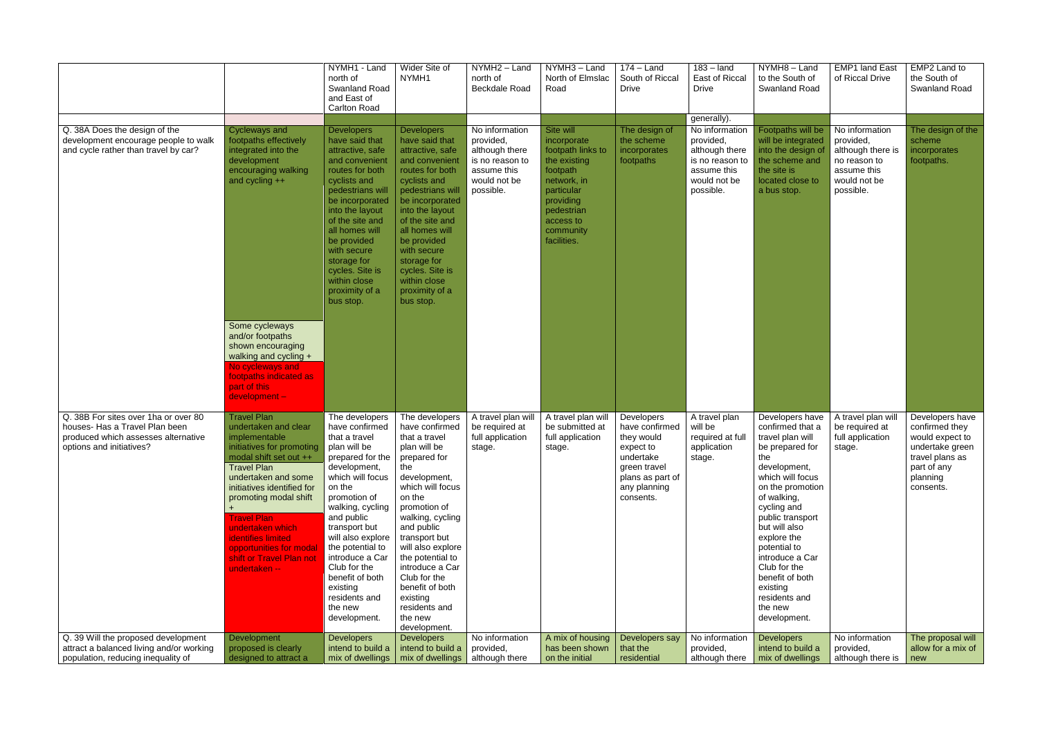| | | NYMH1 - Land north of Swanland Road and East of Carlton Road | Wider Site of NYMH1 | NYMH2 – Land north of Beckdale Road | NYMH3 – Land North of Elmslac Road | 174 – Land South of Riccal Drive | 183 – land East of Riccal Drive | NYMH8 – Land to the South of Swanland Road | EMP1 land East of Riccal Drive | EMP2 Land to the South of Swanland Road |
|---|---|---|---|---|---|---|---|---|---|---|
| | | | | | | | generally). | | | |
| Q. 38A Does the design of the development encourage people to walk and cycle rather than travel by car? | Cycleways and footpaths effectively integrated into the development encouraging walking and cycling ++<br>Some cycleways and/or footpaths shown encouraging walking and cycling +<br>No cycleways and footpaths indicated as part of this development – | Developers have said that attractive, safe and convenient routes for both cyclists and pedestrians will be incorporated into the layout of the site and all homes will be provided with secure storage for cycles. Site is within close proximity of a bus stop. | Developers have said that attractive, safe and convenient routes for both cyclists and pedestrians will be incorporated into the layout of the site and all homes will be provided with secure storage for cycles. Site is within close proximity of a bus stop. | No information provided, although there is no reason to assume this would not be possible. | Site will incorporate footpath links to the existing footpath network, in particular providing pedestrian access to community facilities. | The design of the scheme incorporates footpaths | No information provided, although there is no reason to assume this would not be possible. | Footpaths will be will be integrated into the design of the scheme and the site is located close to a bus stop. | No information provided, although there is no reason to assume this would not be possible. | The design of the scheme incorporates footpaths. |
| Q. 38B For sites over 1ha or over 80 houses- Has a Travel Plan been produced which assesses alternative options and initiatives? | Travel Plan undertaken and clear implementable initiatives for promoting modal shift set out ++<br>Travel Plan undertaken and some initiatives identified for promoting modal shift +<br>Travel Plan undertaken which identifies limited opportunities for modal shift or Travel Plan not undertaken -- | The developers have confirmed that a travel plan will be prepared for the development, which will focus on the promotion of walking, cycling and public transport but will also explore the potential to introduce a Car Club for the benefit of both existing residents and the new development. | The developers have confirmed that a travel plan will be prepared for the development, which will focus on the promotion of walking, cycling and public transport but will also explore the potential to introduce a Car Club for the benefit of both existing residents and the new development. | A travel plan will be required at full application stage. | A travel plan will be submitted at full application stage. | Developers have confirmed they would expect to undertake green travel plans as part of any planning consents. | A travel plan will be required at full application stage. | Developers have confirmed that a travel plan will be prepared for the development, which will focus on the promotion of walking, cycling and public transport but will also explore the potential to introduce a Car Club for the benefit of both existing residents and the new development. | A travel plan will be required at full application stage. | Developers have confirmed they would expect to undertake green travel plans as part of any planning consents. |
| Q. 39 Will the proposed development attract a balanced living and/or working population, reducing inequality of | Development proposed is clearly designed to attract a | Developers intend to build a mix of dwellings | Developers intend to build a mix of dwellings | No information provided, although there | A mix of housing has been shown on the initial | Developers say that the residential | No information provided, although there | Developers intend to build a mix of dwellings | No information provided, although there is | The proposal will allow for a mix of new |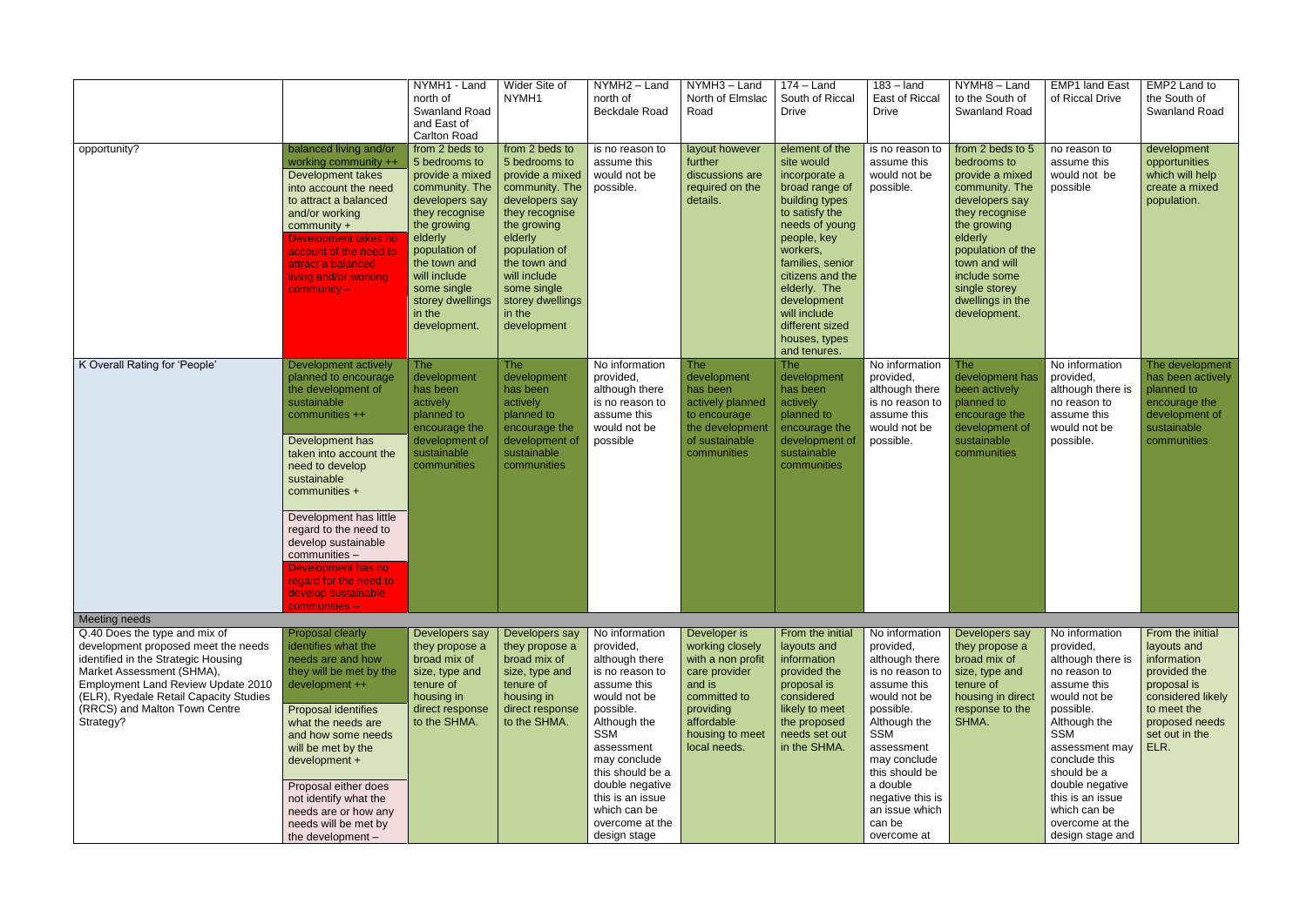| | | NYMH1 - Land north of Swanland Road and East of Carlton Road | Wider Site of NYMH1 | NYMH2 – Land north of Beckdale Road | NYMH3 – Land North of Elmslac Road | 174 – Land South of Riccal Drive | 183 – land East of Riccal Drive | NYMH8 – Land to the South of Swanland Road | EMP1 land East of Riccal Drive | EMP2 Land to the South of Swanland Road |
|---|---|---|---|---|---|---|---|---|---|---|
| opportunity? | balanced living and/or working community ++<br><br>Development takes into account the need to attract a balanced and/or working community +<br><br>Development takes no account of the need to attract a balanced living and/or working community – | from 2 beds to 5 bedrooms to provide a mixed community. The developers say they recognise the growing elderly population of the town and will include some single storey dwellings in the development. | from 2 beds to 5 bedrooms to provide a mixed community. The developers say they recognise the growing elderly population of the town and will include some single storey dwellings in the development | is no reason to assume this would not be possible. | layout however further discussions are required on the details. | element of the site would incorporate a broad range of building types to satisfy the needs of young people, key workers, families, senior citizens and the elderly. The development will include different sized houses, types and tenures. | is no reason to assume this would not be possible. | from 2 beds to 5 bedrooms to provide a mixed community. The developers say they recognise the growing elderly population of the town and will include some single storey dwellings in the development. | no reason to assume this would not be possible | development opportunities which will help create a mixed population. |
| K Overall Rating for 'People' | Development actively planned to encourage the development of sustainable communities ++<br><br>Development has taken into account the need to develop sustainable communities +<br><br>Development has little regard to the need to develop sustainable communities –<br><br>Development has no regard for the need to develop sustainable communities -- | The development has been actively planned to encourage the development of sustainable communities | The development has been actively planned to encourage the development of sustainable communities | No information provided, although there is no reason to assume this would not be possible | The development has been actively planned to encourage the development of sustainable communities | The development has been actively planned to encourage the development of sustainable communities | No information provided, although there is no reason to assume this would not be possible. | The development has been actively planned to encourage the development of sustainable communities | No information provided, although there is no reason to assume this would not be possible. | The development has been actively planned to encourage the development of sustainable communities |
| **Meeting needs** | | | | | | | | | | |
| Q.40 Does the type and mix of development proposed meet the needs identified in the Strategic Housing Market Assessment (SHMA), Employment Land Review Update 2010 (ELR), Ryedale Retail Capacity Studies (RRCS) and Malton Town Centre Strategy? | Proposal clearly identifies what the needs are and how they will be met by the development ++<br><br>Proposal identifies what the needs are and how some needs will be met by the development +<br><br>Proposal either does not identify what the needs are or how any needs will be met by the development – | Developers say they propose a broad mix of size, type and tenure of housing in direct response to the SHMA. | Developers say they propose a broad mix of size, type and tenure of housing in direct response to the SHMA. | No information provided, although there is no reason to assume this would not be possible. Although the SSM assessment may conclude this should be a double negative this is an issue which can be overcome at the design stage | Developer is working closely with a non profit care provider and is committed to providing affordable housing to meet local needs. | From the initial layouts and information provided the proposal is considered likely to meet the proposed needs set out in the SHMA. | No information provided, although there is no reason to assume this would not be possible. Although the SSM assessment may conclude this should be a double negative this is an issue which can be overcome at | Developers say they propose a broad mix of size, type and tenure of housing in direct response to the SHMA. | No information provided, although there is no reason to assume this would not be possible. Although the SSM assessment may conclude this should be a double negative this is an issue which can be overcome at the design stage and | From the initial layouts and information provided the proposal is considered likely to meet the proposed needs set out in the ELR. |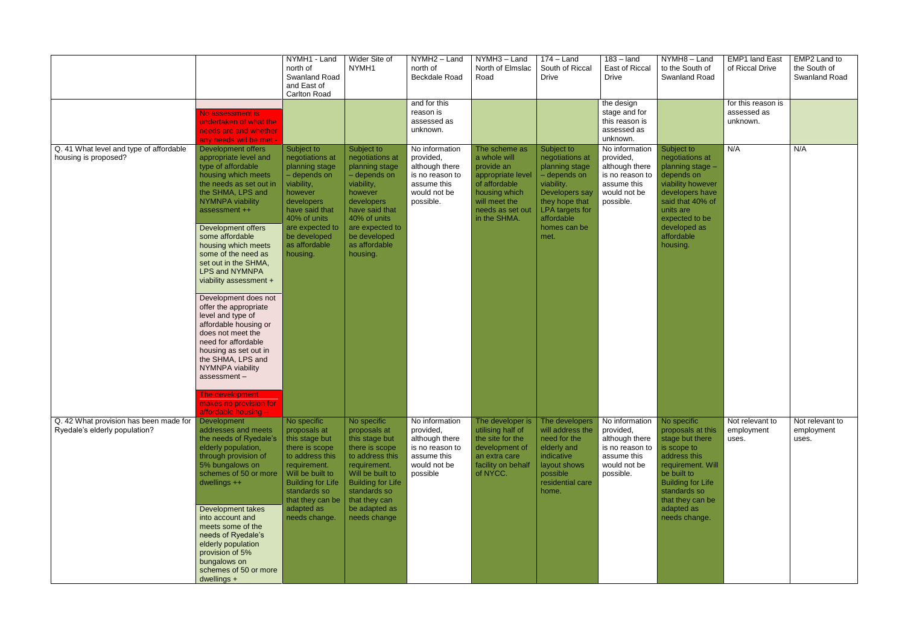| | | NYMH1 - Land north of Swanland Road and East of Carlton Road | Wider Site of NYMH1 | NYMH2 – Land north of Beckdale Road | NYMH3 – Land North of Elmslac Road | 174 – Land South of Riccal Drive | 183 – land East of Riccal Drive | NYMH8 – Land to the South of Swanland Road | EMP1 land East of Riccal Drive | EMP2 Land to the South of Swanland Road |
|---|---|---|---|---|---|---|---|---|---|---|
| | No assessment is undertaken of what the needs are and whether any needs will be met - | | | and for this reason is assessed as unknown. | | | the design stage and for this reason is assessed as unknown. | | for this reason is assessed as unknown. | |
| Q. 41 What level and type of affordable housing is proposed? | Development offers appropriate level and type of affordable housing which meets the needs as set out in the SHMA, LPS and NYMNPA viability assessment ++<br><br>Development offers some affordable housing which meets some of the need as set out in the SHMA, LPS and NYMNPA viability assessment +<br><br>Development does not offer the appropriate level and type of affordable housing or does not meet the need for affordable housing as set out in the SHMA, LPS and NYMNPA viability assessment –<br><br>The development makes no provision for affordable housing – | Subject to negotiations at planning stage – depends on viability, however developers have said that 40% of units are expected to be developed as affordable housing. | Subject to negotiations at planning stage – depends on viability, however developers have said that 40% of units are expected to be developed as affordable housing. | No information provided, although there is no reason to assume this would not be possible. | The scheme as a whole will provide an appropriate level of affordable housing which will meet the needs as set out in the SHMA. | Subject to negotiations at planning stage – depends on viability. Developers say they hope that LPA targets for affordable homes can be met. | No information provided, although there is no reason to assume this would not be possible. | Subject to negotiations at planning stage – depends on viability however developers have said that 40% of units are expected to be developed as affordable housing. | N/A | N/A |
| Q. 42 What provision has been made for Ryedale's elderly population? | Development addresses and meets the needs of Ryedale's elderly population, through provision of 5% bungalows on schemes of 50 or more dwellings ++<br><br>Development takes into account and meets some of the needs of Ryedale's elderly population provision of 5% bungalows on schemes of 50 or more dwellings + | No specific proposals at this stage but there is scope to address this requirement. Will be built to Building for Life standards so that they can be adapted as needs change. | No specific proposals at this stage but there is scope to address this requirement. Will be built to Building for Life standards so that they can be adapted as needs change | No information provided, although there is no reason to assume this would not be possible | The developer is utilising half of the site for the development of an extra care facility on behalf of NYCC. | The developers will address the need for the elderly and indicative layout shows possible residential care home. | No information provided, although there is no reason to assume this would not be possible. | No specific proposals at this stage but there is scope to address this requirement. Will be built to Building for Life standards so that they can be adapted as needs change. | Not relevant to employment uses. | Not relevant to employment uses. |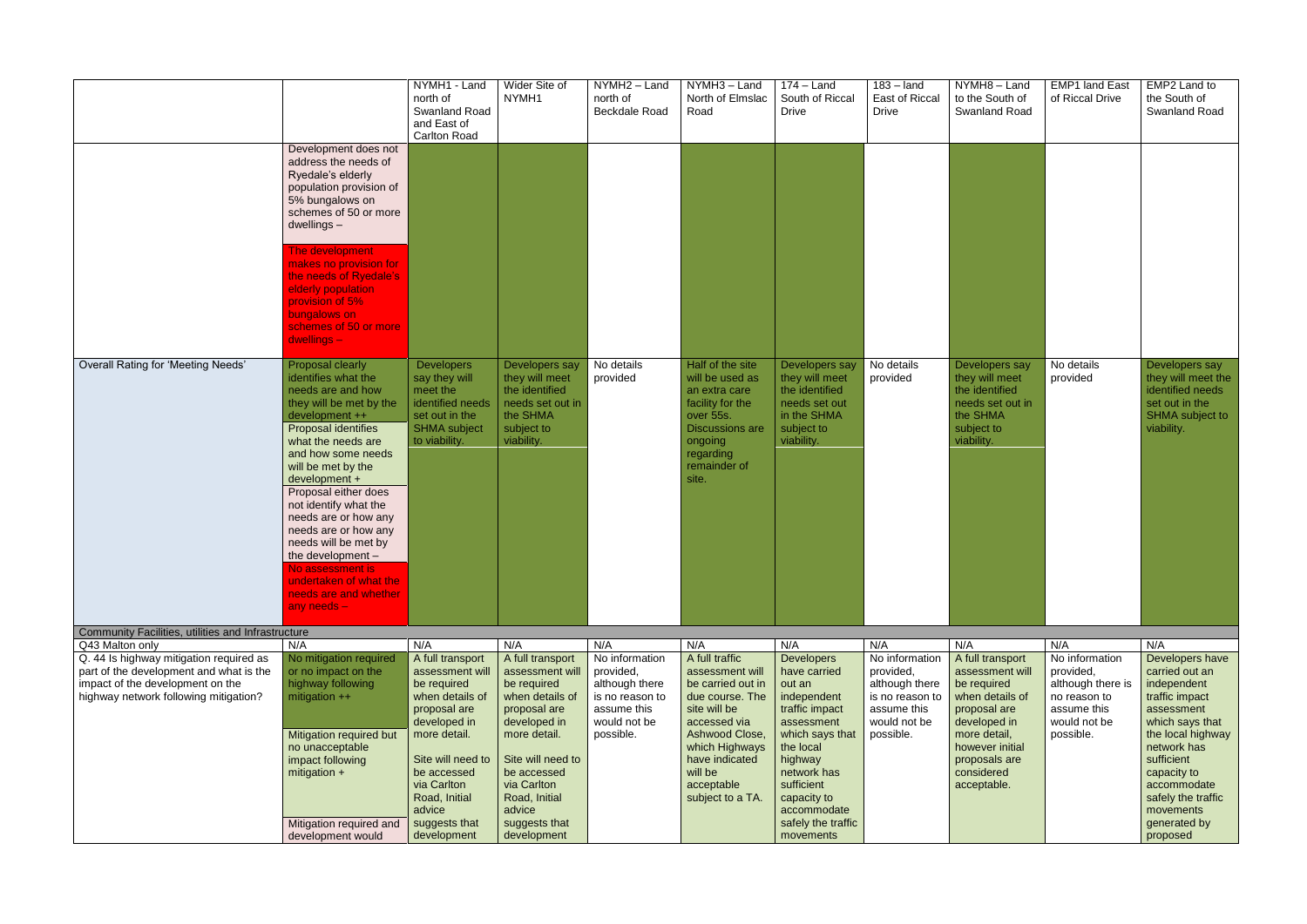| | | NYMH1 - Land north of Swanland Road and East of Carlton Road | Wider Site of NYMH1 | NYMH2 – Land north of Beckdale Road | NYMH3 – Land North of Elmslac Road | 174 – Land South of Riccal Drive | 183 – land East of Riccal Drive | NYMH8 – Land to the South of Swanland Road | EMP1 land East of Riccal Drive | EMP2 Land to the South of Swanland Road |
|---|---|---|---|---|---|---|---|---|---|---|
| | Development does not address the needs of Ryedale's elderly population provision of 5% bungalows on schemes of 50 or more dwellings – <br><br> The development makes no provision for the needs of Ryedale's elderly population provision of 5% bungalows on schemes of 50 or more dwellings – | | | | | | | | | |
| Overall Rating for 'Meeting Needs' | Proposal clearly identifies what the needs are and how they will be met by the development ++ <br> Proposal identifies what the needs are and how some needs will be met by the development + <br> Proposal either does not identify what the needs are or how any needs are or how any needs will be met by the development – <br> No assessment is undertaken of what the needs are and whether any needs – | Developers say they will meet the identified needs set out in the SHMA subject to viability. | Developers say they will meet the identified needs set out in the SHMA subject to viability. | No details provided | Half of the site will be used as an extra care facility for the over 55s. Discussions are ongoing regarding remainder of site. | Developers say they will meet the identified needs set out in the SHMA subject to viability. | No details provided | Developers say they will meet the identified needs set out in the SHMA subject to viability. | No details provided | Developers say they will meet the identified needs set out in the SHMA subject to viability. |
| Community Facilities, utilities and Infrastructure | | | | | | | | | | |
| Q43 Malton only | N/A | N/A | N/A | N/A | N/A | N/A | N/A | N/A | N/A | N/A |
| Q. 44 Is highway mitigation required as part of the development and what is the impact of the development on the highway network following mitigation? | No mitigation required or no impact on the highway following mitigation ++ <br><br> Mitigation required but no unacceptable impact following mitigation + <br><br> Mitigation required and development would | A full transport assessment will be required when details of proposal are developed in more detail. <br><br> Site will need to be accessed via Carlton Road, Initial advice suggests that development | A full transport assessment will be required when details of proposal are developed in more detail. <br><br> Site will need to be accessed via Carlton Road, Initial advice suggests that development | No information provided, although there is no reason to assume this would not be possible. | A full traffic assessment will be carried out in due course. The site will be accessed via Ashwood Close, which Highways have indicated will be acceptable subject to a TA. | Developers have carried out an independent traffic impact assessment which says that the local highway network has sufficient capacity to accommodate safely the traffic movements | No information provided, although there is no reason to assume this would not be possible. | A full transport assessment will be required when details of proposal are developed in more detail, however initial proposals are considered acceptable. | No information provided, although there is no reason to assume this would not be possible. | Developers have carried out an independent traffic impact assessment which says that the local highway network has sufficient capacity to accommodate safely the traffic movements generated by proposed |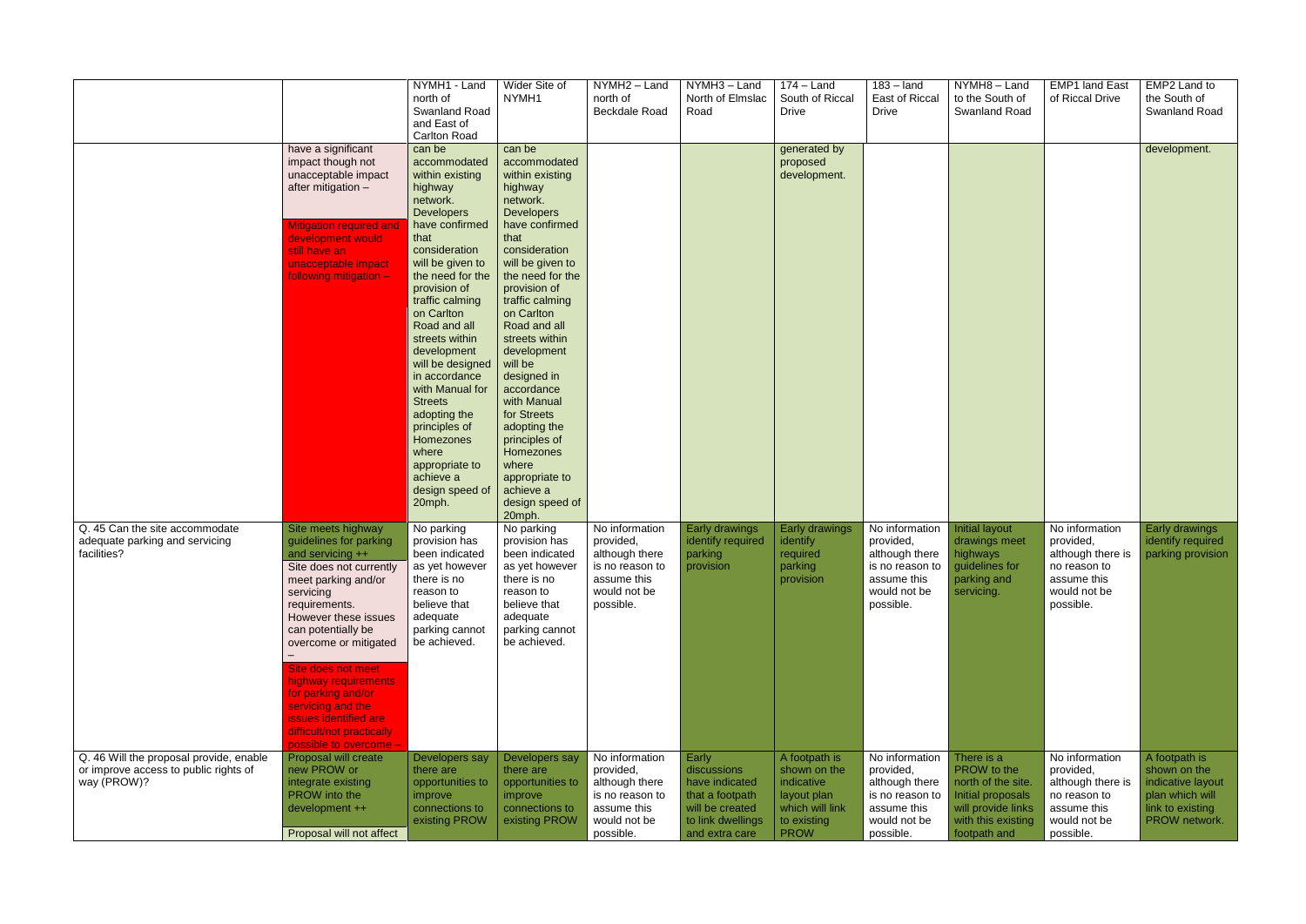| | | NYMH1 - Land north of Swanland Road and East of Carlton Road | Wider Site of NYMH1 | NYMH2 – Land north of Beckdale Road | NYMH3 – Land North of Elmslac Road | 174 – Land South of Riccal Drive | 183 – land East of Riccal Drive | NYMH8 – Land to the South of Swanland Road | EMP1 land East of Riccal Drive | EMP2 Land to the South of Swanland Road |
|---|---|---|---|---|---|---|---|---|---|---|
| | have a significant impact though not unacceptable impact after mitigation – <br><br> Mitigation required and development would still have an unacceptable impact following mitigation -- | can be accommodated within existing highway network. Developers have confirmed that consideration will be given to the need for the provision of traffic calming on Carlton Road and all streets within development will be designed in accordance with Manual for Streets adopting the principles of Homezones where appropriate to achieve a design speed of 20mph. | can be accommodated within existing highway network. Developers have confirmed that consideration will be given to the need for the provision of traffic calming on Carlton Road and all streets within development will be designed in accordance with Manual for Streets adopting the principles of Homezones where appropriate to achieve a design speed of 20mph. | | | generated by proposed development. | | | | development. |
| Q. 45 Can the site accommodate adequate parking and servicing facilities? | Site meets highway guidelines for parking and servicing ++ <br><br> Site does not currently meet parking and/or servicing requirements. However these issues can potentially be overcome or mitigated – <br><br> Site does not meet highway requirements for parking and/or servicing and the issues identified are difficult/not practically possible to overcome – | No parking provision has been indicated as yet however there is no reason to believe that adequate parking cannot be achieved. | No parking provision has been indicated as yet however there is no reason to believe that adequate parking cannot be achieved. | No information provided, although there is no reason to assume this would not be possible. | Early drawings identify required parking provision | Early drawings identify required parking provision | No information provided, although there is no reason to assume this would not be possible. | Initial layout drawings meet highways guidelines for parking and servicing. | No information provided, although there is no reason to assume this would not be possible. | Early drawings identify required parking provision |
| Q. 46 Will the proposal provide, enable or improve access to public rights of way (PROW)? | Proposal will create new PROW or integrate existing PROW into the development ++ <br><br> Proposal will not affect | Developers say there are opportunities to improve connections to existing PROW | Developers say there are opportunities to improve connections to existing PROW | No information provided, although there is no reason to assume this would not be possible. | Early discussions have indicated that a footpath will be created to link dwellings and extra care | A footpath is shown on the indicative layout plan which will link to existing PROW | No information provided, although there is no reason to assume this would not be possible. | There is a PROW to the north of the site. Initial proposals will provide links with this existing footpath and | No information provided, although there is no reason to assume this would not be possible. | A footpath is shown on the indicative layout plan which will link to existing PROW network. |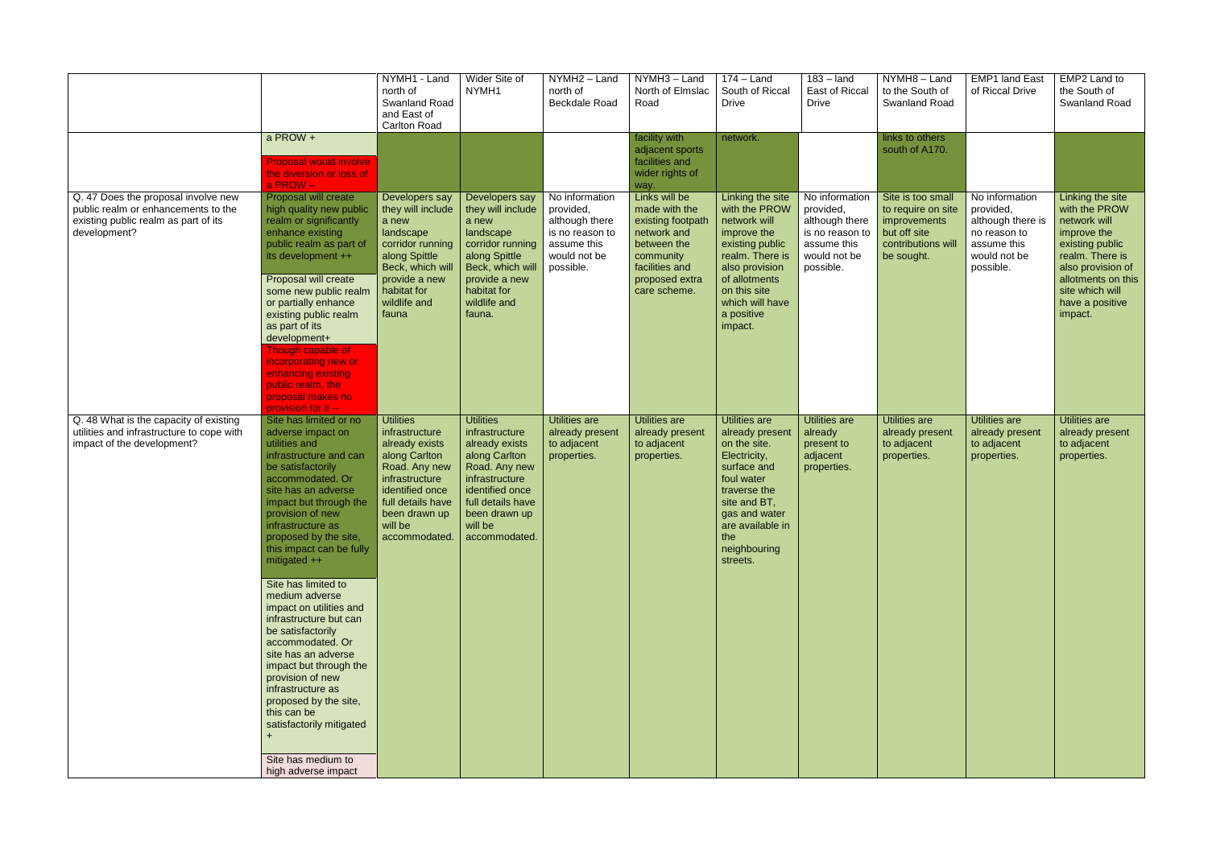| | | NYMH1 - Land north of Swanland Road and East of Carlton Road | Wider Site of NYMH1 | NYMH2 – Land north of Beckdale Road | NYMH3 – Land North of Elmslac Road | 174 – Land South of Riccal Drive | 183 – land East of Riccal Drive | NYMH8 – Land to the South of Swanland Road | EMP1 land East of Riccal Drive | EMP2 Land to the South of Swanland Road |
|---|---|---|---|---|---|---|---|---|---|---|
| | a PROW +<br><br>Proposal would involve the diversion or loss of a PROW – | | | | facility with adjacent sports facilities and wider rights of way. | network. | | links to others south of A170. | | |
| Q. 47 Does the proposal involve new public realm or enhancements to the existing public realm as part of its development? | Proposal will create high quality new public realm or significantly enhance existing public realm as part of its development ++<br><br>Proposal will create some new public realm or partially enhance existing public realm as part of its development+<br><br>Though capable of incorporating new or enhancing existing public realm, the proposal makes no provision for it -- | Developers say they will include a new landscape corridor running along Spittle Beck, which will provide a new habitat for wildlife and fauna | Developers say they will include a new landscape corridor running along Spittle Beck, which will provide a new habitat for wildlife and fauna. | No information provided, although there is no reason to assume this would not be possible. | Links will be made with the existing footpath network and between the community facilities and proposed extra care scheme. | Linking the site with the PROW network will improve the existing public realm. There is also provision of allotments on this site which will have a positive impact. | No information provided, although there is no reason to assume this would not be possible. | Site is too small to require on site improvements but off site contributions will be sought. | No information provided, although there is no reason to assume this would not be possible. | Linking the site with the PROW network will improve the existing public realm. There is also provision of allotments on this site which will have a positive impact. |
| Q. 48 What is the capacity of existing utilities and infrastructure to cope with impact of the development? | Site has limited or no adverse impact on utilities and infrastructure and can be satisfactorily accommodated. Or site has an adverse impact but through the provision of new infrastructure as proposed by the site, this impact can be fully mitigated ++<br><br>Site has limited to medium adverse impact on utilities and infrastructure but can be satisfactorily accommodated. Or site has an adverse impact but through the provision of new infrastructure as proposed by the site, this can be satisfactorily mitigated +<br><br>Site has medium to high adverse impact | Utilities infrastructure already exists along Carlton Road. Any new infrastructure identified once full details have been drawn up will be accommodated. | Utilities infrastructure already exists along Carlton Road. Any new infrastructure identified once full details have been drawn up will be accommodated. | Utilities are already present to adjacent properties. | Utilities are already present to adjacent properties. | Utilities are already present on the site. Electricity, surface and foul water traverse the site and BT, gas and water are available in the neighbouring streets. | Utilities are already present to adjacent properties. | Utilities are already present to adjacent properties. | Utilities are already present to adjacent properties. | Utilities are already present to adjacent properties. |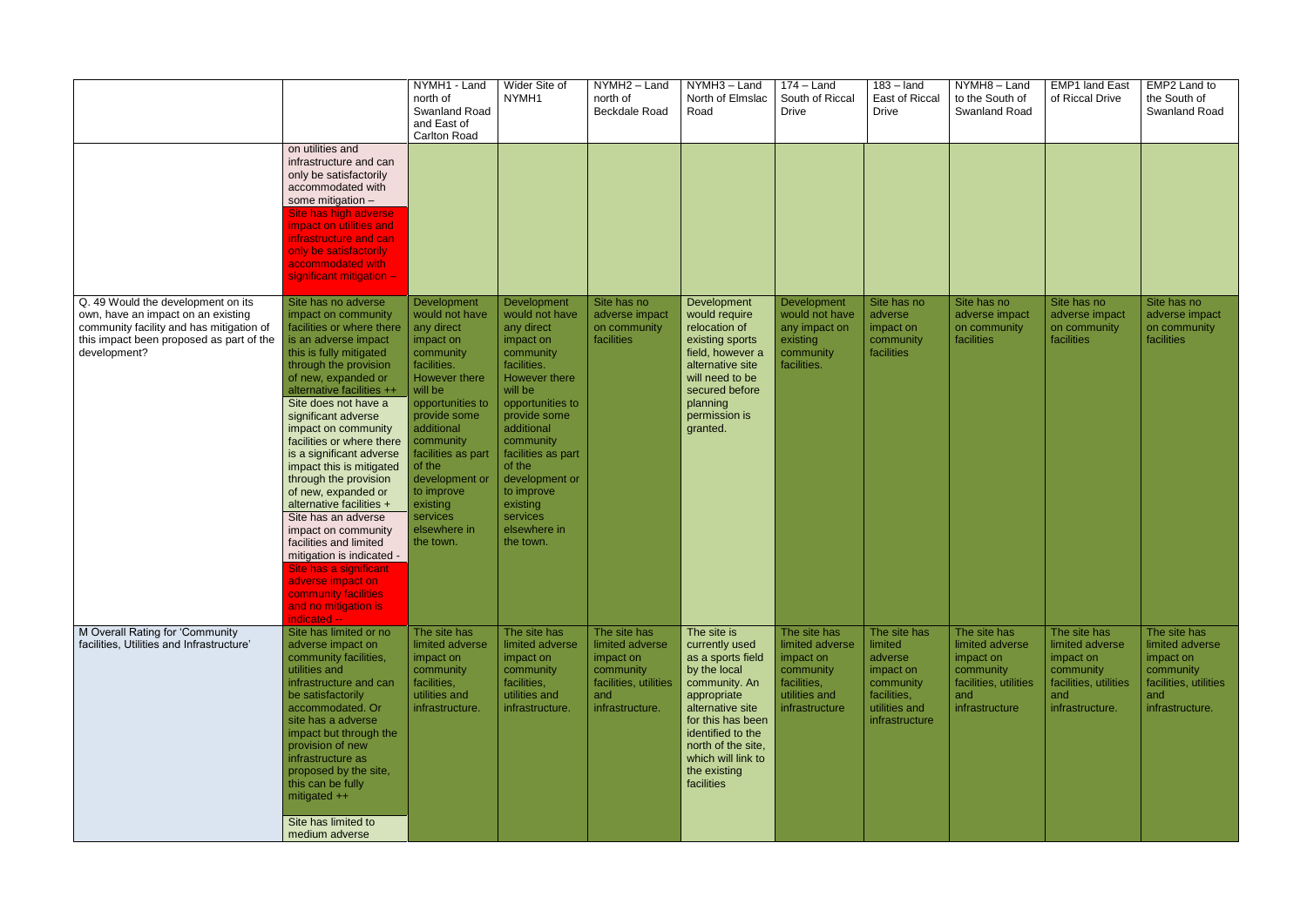| | | NYMH1 - Land north of Swanland Road and East of Carlton Road | Wider Site of NYMH1 | NYMH2 – Land north of Beckdale Road | NYMH3 – Land North of Elmslac Road | 174 – Land South of Riccal Drive | 183 – land East of Riccal Drive | NYMH8 – Land to the South of Swanland Road | EMP1 land East of Riccal Drive | EMP2 Land to the South of Swanland Road |
|---|---|---|---|---|---|---|---|---|---|---|
| | on utilities and infrastructure and can only be satisfactorily accommodated with some mitigation – Site has high adverse impact on utilities and infrastructure and can only be satisfactorily accommodated with significant mitigation -- | | | | | | | | | |
| Q. 49 Would the development on its own, have an impact on an existing community facility and has mitigation of this impact been proposed as part of the development? | Site has no adverse impact on community facilities or where there is an adverse impact this is fully mitigated through the provision of new, expanded or alternative facilities ++ Site does not have a significant adverse impact on community facilities or where there is a significant adverse impact this is mitigated through the provision of new, expanded or alternative facilities + Site has an adverse impact on community facilities and limited mitigation is indicated - Site has a significant adverse impact on community facilities and no mitigation is indicated -- | Development would not have any direct impact on community facilities. However there will be opportunities to provide some additional community facilities as part of the development or to improve existing services elsewhere in the town. | Development would not have any direct impact on community facilities. However there will be opportunities to provide some additional community facilities as part of the development or to improve existing services elsewhere in the town. | Site has no adverse impact on community facilities | Development would require relocation of existing sports field, however a alternative site will need to be secured before planning permission is granted. | Development would not have any impact on existing community facilities. | Site has no adverse impact on community facilities | Site has no adverse impact on community facilities | Site has no adverse impact on community facilities | Site has no adverse impact on community facilities |
| M Overall Rating for 'Community facilities, Utilities and Infrastructure' | Site has limited or no adverse impact on community facilities, utilities and infrastructure and can be satisfactorily accommodated. Or site has a adverse impact but through the provision of new infrastructure as proposed by the site, this can be fully mitigated ++ Site has limited to medium adverse | The site has limited adverse impact on community facilities, utilities and infrastructure. | The site has limited adverse impact on community facilities, utilities and infrastructure. | The site has limited adverse impact on community facilities, utilities and infrastructure. | The site is currently used as a sports field by the local community. An appropriate alternative site for this has been identified to the north of the site, which will link to the existing facilities | The site has limited adverse impact on community facilities, utilities and infrastructure | The site has limited adverse impact on community facilities, utilities and infrastructure | The site has limited adverse impact on community facilities, utilities and infrastructure | The site has limited adverse impact on community facilities, utilities and infrastructure. | The site has limited adverse impact on community facilities, utilities and infrastructure. |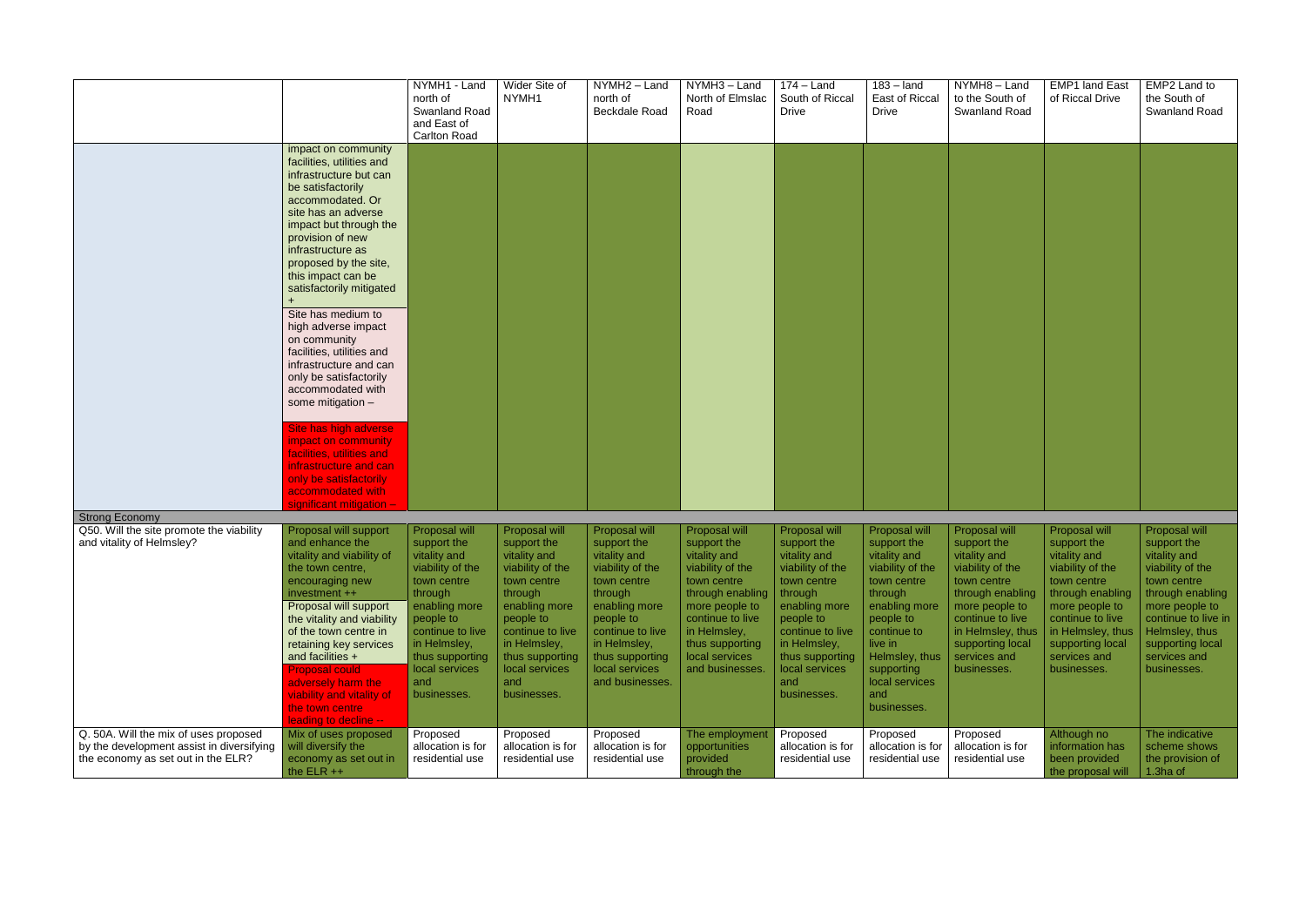| | | NYMH1 - Land north of Swanland Road and East of Carlton Road | Wider Site of NYMH1 | NYMH2 – Land north of Beckdale Road | NYMH3 – Land North of Elmslac Road | 174 – Land South of Riccal Drive | 183 – land East of Riccal Drive | NYMH8 – Land to the South of Swanland Road | EMP1 land East of Riccal Drive | EMP2 Land to the South of Swanland Road |
|---|---|---|---|---|---|---|---|---|---|---|
| | impact on community facilities, utilities and infrastructure but can be satisfactorily accommodated. Or site has an adverse impact but through the provision of new infrastructure as proposed by the site, this impact can be satisfactorily mitigated + <br> Site has medium to high adverse impact on community facilities, utilities and infrastructure and can only be satisfactorily accommodated with some mitigation – <br> Site has high adverse impact on community facilities, utilities and infrastructure and can only be satisfactorily accommodated with significant mitigation – | | | | | | | | | |
| Strong Economy | | | | | | | | | | |
| Q50. Will the site promote the viability and vitality of Helmsley? | Proposal will support and enhance the vitality and viability of the town centre, encouraging new investment ++ <br> Proposal will support the vitality and viability of the town centre in retaining key services and facilities + <br> Proposal could adversely harm the viability and vitality of the town centre leading to decline -- | Proposal will support the vitality and viability of the town centre through enabling more people to continue to live in Helmsley, thus supporting local services and businesses. | Proposal will support the vitality and viability of the town centre through enabling more people to continue to live in Helmsley, thus supporting local services and businesses. | Proposal will support the vitality and viability of the town centre through enabling more people to continue to live in Helmsley, thus supporting local services and businesses. | Proposal will support the vitality and viability of the town centre through enabling more people to continue to live in Helmsley, thus supporting local services and businesses. | Proposal will support the vitality and viability of the town centre through enabling more people to continue to live in Helmsley, thus supporting local services and businesses. | Proposal will support the vitality and viability of the town centre through enabling more people to continue to live in Helmsley, thus supporting local services and businesses. | Proposal will support the vitality and viability of the town centre through enabling more people to continue to live in Helmsley, thus supporting local services and businesses. | Proposal will support the vitality and viability of the town centre through enabling more people to continue to live in Helmsley, thus supporting local services and businesses. | Proposal will support the vitality and viability of the town centre through enabling more people to continue to live in Helmsley, thus supporting local services and businesses. |
| Q. 50A. Will the mix of uses proposed by the development assist in diversifying the economy as set out in the ELR? | Mix of uses proposed will diversify the economy as set out in the ELR ++ | Proposed allocation is for residential use | Proposed allocation is for residential use | Proposed allocation is for residential use | The employment opportunities provided through the | Proposed allocation is for residential use | Proposed allocation is for residential use | Proposed allocation is for residential use | Although no information has been provided the proposal will | The indicative scheme shows the provision of 1.3ha of |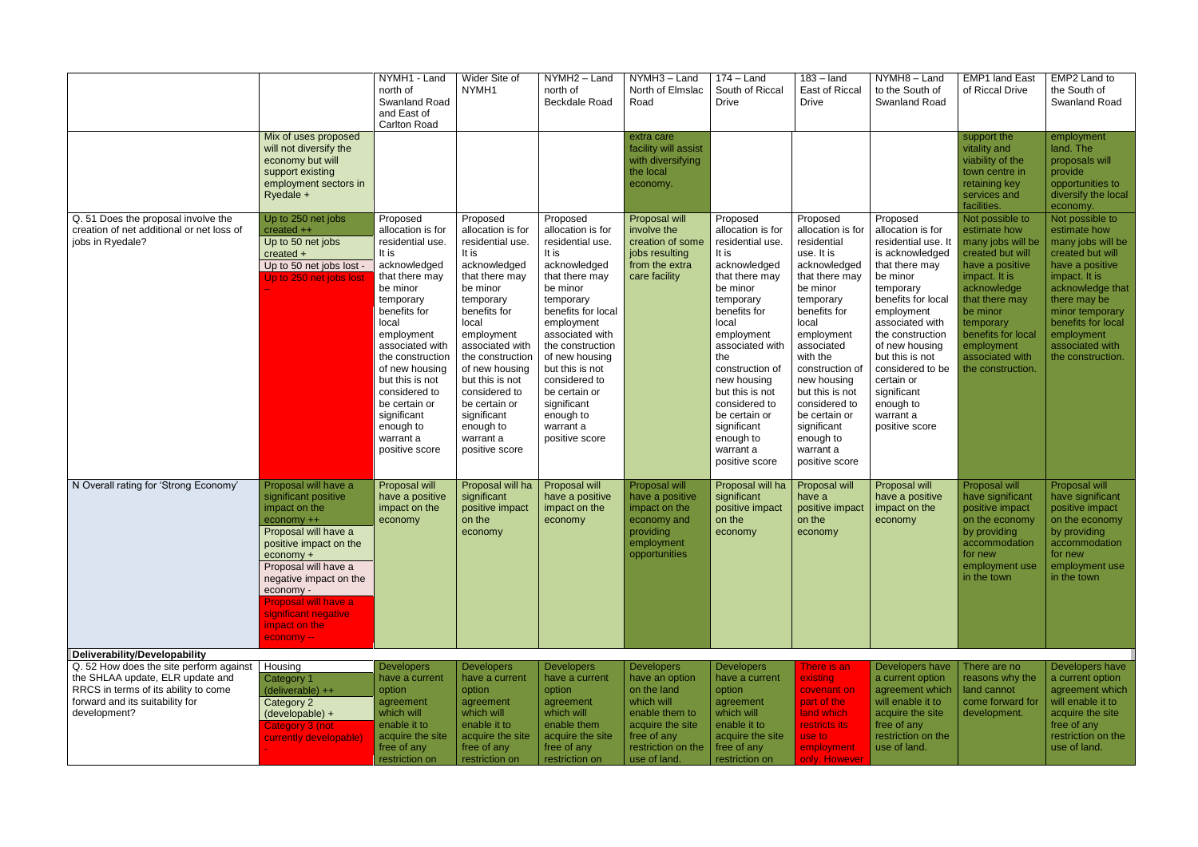| | | NYMH1 - Land north of Swanland Road and East of Carlton Road | Wider Site of NYMH1 | NYMH2 – Land north of Beckdale Road | NYMH3 – Land North of Elmslac Road | 174 – Land South of Riccal Drive | 183 – land East of Riccal Drive | NYMH8 – Land to the South of Swanland Road | EMP1 land East of Riccal Drive | EMP2 Land to the South of Swanland Road |
|---|---|---|---|---|---|---|---|---|---|---|
| | Mix of uses proposed will not diversify the economy but will support existing employment sectors in Ryedale + | | | | extra care facility will assist with diversifying the local economy. | | | | support the vitality and viability of the town centre in retaining key services and facilities. | employment land. The proposals will provide opportunities to diversify the local economy. |
| Q. 51 Does the proposal involve the creation of net additional or net loss of jobs in Ryedale? | Up to 250 net jobs created ++<br>Up to 50 net jobs created +<br>Up to 50 net jobs lost -<br>Up to 250 net jobs lost -- | Proposed allocation is for residential use. It is acknowledged that there may be minor temporary benefits for local employment associated with the construction of new housing but this is not considered to be certain or significant enough to warrant a positive score | Proposed allocation is for residential use. It is acknowledged that there may be minor temporary benefits for local employment associated with the construction of new housing but this is not considered to be certain or significant enough to warrant a positive score | Proposed allocation is for residential use. It is acknowledged that there may be minor temporary benefits for local employment associated with the construction of new housing but this is not considered to be certain or significant enough to warrant a positive score | Proposal will involve the creation of some jobs resulting from the extra care facility | Proposed allocation is for residential use. It is acknowledged that there may be minor temporary benefits for local employment associated with the construction of new housing but this is not considered to be certain or significant enough to warrant a positive score | Proposed allocation is for residential use. It is acknowledged that there may be minor temporary benefits for local employment associated with the construction of new housing but this is not considered to be certain or significant enough to warrant a positive score | Proposed allocation is for residential use. It is acknowledged that there may be minor temporary benefits for local employment associated with the construction of new housing but this is not considered to be certain or significant enough to warrant a positive score | Not possible to estimate how many jobs will be created but will have a positive impact. It is acknowledge that there may be minor temporary benefits for local employment associated with the construction. | Not possible to estimate how many jobs will be created but will have a positive impact. It is acknowledge that there may be minor temporary benefits for local employment associated with the construction. |
| N Overall rating for 'Strong Economy' | Proposal will have a significant positive impact on the economy ++<br>Proposal will have a positive impact on the economy +<br>Proposal will have a negative impact on the economy -<br>Proposal will have a significant negative impact on the economy -- | Proposal will have a positive impact on the economy | Proposal will ha significant positive impact on the economy | Proposal will have a positive impact on the economy | Proposal will have a positive impact on the economy and providing employment opportunities | Proposal will ha significant positive impact on the economy | Proposal will have a positive impact on the economy | Proposal will have a positive impact on the economy | Proposal will have significant positive impact on the economy by providing accommodation for new employment use in the town | Proposal will have significant positive impact on the economy by providing accommodation for new employment use in the town |
| **Deliverability/Developability** | | | | | | | | | | |
| Q. 52 How does the site perform against the SHLAA update, ELR update and RRCS in terms of its ability to come forward and its suitability for development? | Housing<br>Category 1 (deliverable) ++<br>Category 2 (developable) +<br>Category 3 (not currently developable) - | Developers have a current option agreement which will enable it to acquire the site free of any restriction on | Developers have a current option agreement which will enable it to acquire the site free of any restriction on | Developers have a current option agreement which will enable them to acquire the site free of any restriction on | Developers have an option on the land which will enable them to acquire the site free of any restriction on the use of land. | Developers have a current option agreement which will enable it to acquire the site free of any restriction on | There is an existing covenant on part of the land which restricts its use to employment only. However | Developers have a current option agreement which will enable it to acquire the site free of any restriction on the use of land. | There are no reasons why the land cannot come forward for development. | Developers have a current option agreement which will enable it to acquire the site free of any restriction on the use of land. |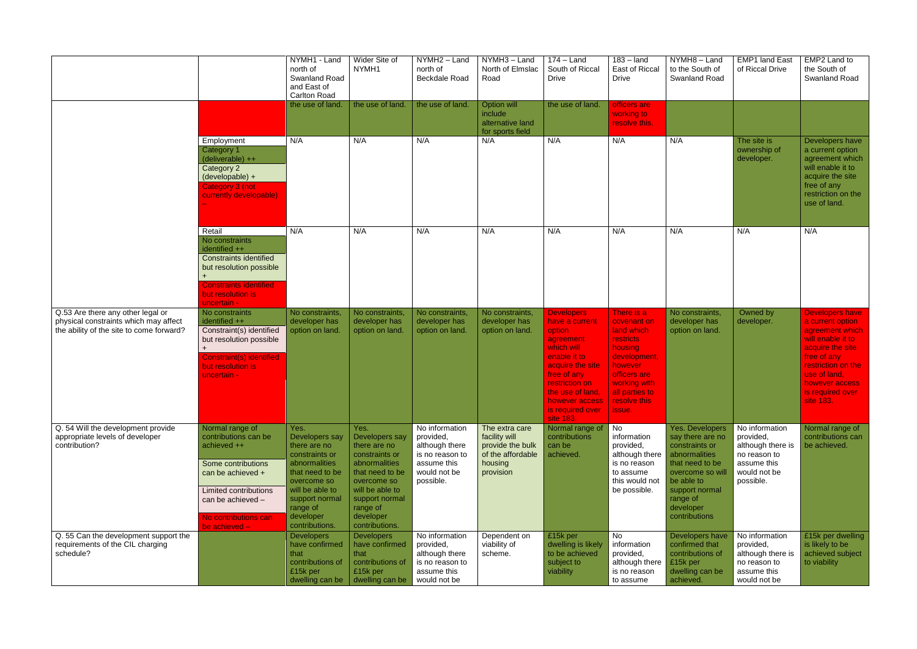| | | NYMH1 - Land north of Swanland Road and East of Carlton Road | Wider Site of NYMH1 | NYMH2 – Land north of Beckdale Road | NYMH3 – Land North of Elmslac Road | 174 – Land South of Riccal Drive | 183 – land East of Riccal Drive | NYMH8 – Land to the South of Swanland Road | EMP1 land East of Riccal Drive | EMP2 Land to the South of Swanland Road |
|---|---|---|---|---|---|---|---|---|---|---|
| | | the use of land. | the use of land. | the use of land. | Option will include alternative land for sports field | the use of land. | officers are working to resolve this. | | | |
| | Employment<br>Category 1 (deliverable) ++<br>Category 2 (developable) +<br>Category 3 (not currently developable) - | N/A | N/A | N/A | N/A | N/A | N/A | N/A | The site is ownership of developer. | Developers have a current option agreement which will enable it to acquire the site free of any restriction on the use of land. |
| | Retail<br>No constraints identified ++<br>Constraints identified but resolution possible +<br>Constraints identified but resolution is uncertain - | N/A | N/A | N/A | N/A | N/A | N/A | N/A | N/A | N/A |
| Q.53 Are there any other legal or physical constraints which may affect the ability of the site to come forward? | No constraints identified ++<br>Constraint(s) identified but resolution possible +<br>Constraint(s) identified but resolution is uncertain - | No constraints, developer has option on land. | No constraints, developer has option on land. | No constraints, developer has option on land. | No constraints, developer has option on land. | Developers have a current option agreement which will enable it to acquire the site free of any restriction on the use of land, however access is required over site 183. | There is a covenant on land which restricts housing development, however officers are working with all parties to resolve this issue. | No constraints, developer has option on land. | Owned by developer. | Developers have a current option agreement which will enable it to acquire the site free of any restriction on the use of land, however access is required over site 183. |
| Q. 54 Will the development provide appropriate levels of developer contribution? | Normal range of contributions can be achieved ++<br>Some contributions can be achieved +<br>Limited contributions can be achieved –<br>No contributions can be achieved – | Yes. Developers say there are no constraints or abnormalities that need to be overcome so will be able to support normal range of developer contributions. | Yes. Developers say there are no constraints or abnormalities that need to be overcome so will be able to support normal range of developer contributions. | No information provided, although there is no reason to assume this would not be possible. | The extra care facility will provide the bulk of the affordable housing provision | Normal range of contributions can be achieved. | No information provided, although there is no reason to assume this would not be possible. | Yes. Developers say there are no constraints or abnormalities that need to be overcome so will be able to support normal range of developer contributions | No information provided, although there is no reason to assume this would not be possible. | Normal range of contributions can be achieved. |
| Q. 55 Can the development support the requirements of the CIL charging schedule? | | Developers have confirmed that contributions of £15k per dwelling can be | Developers have confirmed that contributions of £15k per dwelling can be | No information provided, although there is no reason to assume this would not be | Dependent on viability of scheme. | £15k per dwelling is likely to be achieved subject to viability | No information provided, although there is no reason to assume | Developers have confirmed that contributions of £15k per dwelling can be achieved. | No information provided, although there is no reason to assume this would not be | £15k per dwelling is likely to be achieved subject to viability |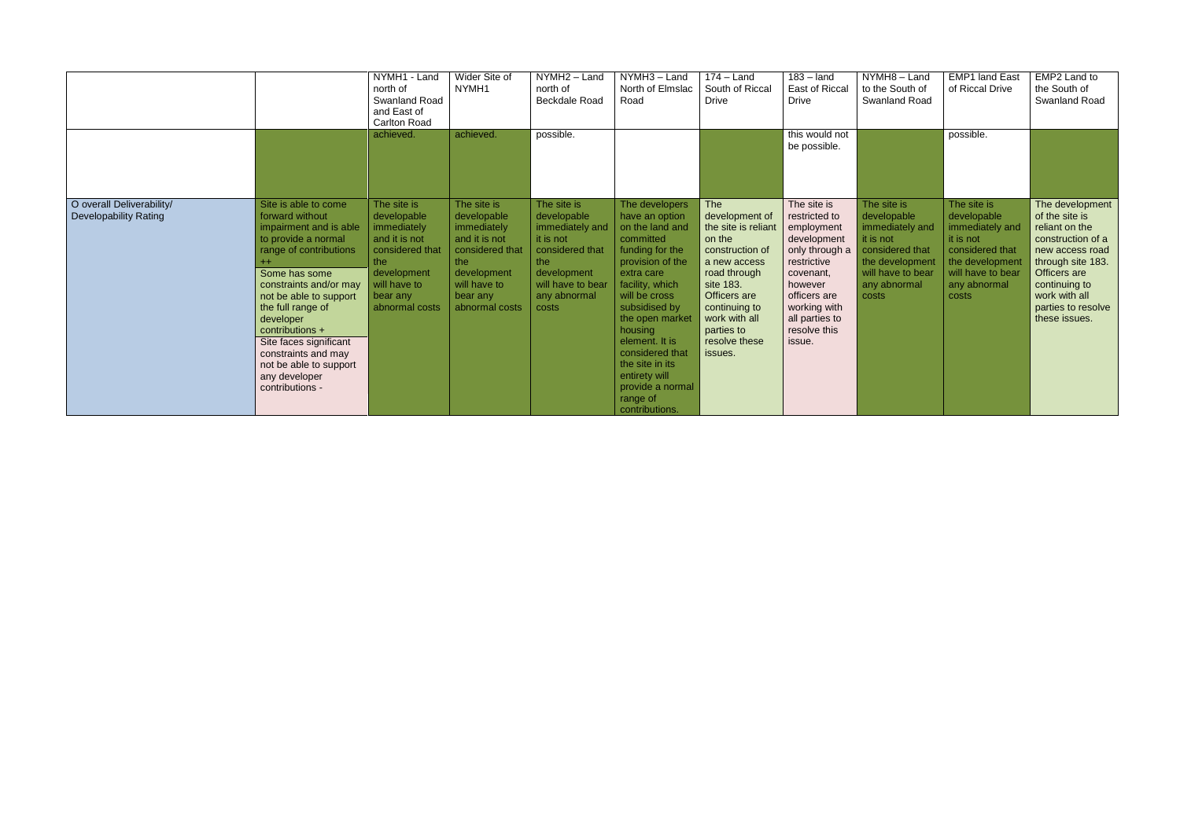| | | NYMH1 - Land north of Swanland Road and East of Carlton Road | Wider Site of NYMH1 | NYMH2 – Land north of Beckdale Road | NYMH3 – Land North of Elmslac Road | 174 – Land South of Riccal Drive | 183 – land East of Riccal Drive | NYMH8 – Land to the South of Swanland Road | EMP1 land East of Riccal Drive | EMP2 Land to the South of Swanland Road |
|---|---|---|---|---|---|---|---|---|---|---|
| | | achieved. | achieved. | possible. | | | this would not be possible. | | possible. | |
| O overall Deliverability/ Developability Rating | Site is able to come forward without impairment and is able to provide a normal range of contributions ++<br>Some has some constraints and/or may not be able to support the full range of developer contributions +<br>Site faces significant constraints and may not be able to support any developer contributions - | The site is developable immediately and it is not considered that the development will have to bear any abnormal costs | The site is developable immediately and it is not considered that the development will have to bear any abnormal costs | The site is developable immediately and it is not considered that the development will have to bear any abnormal costs | The developers have an option on the land and committed funding for the provision of the extra care facility, which will be cross subsidised by the open market housing element. It is considered that the site in its entirety will provide a normal range of contributions. | The development of the site is reliant on the construction of a new access road through site 183. Officers are continuing to work with all parties to resolve these issues. | The site is restricted to employment development only through a restrictive covenant, however officers are working with all parties to resolve this issue. | The site is developable immediately and it is not considered that the development will have to bear any abnormal costs | The site is developable immediately and it is not considered that the development will have to bear any abnormal costs | The development of the site is reliant on the construction of a new access road through site 183. Officers are continuing to work with all parties to resolve these issues. |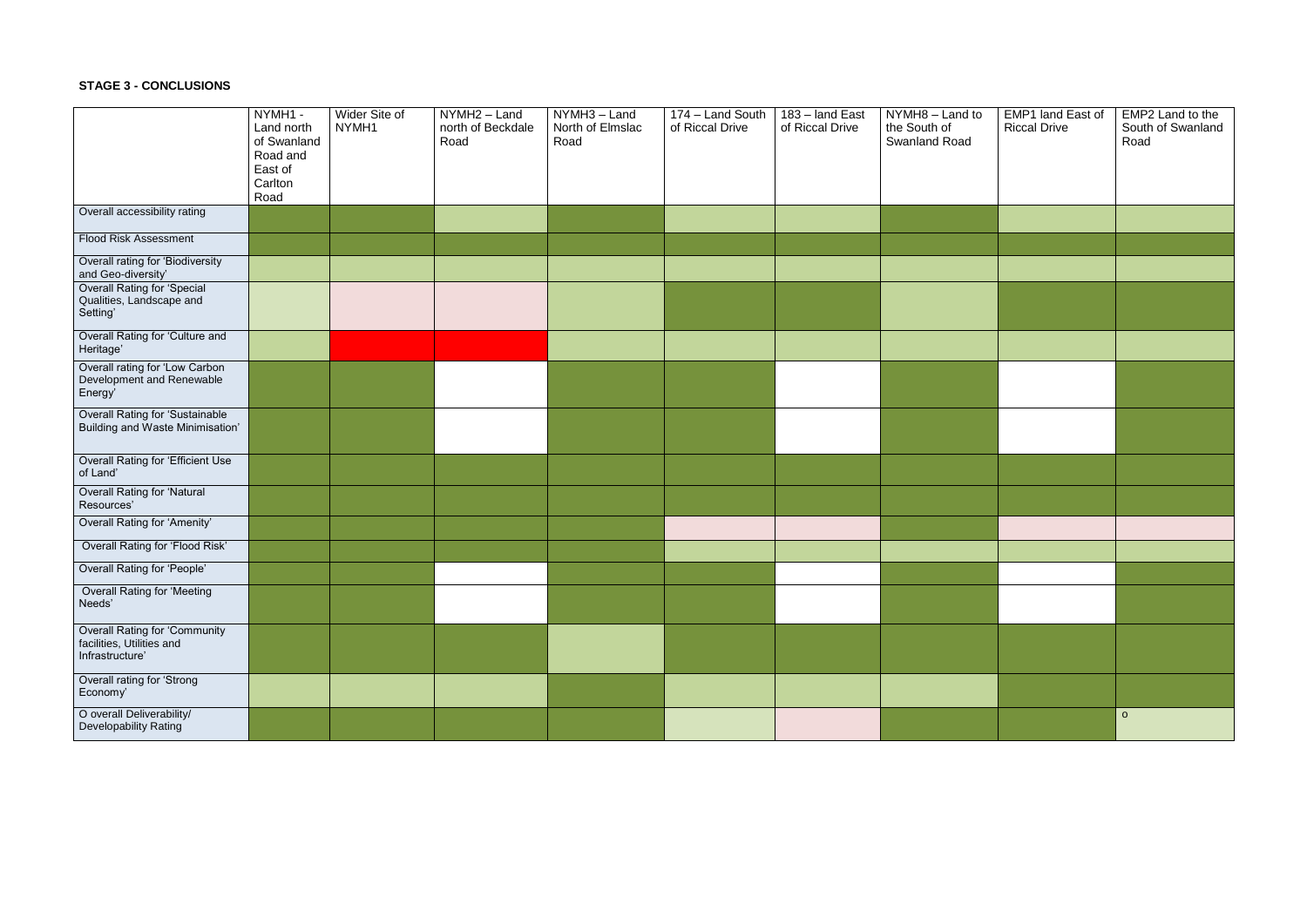**STAGE 3 - CONCLUSIONS**

| | NYMH1 - Land north of Swanland Road and East of Carlton Road | Wider Site of NYMH1 | NYMH2 – Land north of Beckdale Road | NYMH3 – Land North of Elmslac Road | 174 – Land South of Riccal Drive | 183 – land East of Riccal Drive | NYMH8 – Land to the South of Swanland Road | EMP1 land East of Riccal Drive | EMP2 Land to the South of Swanland Road |
|---|---|---|---|---|---|---|---|---|---|
| Overall accessibility rating | | | | | | | | | |
| Flood Risk Assessment | | | | | | | | | |
| Overall rating for 'Biodiversity and Geo-diversity' | | | | | | | | | |
| Overall Rating for 'Special Qualities, Landscape and Setting' | | | | | | | | | |
| Overall Rating for 'Culture and Heritage' | | | | | | | | | |
| Overall rating for 'Low Carbon Development and Renewable Energy' | | | | | | | | | |
| Overall Rating for 'Sustainable Building and Waste Minimisation' | | | | | | | | | |
| Overall Rating for 'Efficient Use of Land' | | | | | | | | | |
| Overall Rating for 'Natural Resources' | | | | | | | | | |
| Overall Rating for 'Amenity' | | | | | | | | | |
| Overall Rating for 'Flood Risk' | | | | | | | | | |
| Overall Rating for 'People' | | | | | | | | | |
| Overall Rating for 'Meeting Needs' | | | | | | | | | |
| Overall Rating for 'Community facilities, Utilities and Infrastructure' | | | | | | | | | |
| Overall rating for 'Strong Economy' | | | | | | | | | |
| O overall Deliverability/ Developability Rating | | | | | | | | | o |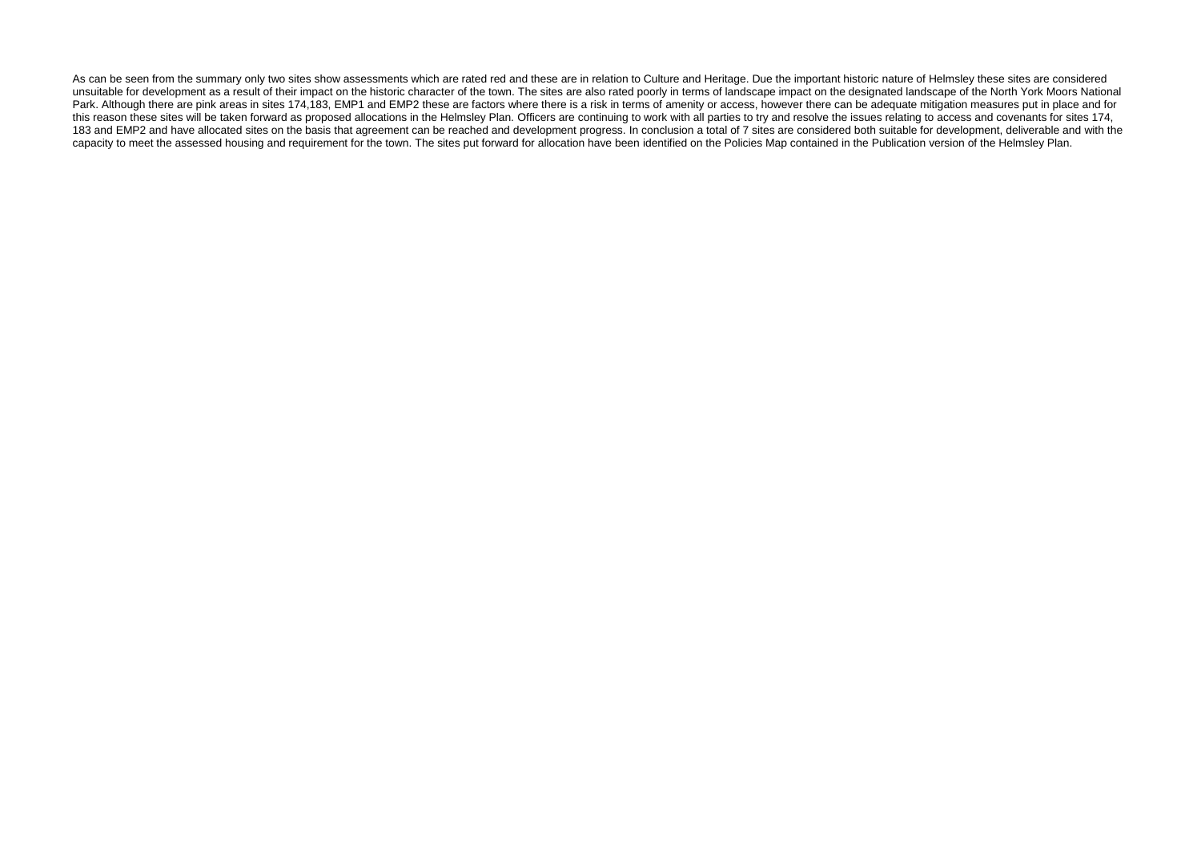As can be seen from the summary only two sites show assessments which are rated red and these are in relation to Culture and Heritage. Due the important historic nature of Helmsley these sites are considered unsuitable for development as a result of their impact on the historic character of the town. The sites are also rated poorly in terms of landscape impact on the designated landscape of the North York Moors National Park. Although there are pink areas in sites 174,183, EMP1 and EMP2 these are factors where there is a risk in terms of amenity or access, however there can be adequate mitigation measures put in place and for this reason these sites will be taken forward as proposed allocations in the Helmsley Plan. Officers are continuing to work with all parties to try and resolve the issues relating to access and covenants for sites 174, 183 and EMP2 and have allocated sites on the basis that agreement can be reached and development progress. In conclusion a total of 7 sites are considered both suitable for development, deliverable and with the capacity to meet the assessed housing and requirement for the town. The sites put forward for allocation have been identified on the Policies Map contained in the Publication version of the Helmsley Plan.